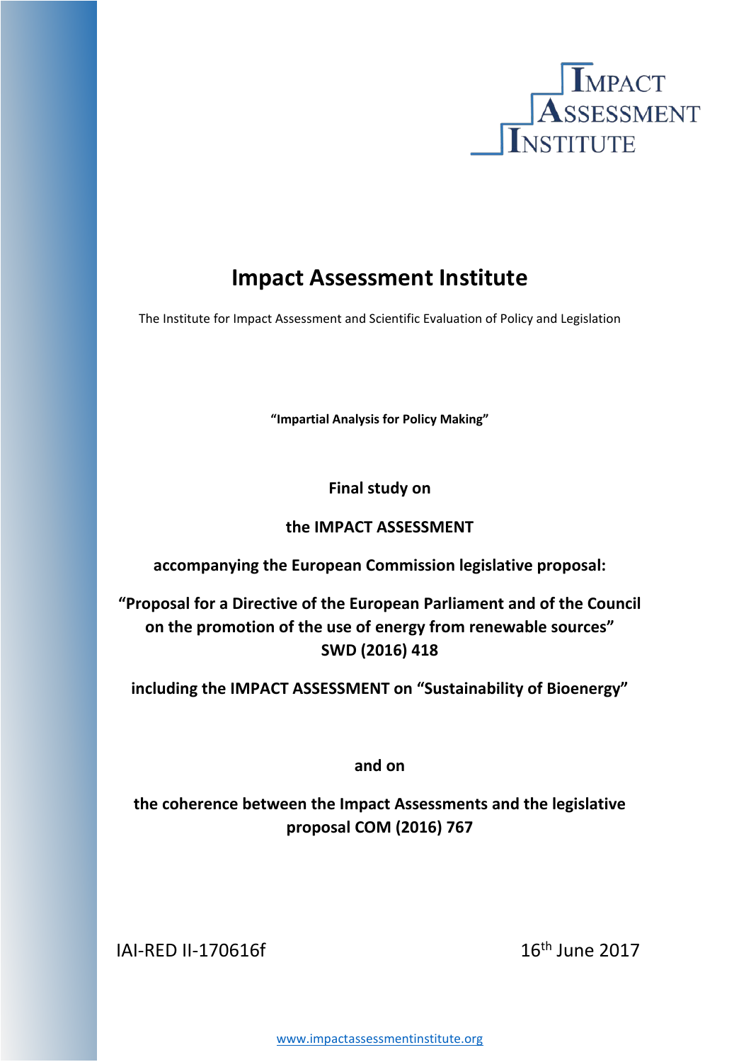IMPACT ASSESSMENT INSTITUTE

# Impact Assessment Institute

The Institute for Impact Assessment and Scientific Evaluation of Policy and Legislation

**"Impartial Analysis for Policy Making"**

**Final study on**

**the IMPACT ASSESSMENT**

**accompanying the European Commission legislative proposal:**

**"Proposal for a Directive of the European Parliament and of the Council on the promotion of the use of energy from renewable sources" SWD (2016) 418**

**including the IMPACT ASSESSMENT on "Sustainability of Bioenergy"**

**and on**

**the coherence between the Impact Assessments and the legislative proposal COM (2016) 767**

IAI-RED II-170616f

16th June 2017

www.impactassessmentinstitute.org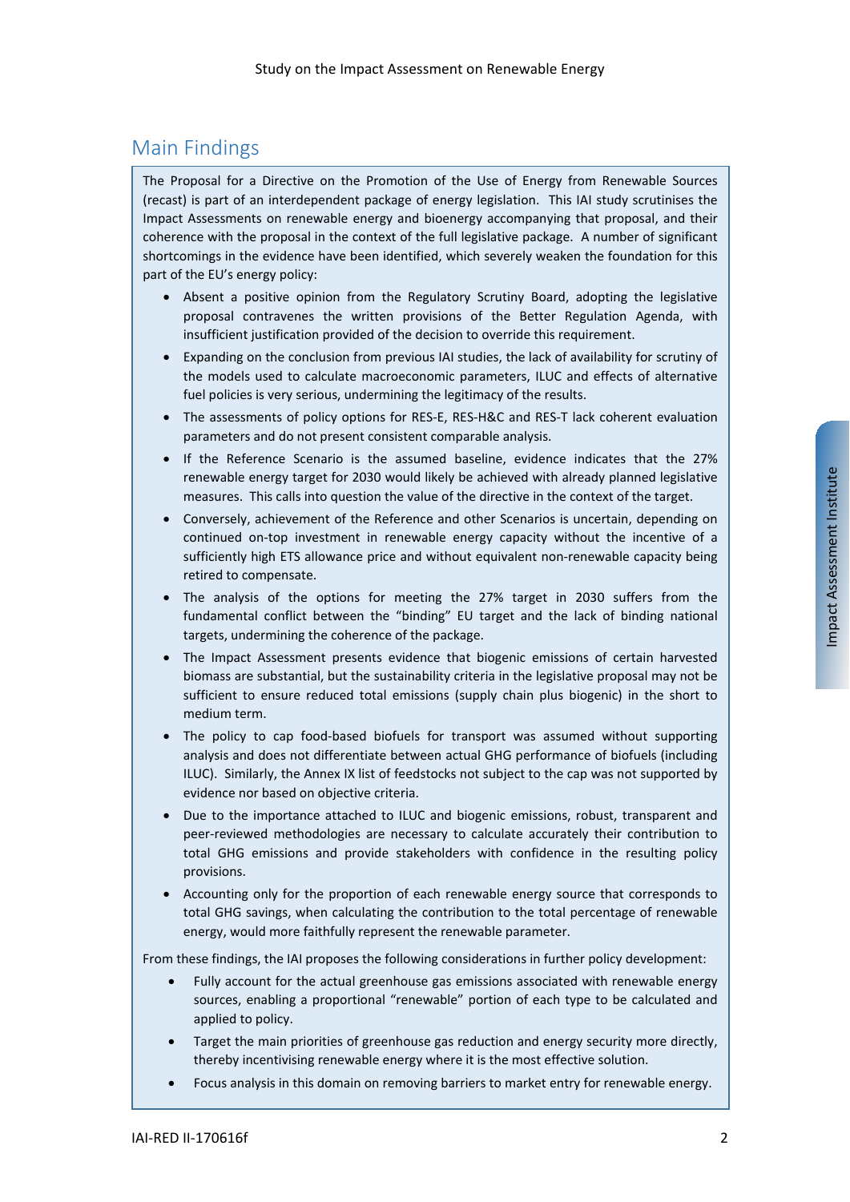## Main Findings

The Proposal for a Directive on the Promotion of the Use of Energy from Renewable Sources (recast) is part of an interdependent package of energy legislation. This IAI study scrutinises the Impact Assessments on renewable energy and bioenergy accompanying that proposal, and their coherence with the proposal in the context of the full legislative package. A number of significant shortcomings in the evidence have been identified, which severely weaken the foundation for this part of the EU's energy policy:

- Absent a positive opinion from the Regulatory Scrutiny Board, adopting the legislative proposal contravenes the written provisions of the Better Regulation Agenda, with insufficient justification provided of the decision to override this requirement.
- Expanding on the conclusion from previous IAI studies, the lack of availability for scrutiny of the models used to calculate macroeconomic parameters, ILUC and effects of alternative fuel policies is very serious, undermining the legitimacy of the results.
- The assessments of policy options for RES-E, RES-H&C and RES-T lack coherent evaluation parameters and do not present consistent comparable analysis.
- If the Reference Scenario is the assumed baseline, evidence indicates that the 27% renewable energy target for 2030 would likely be achieved with already planned legislative measures. This calls into question the value of the directive in the context of the target.
- Conversely, achievement of the Reference and other Scenarios is uncertain, depending on continued on-top investment in renewable energy capacity without the incentive of a sufficiently high ETS allowance price and without equivalent non-renewable capacity being retired to compensate.
- The analysis of the options for meeting the 27% target in 2030 suffers from the fundamental conflict between the "binding" EU target and the lack of binding national targets, undermining the coherence of the package.
- The Impact Assessment presents evidence that biogenic emissions of certain harvested biomass are substantial, but the sustainability criteria in the legislative proposal may not be sufficient to ensure reduced total emissions (supply chain plus biogenic) in the short to medium term.
- The policy to cap food-based biofuels for transport was assumed without supporting analysis and does not differentiate between actual GHG performance of biofuels (including ILUC). Similarly, the Annex IX list of feedstocks not subject to the cap was not supported by evidence nor based on objective criteria.
- Due to the importance attached to ILUC and biogenic emissions, robust, transparent and peer-reviewed methodologies are necessary to calculate accurately their contribution to total GHG emissions and provide stakeholders with confidence in the resulting policy provisions.
- Accounting only for the proportion of each renewable energy source that corresponds to total GHG savings, when calculating the contribution to the total percentage of renewable energy, would more faithfully represent the renewable parameter.

From these findings, the IAI proposes the following considerations in further policy development:

- Fully account for the actual greenhouse gas emissions associated with renewable energy sources, enabling a proportional "renewable" portion of each type to be calculated and applied to policy.
- Target the main priorities of greenhouse gas reduction and energy security more directly, thereby incentivising renewable energy where it is the most effective solution.
- Focus analysis in this domain on removing barriers to market entry for renewable energy.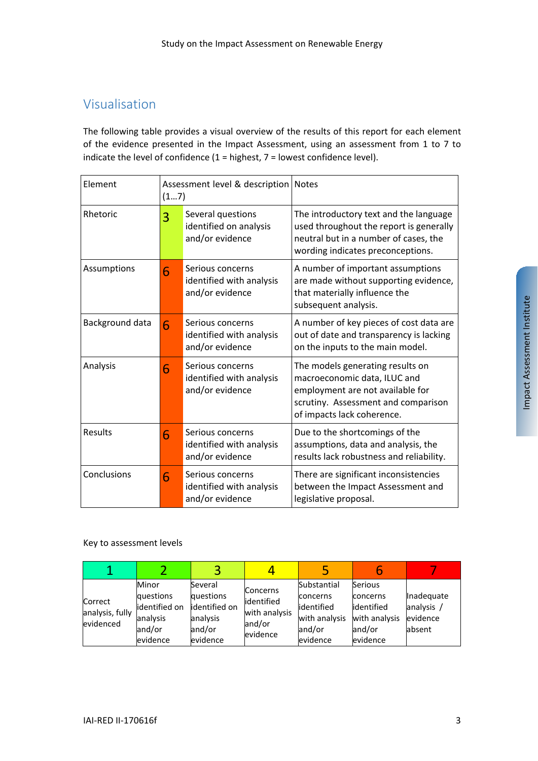## Visualisation

The following table provides a visual overview of the results of this report for each element of the evidence presented in the Impact Assessment, using an assessment from 1 to 7 to indicate the level of confidence (1 = highest, 7 = lowest confidence level).

| Element | Assessment level & description (1…7) | | Notes |
|---|---|---|---|
| Rhetoric | 3 | Several questions identified on analysis and/or evidence | The introductory text and the language used throughout the report is generally neutral but in a number of cases, the wording indicates preconceptions. |
| Assumptions | 6 | Serious concerns identified with analysis and/or evidence | A number of important assumptions are made without supporting evidence, that materially influence the subsequent analysis. |
| Background data | 6 | Serious concerns identified with analysis and/or evidence | A number of key pieces of cost data are out of date and transparency is lacking on the inputs to the main model. |
| Analysis | 6 | Serious concerns identified with analysis and/or evidence | The models generating results on macroeconomic data, ILUC and employment are not available for scrutiny. Assessment and comparison of impacts lack coherence. |
| Results | 6 | Serious concerns identified with analysis and/or evidence | Due to the shortcomings of the assumptions, data and analysis, the results lack robustness and reliability. |
| Conclusions | 6 | Serious concerns identified with analysis and/or evidence | There are significant inconsistencies between the Impact Assessment and legislative proposal. |

Key to assessment levels

| 1 | 2 | 3 | 4 | 5 | 6 | 7 |
|---|---|---|---|---|---|---|
| Correct analysis, fully evidenced | Minor questions identified on analysis and/or evidence | Several questions identified on analysis and/or evidence | Concerns identified with analysis and/or evidence | Substantial concerns identified with analysis and/or evidence | Serious concerns identified with analysis and/or evidence | Inadequate analysis / evidence absent |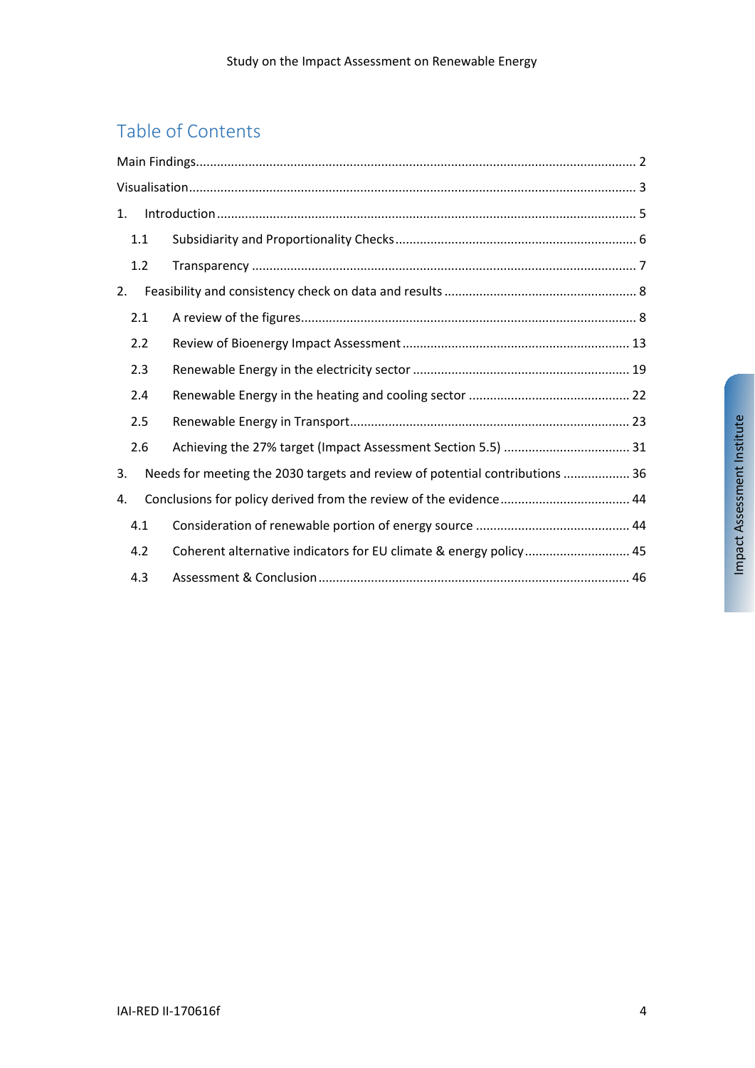## Table of Contents

Main Findings ........................................................................................................................... 2

Visualisation ............................................................................................................................. 3

1. Introduction ........................................................................................................................ 5
   - 1.1 Subsidiarity and Proportionality Checks ..................................................................... 6
   - 1.2 Transparency ............................................................................................................. 7
2. Feasibility and consistency check on data and results ...................................................... 8
   - 2.1 A review of the figures ................................................................................................ 8
   - 2.2 Review of Bioenergy Impact Assessment ................................................................. 13
   - 2.3 Renewable Energy in the electricity sector .............................................................. 19
   - 2.4 Renewable Energy in the heating and cooling sector .............................................. 22
   - 2.5 Renewable Energy in Transport ................................................................................ 23
   - 2.6 Achieving the 27% target (Impact Assessment Section 5.5) ..................................... 31
3. Needs for meeting the 2030 targets and review of potential contributions ..................... 36
4. Conclusions for policy derived from the review of the evidence ...................................... 44
   - 4.1 Consideration of renewable portion of energy source ............................................ 44
   - 4.2 Coherent alternative indicators for EU climate & energy policy .............................. 45
   - 4.3 Assessment & Conclusion ......................................................................................... 46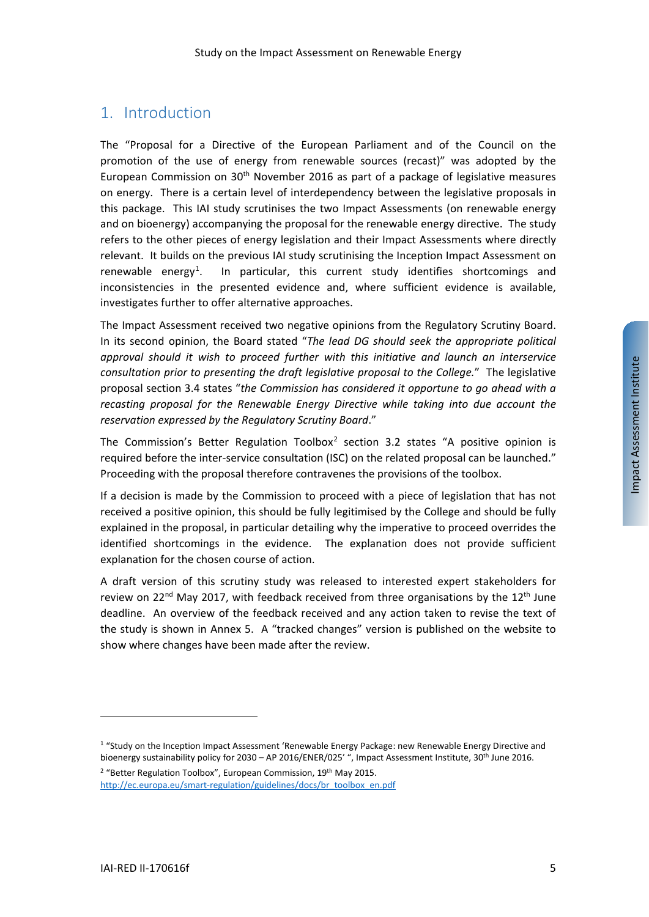# 1. Introduction

The "Proposal for a Directive of the European Parliament and of the Council on the promotion of the use of energy from renewable sources (recast)" was adopted by the European Commission on 30th November 2016 as part of a package of legislative measures on energy. There is a certain level of interdependency between the legislative proposals in this package. This IAI study scrutinises the two Impact Assessments (on renewable energy and on bioenergy) accompanying the proposal for the renewable energy directive. The study refers to the other pieces of energy legislation and their Impact Assessments where directly relevant. It builds on the previous IAI study scrutinising the Inception Impact Assessment on renewable energy[1]. In particular, this current study identifies shortcomings and inconsistencies in the presented evidence and, where sufficient evidence is available, investigates further to offer alternative approaches.

The Impact Assessment received two negative opinions from the Regulatory Scrutiny Board. In its second opinion, the Board stated "*The lead DG should seek the appropriate political approval should it wish to proceed further with this initiative and launch an interservice consultation prior to presenting the draft legislative proposal to the College.*" The legislative proposal section 3.4 states "*the Commission has considered it opportune to go ahead with a recasting proposal for the Renewable Energy Directive while taking into due account the reservation expressed by the Regulatory Scrutiny Board*."

The Commission's Better Regulation Toolbox[2] section 3.2 states "A positive opinion is required before the inter-service consultation (ISC) on the related proposal can be launched." Proceeding with the proposal therefore contravenes the provisions of the toolbox.

If a decision is made by the Commission to proceed with a piece of legislation that has not received a positive opinion, this should be fully legitimised by the College and should be fully explained in the proposal, in particular detailing why the imperative to proceed overrides the identified shortcomings in the evidence. The explanation does not provide sufficient explanation for the chosen course of action.

A draft version of this scrutiny study was released to interested expert stakeholders for review on 22nd May 2017, with feedback received from three organisations by the 12th June deadline. An overview of the feedback received and any action taken to revise the text of the study is shown in Annex 5. A "tracked changes" version is published on the website to show where changes have been made after the review.

---

[1] "Study on the Inception Impact Assessment 'Renewable Energy Package: new Renewable Energy Directive and bioenergy sustainability policy for 2030 – AP 2016/ENER/025' ", Impact Assessment Institute, 30th June 2016.

[2] "Better Regulation Toolbox", European Commission, 19th May 2015. http://ec.europa.eu/smart-regulation/guidelines/docs/br_toolbox_en.pdf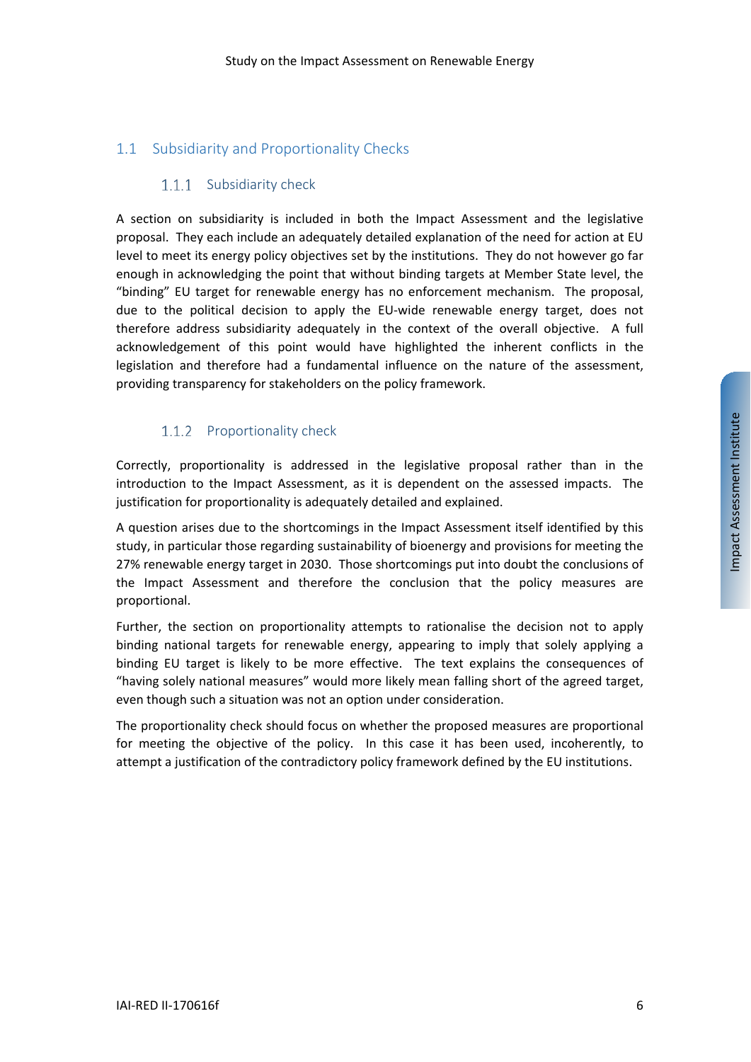## 1.1 Subsidiarity and Proportionality Checks

### 1.1.1 Subsidiarity check

A section on subsidiarity is included in both the Impact Assessment and the legislative proposal. They each include an adequately detailed explanation of the need for action at EU level to meet its energy policy objectives set by the institutions. They do not however go far enough in acknowledging the point that without binding targets at Member State level, the "binding" EU target for renewable energy has no enforcement mechanism. The proposal, due to the political decision to apply the EU-wide renewable energy target, does not therefore address subsidiarity adequately in the context of the overall objective. A full acknowledgement of this point would have highlighted the inherent conflicts in the legislation and therefore had a fundamental influence on the nature of the assessment, providing transparency for stakeholders on the policy framework.

### 1.1.2 Proportionality check

Correctly, proportionality is addressed in the legislative proposal rather than in the introduction to the Impact Assessment, as it is dependent on the assessed impacts. The justification for proportionality is adequately detailed and explained.

A question arises due to the shortcomings in the Impact Assessment itself identified by this study, in particular those regarding sustainability of bioenergy and provisions for meeting the 27% renewable energy target in 2030. Those shortcomings put into doubt the conclusions of the Impact Assessment and therefore the conclusion that the policy measures are proportional.

Further, the section on proportionality attempts to rationalise the decision not to apply binding national targets for renewable energy, appearing to imply that solely applying a binding EU target is likely to be more effective. The text explains the consequences of "having solely national measures" would more likely mean falling short of the agreed target, even though such a situation was not an option under consideration.

The proportionality check should focus on whether the proposed measures are proportional for meeting the objective of the policy. In this case it has been used, incoherently, to attempt a justification of the contradictory policy framework defined by the EU institutions.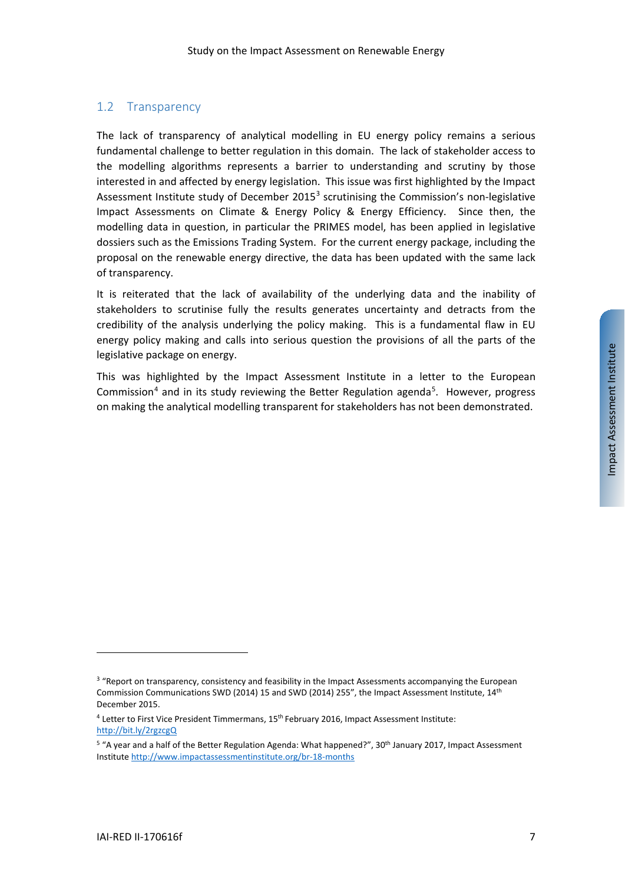## 1.2 Transparency

The lack of transparency of analytical modelling in EU energy policy remains a serious fundamental challenge to better regulation in this domain. The lack of stakeholder access to the modelling algorithms represents a barrier to understanding and scrutiny by those interested in and affected by energy legislation. This issue was first highlighted by the Impact Assessment Institute study of December 2015[3] scrutinising the Commission's non-legislative Impact Assessments on Climate & Energy Policy & Energy Efficiency. Since then, the modelling data in question, in particular the PRIMES model, has been applied in legislative dossiers such as the Emissions Trading System. For the current energy package, including the proposal on the renewable energy directive, the data has been updated with the same lack of transparency.

It is reiterated that the lack of availability of the underlying data and the inability of stakeholders to scrutinise fully the results generates uncertainty and detracts from the credibility of the analysis underlying the policy making. This is a fundamental flaw in EU energy policy making and calls into serious question the provisions of all the parts of the legislative package on energy.

This was highlighted by the Impact Assessment Institute in a letter to the European Commission[4] and in its study reviewing the Better Regulation agenda[5]. However, progress on making the analytical modelling transparent for stakeholders has not been demonstrated.

---

[3] "Report on transparency, consistency and feasibility in the Impact Assessments accompanying the European Commission Communications SWD (2014) 15 and SWD (2014) 255", the Impact Assessment Institute, 14th December 2015.

[4] Letter to First Vice President Timmermans, 15th February 2016, Impact Assessment Institute: http://bit.ly/2rgzcgQ

[5] "A year and a half of the Better Regulation Agenda: What happened?", 30th January 2017, Impact Assessment Institute http://www.impactassessmentinstitute.org/br-18-months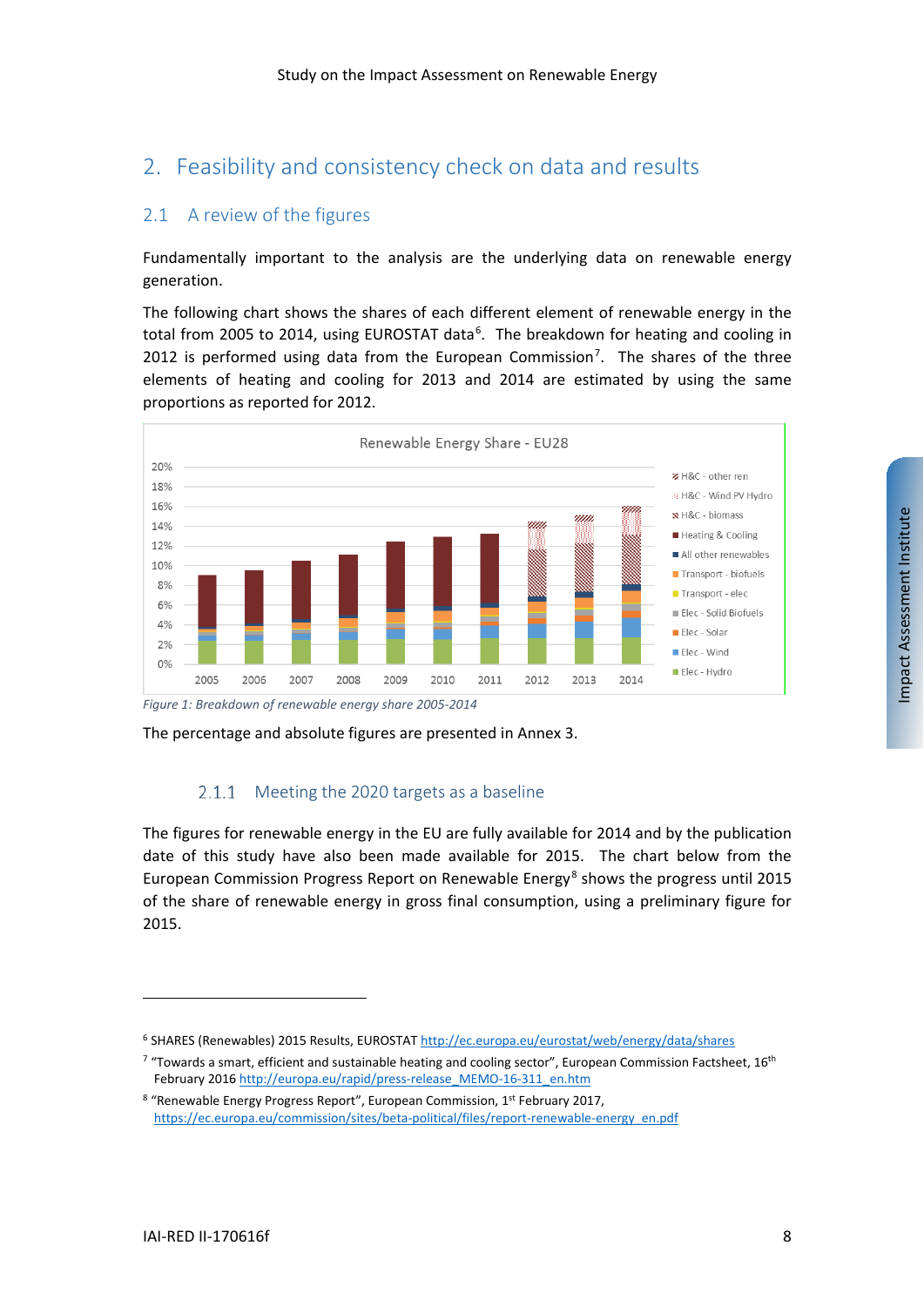## 2. Feasibility and consistency check on data and results

### 2.1 A review of the figures

Fundamentally important to the analysis are the underlying data on renewable energy generation.

The following chart shows the shares of each different element of renewable energy in the total from 2005 to 2014, using EUROSTAT data[6]. The breakdown for heating and cooling in 2012 is performed using data from the European Commission[7]. The shares of the three elements of heating and cooling for 2013 and 2014 are estimated by using the same proportions as reported for 2012.

*Figure 1: Breakdown of renewable energy share 2005-2014*

The percentage and absolute figures are presented in Annex 3.

#### 2.1.1 Meeting the 2020 targets as a baseline

The figures for renewable energy in the EU are fully available for 2014 and by the publication date of this study have also been made available for 2015. The chart below from the European Commission Progress Report on Renewable Energy[8] shows the progress until 2015 of the share of renewable energy in gross final consumption, using a preliminary figure for 2015.

---

[6] SHARES (Renewables) 2015 Results, EUROSTAT http://ec.europa.eu/eurostat/web/energy/data/shares

[7] "Towards a smart, efficient and sustainable heating and cooling sector", European Commission Factsheet, 16th February 2016 http://europa.eu/rapid/press-release_MEMO-16-311_en.htm

[8] "Renewable Energy Progress Report", European Commission, 1st February 2017, https://ec.europa.eu/commission/sites/beta-political/files/report-renewable-energy_en.pdf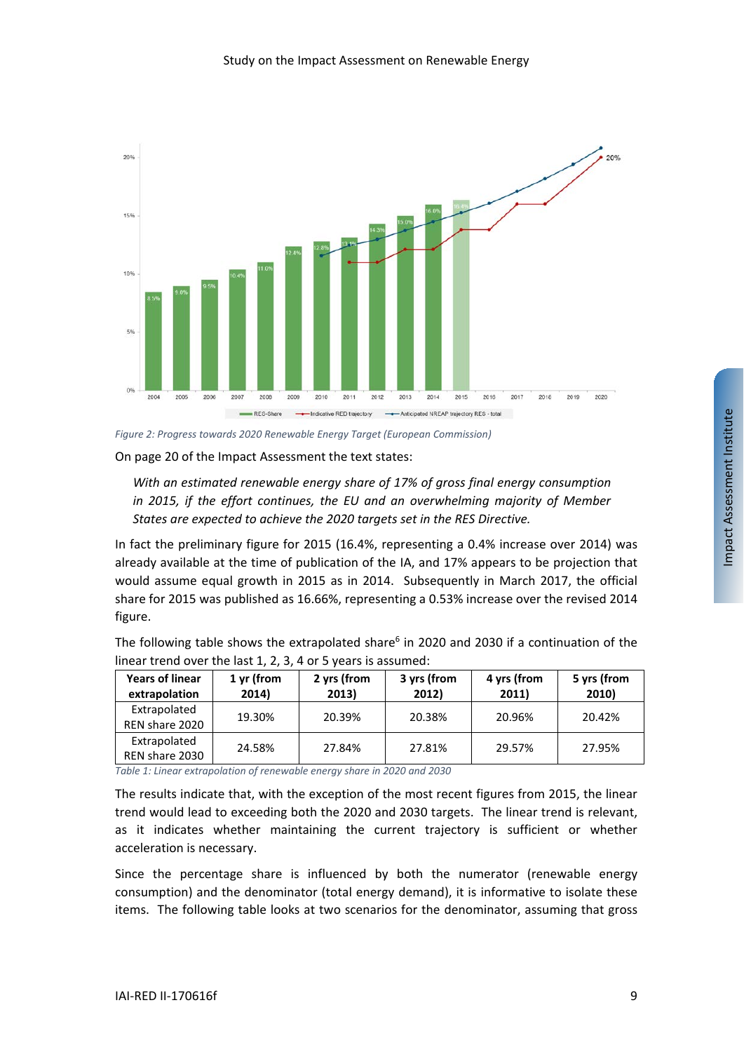Figure 2: Progress towards 2020 Renewable Energy Target (European Commission)

On page 20 of the Impact Assessment the text states:

> *With an estimated renewable energy share of 17% of gross final energy consumption in 2015, if the effort continues, the EU and an overwhelming majority of Member States are expected to achieve the 2020 targets set in the RES Directive.*

In fact the preliminary figure for 2015 (16.4%, representing a 0.4% increase over 2014) was already available at the time of publication of the IA, and 17% appears to be projection that would assume equal growth in 2015 as in 2014. Subsequently in March 2017, the official share for 2015 was published as 16.66%, representing a 0.53% increase over the revised 2014 figure.

The following table shows the extrapolated share[6] in 2020 and 2030 if a continuation of the linear trend over the last 1, 2, 3, 4 or 5 years is assumed:

| Years of linear extrapolation | 1 yr (from 2014) | 2 yrs (from 2013) | 3 yrs (from 2012) | 4 yrs (from 2011) | 5 yrs (from 2010) |
|---|---|---|---|---|---|
| Extrapolated REN share 2020 | 19.30% | 20.39% | 20.38% | 20.96% | 20.42% |
| Extrapolated REN share 2030 | 24.58% | 27.84% | 27.81% | 29.57% | 27.95% |

Table 1: Linear extrapolation of renewable energy share in 2020 and 2030

The results indicate that, with the exception of the most recent figures from 2015, the linear trend would lead to exceeding both the 2020 and 2030 targets. The linear trend is relevant, as it indicates whether maintaining the current trajectory is sufficient or whether acceleration is necessary.

Since the percentage share is influenced by both the numerator (renewable energy consumption) and the denominator (total energy demand), it is informative to isolate these items. The following table looks at two scenarios for the denominator, assuming that gross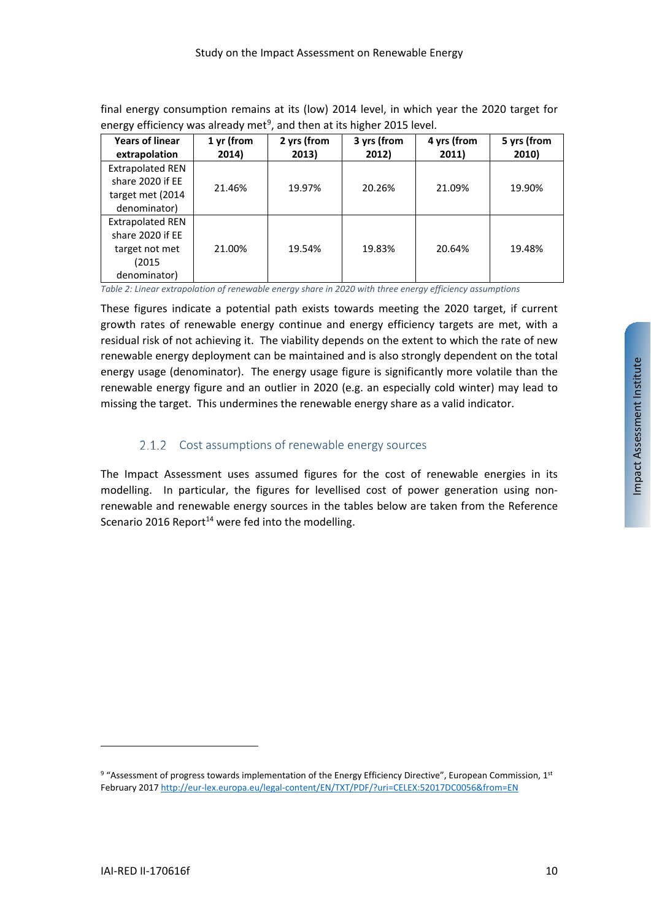final energy consumption remains at its (low) 2014 level, in which year the 2020 target for energy efficiency was already met[9], and then at its higher 2015 level.

| Years of linear extrapolation | 1 yr (from 2014) | 2 yrs (from 2013) | 3 yrs (from 2012) | 4 yrs (from 2011) | 5 yrs (from 2010) |
|---|---|---|---|---|---|
| Extrapolated REN share 2020 if EE target met (2014 denominator) | 21.46% | 19.97% | 20.26% | 21.09% | 19.90% |
| Extrapolated REN share 2020 if EE target not met (2015 denominator) | 21.00% | 19.54% | 19.83% | 20.64% | 19.48% |

*Table 2: Linear extrapolation of renewable energy share in 2020 with three energy efficiency assumptions*

These figures indicate a potential path exists towards meeting the 2020 target, if current growth rates of renewable energy continue and energy efficiency targets are met, with a residual risk of not achieving it. The viability depends on the extent to which the rate of new renewable energy deployment can be maintained and is also strongly dependent on the total energy usage (denominator). The energy usage figure is significantly more volatile than the renewable energy figure and an outlier in 2020 (e.g. an especially cold winter) may lead to missing the target. This undermines the renewable energy share as a valid indicator.

### 2.1.2 Cost assumptions of renewable energy sources

The Impact Assessment uses assumed figures for the cost of renewable energies in its modelling. In particular, the figures for levellised cost of power generation using non-renewable and renewable energy sources in the tables below are taken from the Reference Scenario 2016 Report[14] were fed into the modelling.

---

[9] "Assessment of progress towards implementation of the Energy Efficiency Directive", European Commission, 1st February 2017 http://eur-lex.europa.eu/legal-content/EN/TXT/PDF/?uri=CELEX:52017DC0056&from=EN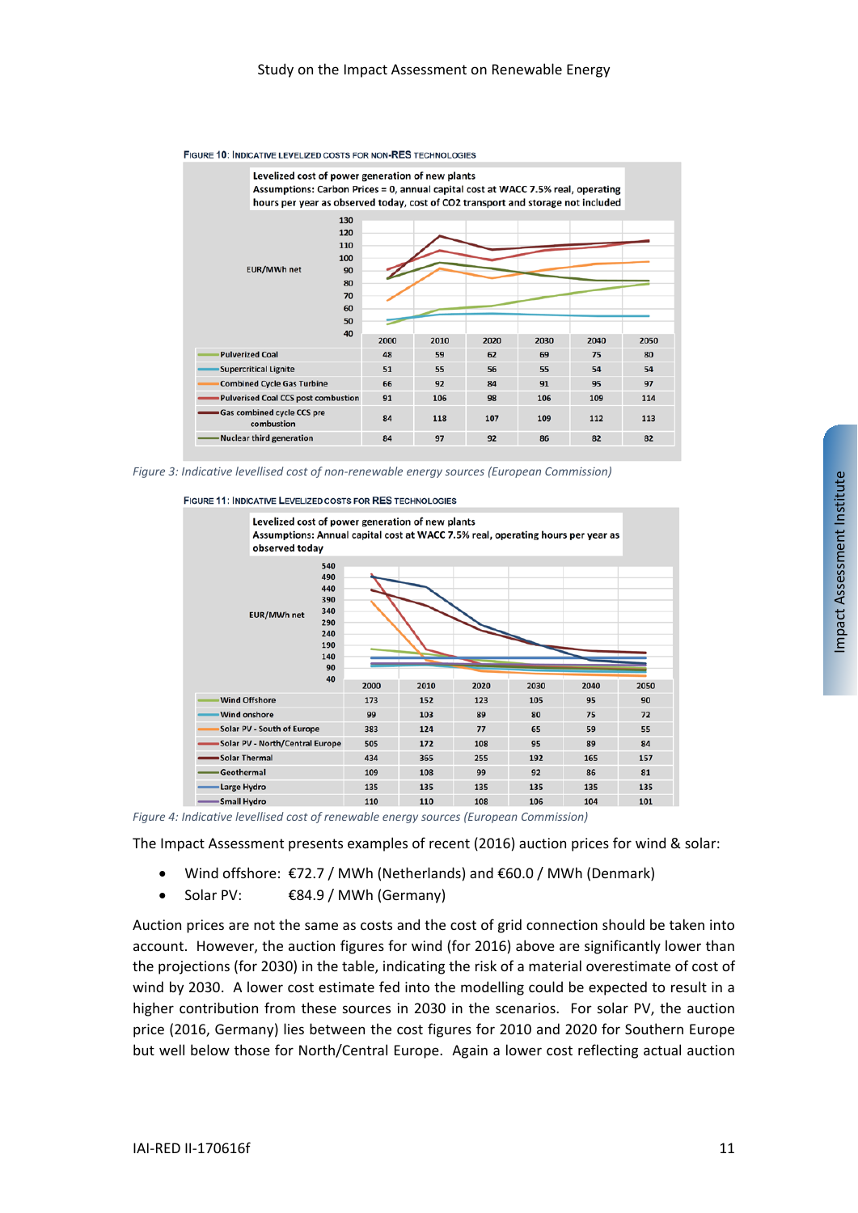FIGURE 10: INDICATIVE LEVELIZED COSTS FOR NON-RES TECHNOLOGIES

Levelized cost of power generation of new plants
Assumptions: Carbon Prices = 0, annual capital cost at WACC 7.5% real, operating hours per year as observed today, cost of CO2 transport and storage not included

EUR/MWh net

| | 2000 | 2010 | 2020 | 2030 | 2040 | 2050 |
|---|---|---|---|---|---|---|
| Pulverized Coal | 48 | 59 | 62 | 69 | 75 | 80 |
| Supercritical Lignite | 51 | 55 | 56 | 55 | 54 | 54 |
| Combined Cycle Gas Turbine | 66 | 92 | 84 | 91 | 95 | 97 |
| Pulverised Coal CCS post combustion | 91 | 106 | 98 | 106 | 109 | 114 |
| Gas combined cycle CCS pre combustion | 84 | 118 | 107 | 109 | 112 | 113 |
| Nuclear third generation | 84 | 97 | 92 | 86 | 82 | 82 |

*Figure 3: Indicative levellised cost of non-renewable energy sources (European Commission)*

FIGURE 11: INDICATIVE LEVELIZED COSTS FOR RES TECHNOLOGIES

Levelized cost of power generation of new plants
Assumptions: Annual capital cost at WACC 7.5% real, operating hours per year as observed today

EUR/MWh net

| | 2000 | 2010 | 2020 | 2030 | 2040 | 2050 |
|---|---|---|---|---|---|---|
| Wind Offshore | 173 | 152 | 123 | 105 | 95 | 90 |
| Wind onshore | 99 | 103 | 89 | 80 | 75 | 72 |
| Solar PV - South of Europe | 383 | 124 | 77 | 65 | 59 | 55 |
| Solar PV - North/Central Europe | 505 | 172 | 108 | 95 | 89 | 84 |
| Solar Thermal | 434 | 365 | 255 | 192 | 165 | 157 |
| Geothermal | 109 | 108 | 99 | 92 | 86 | 81 |
| Large Hydro | 135 | 135 | 135 | 135 | 135 | 135 |
| Small Hydro | 110 | 110 | 108 | 106 | 104 | 101 |

*Figure 4: Indicative levellised cost of renewable energy sources (European Commission)*

The Impact Assessment presents examples of recent (2016) auction prices for wind & solar:

- Wind offshore: €72.7 / MWh (Netherlands) and €60.0 / MWh (Denmark)
- Solar PV: €84.9 / MWh (Germany)

Auction prices are not the same as costs and the cost of grid connection should be taken into account. However, the auction figures for wind (for 2016) above are significantly lower than the projections (for 2030) in the table, indicating the risk of a material overestimate of cost of wind by 2030. A lower cost estimate fed into the modelling could be expected to result in a higher contribution from these sources in 2030 in the scenarios. For solar PV, the auction price (2016, Germany) lies between the cost figures for 2010 and 2020 for Southern Europe but well below those for North/Central Europe. Again a lower cost reflecting actual auction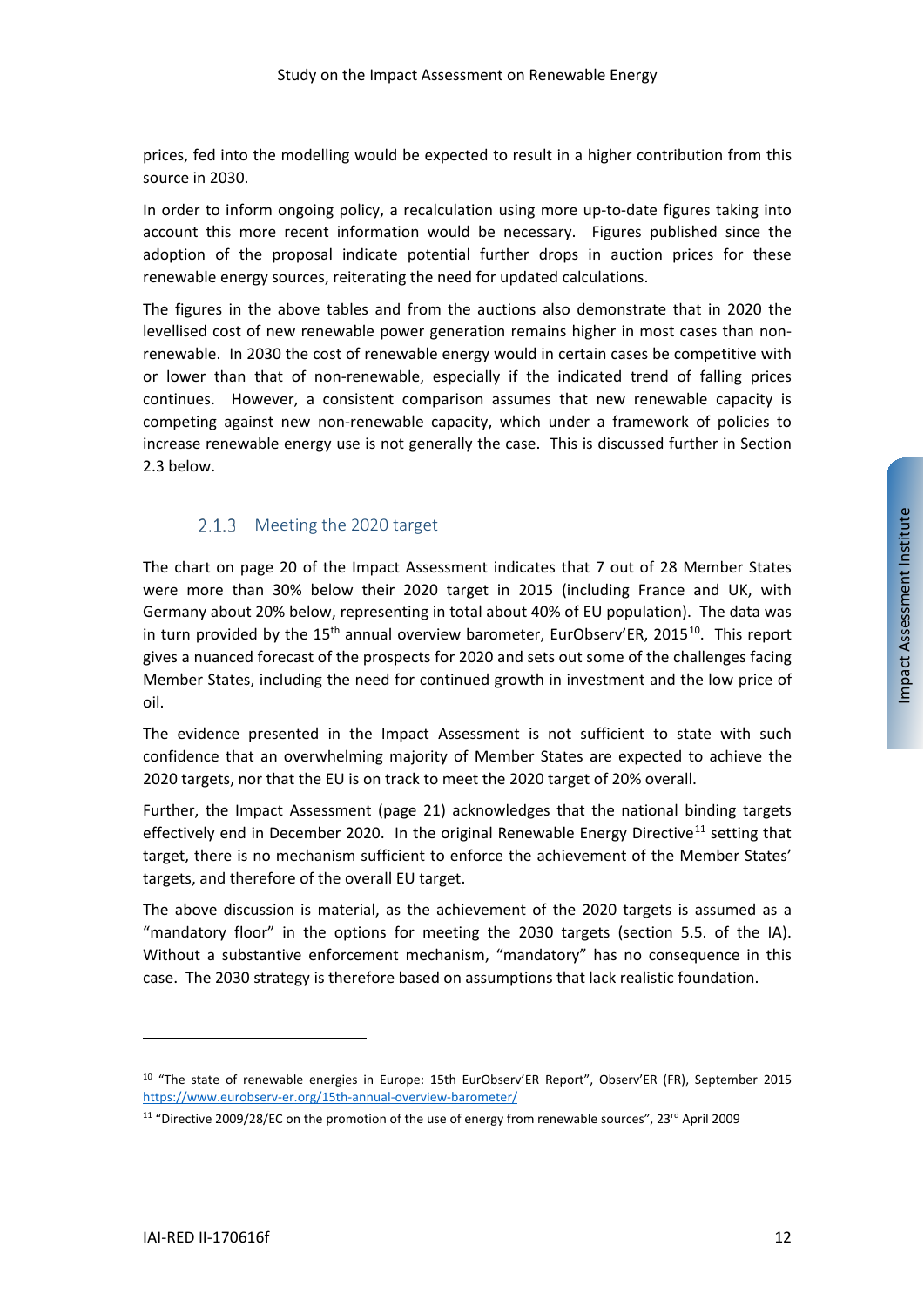prices, fed into the modelling would be expected to result in a higher contribution from this source in 2030.

In order to inform ongoing policy, a recalculation using more up-to-date figures taking into account this more recent information would be necessary. Figures published since the adoption of the proposal indicate potential further drops in auction prices for these renewable energy sources, reiterating the need for updated calculations.

The figures in the above tables and from the auctions also demonstrate that in 2020 the levellised cost of new renewable power generation remains higher in most cases than non-renewable. In 2030 the cost of renewable energy would in certain cases be competitive with or lower than that of non-renewable, especially if the indicated trend of falling prices continues. However, a consistent comparison assumes that new renewable capacity is competing against new non-renewable capacity, which under a framework of policies to increase renewable energy use is not generally the case. This is discussed further in Section 2.3 below.

### 2.1.3 Meeting the 2020 target

The chart on page 20 of the Impact Assessment indicates that 7 out of 28 Member States were more than 30% below their 2020 target in 2015 (including France and UK, with Germany about 20% below, representing in total about 40% of EU population). The data was in turn provided by the 15th annual overview barometer, EurObserv'ER, 2015[10]. This report gives a nuanced forecast of the prospects for 2020 and sets out some of the challenges facing Member States, including the need for continued growth in investment and the low price of oil.

The evidence presented in the Impact Assessment is not sufficient to state with such confidence that an overwhelming majority of Member States are expected to achieve the 2020 targets, nor that the EU is on track to meet the 2020 target of 20% overall.

Further, the Impact Assessment (page 21) acknowledges that the national binding targets effectively end in December 2020. In the original Renewable Energy Directive[11] setting that target, there is no mechanism sufficient to enforce the achievement of the Member States' targets, and therefore of the overall EU target.

The above discussion is material, as the achievement of the 2020 targets is assumed as a "mandatory floor" in the options for meeting the 2030 targets (section 5.5. of the IA). Without a substantive enforcement mechanism, "mandatory" has no consequence in this case. The 2030 strategy is therefore based on assumptions that lack realistic foundation.

---

[10] "The state of renewable energies in Europe: 15th EurObserv'ER Report", Observ'ER (FR), September 2015 https://www.eurobserv-er.org/15th-annual-overview-barometer/

[11] "Directive 2009/28/EC on the promotion of the use of energy from renewable sources", 23rd April 2009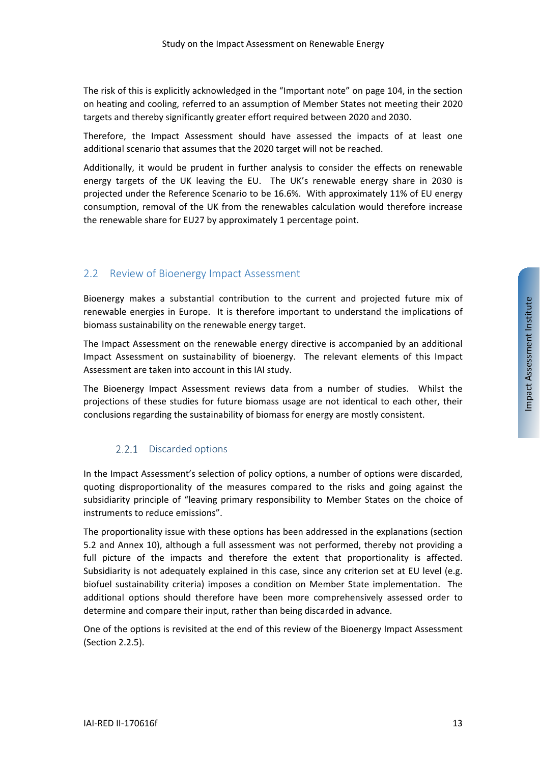The risk of this is explicitly acknowledged in the "Important note" on page 104, in the section on heating and cooling, referred to an assumption of Member States not meeting their 2020 targets and thereby significantly greater effort required between 2020 and 2030.

Therefore, the Impact Assessment should have assessed the impacts of at least one additional scenario that assumes that the 2020 target will not be reached.

Additionally, it would be prudent in further analysis to consider the effects on renewable energy targets of the UK leaving the EU. The UK's renewable energy share in 2030 is projected under the Reference Scenario to be 16.6%. With approximately 11% of EU energy consumption, removal of the UK from the renewables calculation would therefore increase the renewable share for EU27 by approximately 1 percentage point.

## 2.2 Review of Bioenergy Impact Assessment

Bioenergy makes a substantial contribution to the current and projected future mix of renewable energies in Europe. It is therefore important to understand the implications of biomass sustainability on the renewable energy target.

The Impact Assessment on the renewable energy directive is accompanied by an additional Impact Assessment on sustainability of bioenergy. The relevant elements of this Impact Assessment are taken into account in this IAI study.

The Bioenergy Impact Assessment reviews data from a number of studies. Whilst the projections of these studies for future biomass usage are not identical to each other, their conclusions regarding the sustainability of biomass for energy are mostly consistent.

### 2.2.1 Discarded options

In the Impact Assessment's selection of policy options, a number of options were discarded, quoting disproportionality of the measures compared to the risks and going against the subsidiarity principle of "leaving primary responsibility to Member States on the choice of instruments to reduce emissions".

The proportionality issue with these options has been addressed in the explanations (section 5.2 and Annex 10), although a full assessment was not performed, thereby not providing a full picture of the impacts and therefore the extent that proportionality is affected. Subsidiarity is not adequately explained in this case, since any criterion set at EU level (e.g. biofuel sustainability criteria) imposes a condition on Member State implementation. The additional options should therefore have been more comprehensively assessed order to determine and compare their input, rather than being discarded in advance.

One of the options is revisited at the end of this review of the Bioenergy Impact Assessment (Section 2.2.5).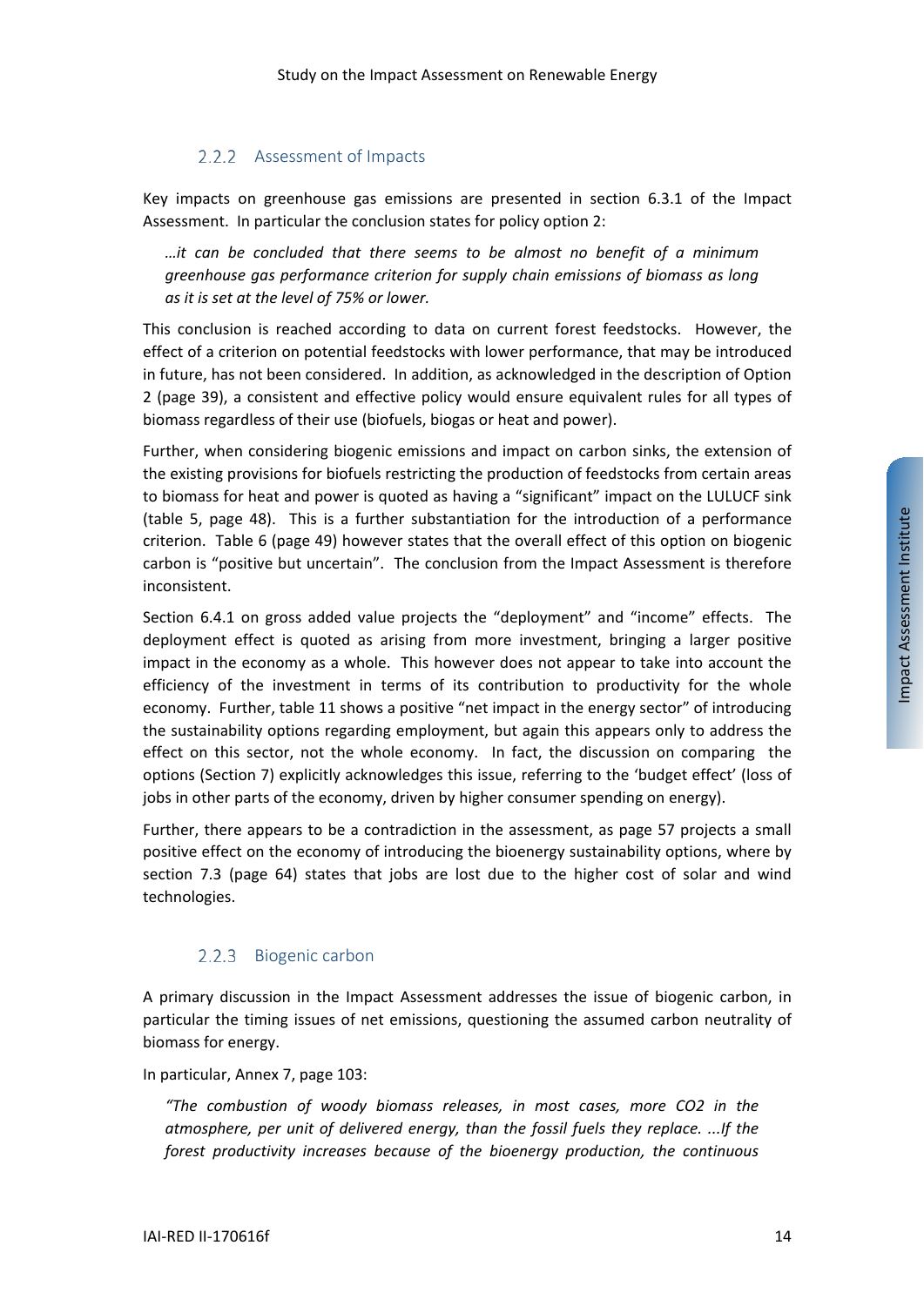### 2.2.2 Assessment of Impacts

Key impacts on greenhouse gas emissions are presented in section 6.3.1 of the Impact Assessment. In particular the conclusion states for policy option 2:

> *…it can be concluded that there seems to be almost no benefit of a minimum greenhouse gas performance criterion for supply chain emissions of biomass as long as it is set at the level of 75% or lower.*

This conclusion is reached according to data on current forest feedstocks. However, the effect of a criterion on potential feedstocks with lower performance, that may be introduced in future, has not been considered. In addition, as acknowledged in the description of Option 2 (page 39), a consistent and effective policy would ensure equivalent rules for all types of biomass regardless of their use (biofuels, biogas or heat and power).

Further, when considering biogenic emissions and impact on carbon sinks, the extension of the existing provisions for biofuels restricting the production of feedstocks from certain areas to biomass for heat and power is quoted as having a "significant" impact on the LULUCF sink (table 5, page 48). This is a further substantiation for the introduction of a performance criterion. Table 6 (page 49) however states that the overall effect of this option on biogenic carbon is "positive but uncertain". The conclusion from the Impact Assessment is therefore inconsistent.

Section 6.4.1 on gross added value projects the "deployment" and "income" effects. The deployment effect is quoted as arising from more investment, bringing a larger positive impact in the economy as a whole. This however does not appear to take into account the efficiency of the investment in terms of its contribution to productivity for the whole economy. Further, table 11 shows a positive "net impact in the energy sector" of introducing the sustainability options regarding employment, but again this appears only to address the effect on this sector, not the whole economy. In fact, the discussion on comparing the options (Section 7) explicitly acknowledges this issue, referring to the 'budget effect' (loss of jobs in other parts of the economy, driven by higher consumer spending on energy).

Further, there appears to be a contradiction in the assessment, as page 57 projects a small positive effect on the economy of introducing the bioenergy sustainability options, where by section 7.3 (page 64) states that jobs are lost due to the higher cost of solar and wind technologies.

### 2.2.3 Biogenic carbon

A primary discussion in the Impact Assessment addresses the issue of biogenic carbon, in particular the timing issues of net emissions, questioning the assumed carbon neutrality of biomass for energy.

In particular, Annex 7, page 103:

> *"The combustion of woody biomass releases, in most cases, more CO2 in the atmosphere, per unit of delivered energy, than the fossil fuels they replace. ...If the forest productivity increases because of the bioenergy production, the continuous*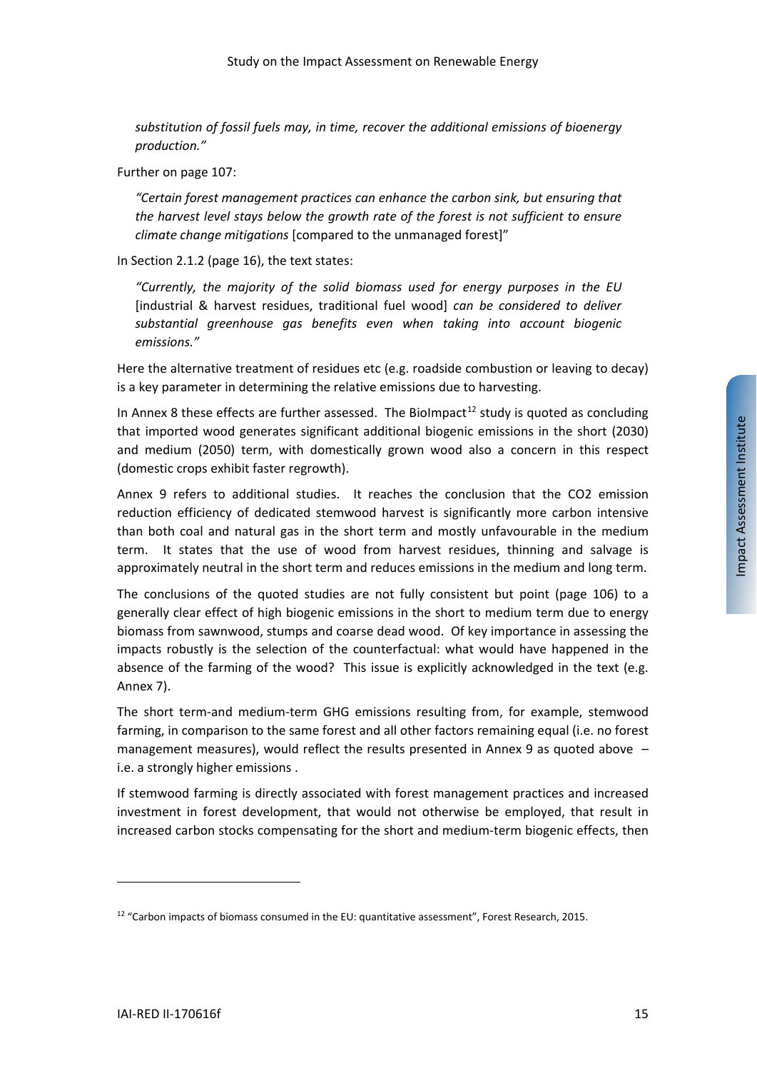*substitution of fossil fuels may, in time, recover the additional emissions of bioenergy production."*

Further on page 107:

> *"Certain forest management practices can enhance the carbon sink, but ensuring that the harvest level stays below the growth rate of the forest is not sufficient to ensure climate change mitigations* [compared to the unmanaged forest]"

In Section 2.1.2 (page 16), the text states:

> *"Currently, the majority of the solid biomass used for energy purposes in the EU* [industrial & harvest residues, traditional fuel wood] *can be considered to deliver substantial greenhouse gas benefits even when taking into account biogenic emissions."*

Here the alternative treatment of residues etc (e.g. roadside combustion or leaving to decay) is a key parameter in determining the relative emissions due to harvesting.

In Annex 8 these effects are further assessed. The BioImpact[12] study is quoted as concluding that imported wood generates significant additional biogenic emissions in the short (2030) and medium (2050) term, with domestically grown wood also a concern in this respect (domestic crops exhibit faster regrowth).

Annex 9 refers to additional studies. It reaches the conclusion that the CO2 emission reduction efficiency of dedicated stemwood harvest is significantly more carbon intensive than both coal and natural gas in the short term and mostly unfavourable in the medium term. It states that the use of wood from harvest residues, thinning and salvage is approximately neutral in the short term and reduces emissions in the medium and long term.

The conclusions of the quoted studies are not fully consistent but point (page 106) to a generally clear effect of high biogenic emissions in the short to medium term due to energy biomass from sawnwood, stumps and coarse dead wood. Of key importance in assessing the impacts robustly is the selection of the counterfactual: what would have happened in the absence of the farming of the wood? This issue is explicitly acknowledged in the text (e.g. Annex 7).

The short term-and medium-term GHG emissions resulting from, for example, stemwood farming, in comparison to the same forest and all other factors remaining equal (i.e. no forest management measures), would reflect the results presented in Annex 9 as quoted above – i.e. a strongly higher emissions .

If stemwood farming is directly associated with forest management practices and increased investment in forest development, that would not otherwise be employed, that result in increased carbon stocks compensating for the short and medium-term biogenic effects, then

---

[12] "Carbon impacts of biomass consumed in the EU: quantitative assessment", Forest Research, 2015.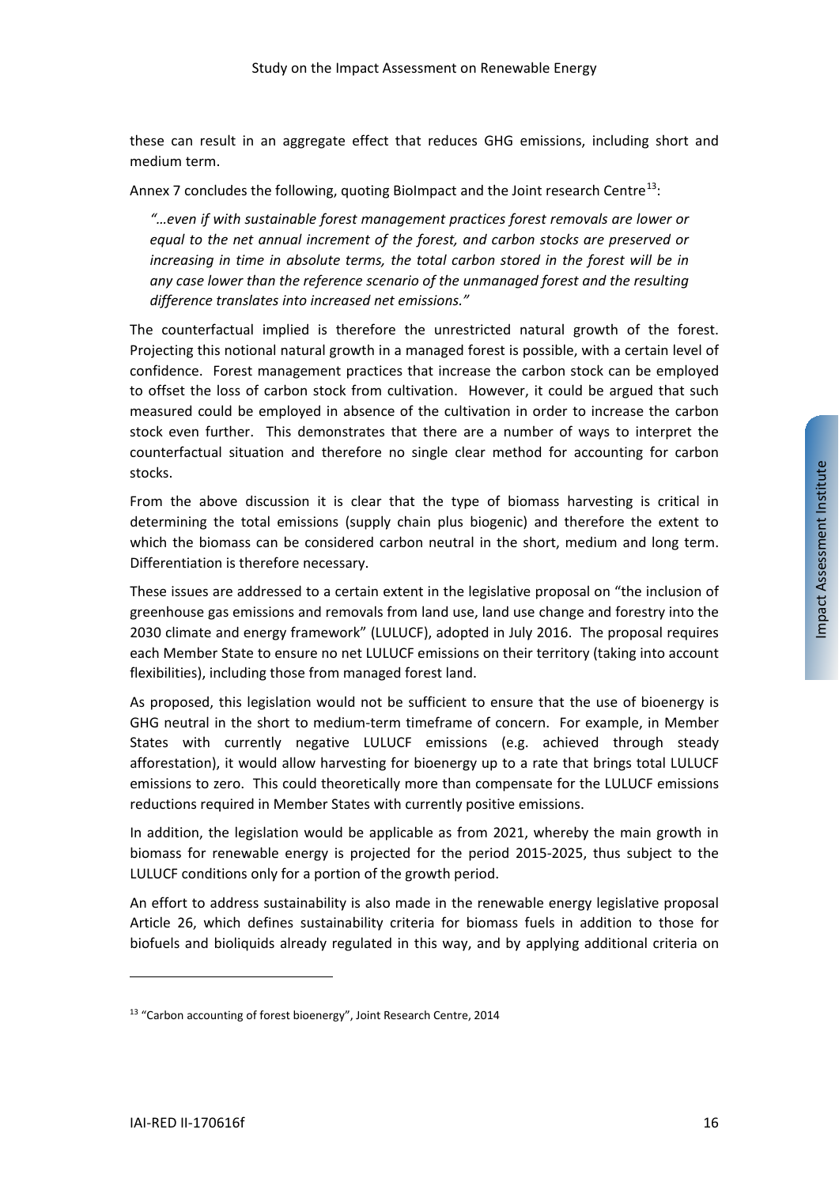these can result in an aggregate effect that reduces GHG emissions, including short and medium term.

Annex 7 concludes the following, quoting BioImpact and the Joint research Centre[13]:

> *"…even if with sustainable forest management practices forest removals are lower or equal to the net annual increment of the forest, and carbon stocks are preserved or increasing in time in absolute terms, the total carbon stored in the forest will be in any case lower than the reference scenario of the unmanaged forest and the resulting difference translates into increased net emissions."*

The counterfactual implied is therefore the unrestricted natural growth of the forest. Projecting this notional natural growth in a managed forest is possible, with a certain level of confidence. Forest management practices that increase the carbon stock can be employed to offset the loss of carbon stock from cultivation. However, it could be argued that such measured could be employed in absence of the cultivation in order to increase the carbon stock even further. This demonstrates that there are a number of ways to interpret the counterfactual situation and therefore no single clear method for accounting for carbon stocks.

From the above discussion it is clear that the type of biomass harvesting is critical in determining the total emissions (supply chain plus biogenic) and therefore the extent to which the biomass can be considered carbon neutral in the short, medium and long term. Differentiation is therefore necessary.

These issues are addressed to a certain extent in the legislative proposal on "the inclusion of greenhouse gas emissions and removals from land use, land use change and forestry into the 2030 climate and energy framework" (LULUCF), adopted in July 2016. The proposal requires each Member State to ensure no net LULUCF emissions on their territory (taking into account flexibilities), including those from managed forest land.

As proposed, this legislation would not be sufficient to ensure that the use of bioenergy is GHG neutral in the short to medium-term timeframe of concern. For example, in Member States with currently negative LULUCF emissions (e.g. achieved through steady afforestation), it would allow harvesting for bioenergy up to a rate that brings total LULUCF emissions to zero. This could theoretically more than compensate for the LULUCF emissions reductions required in Member States with currently positive emissions.

In addition, the legislation would be applicable as from 2021, whereby the main growth in biomass for renewable energy is projected for the period 2015-2025, thus subject to the LULUCF conditions only for a portion of the growth period.

An effort to address sustainability is also made in the renewable energy legislative proposal Article 26, which defines sustainability criteria for biomass fuels in addition to those for biofuels and bioliquids already regulated in this way, and by applying additional criteria on

[13] "Carbon accounting of forest bioenergy", Joint Research Centre, 2014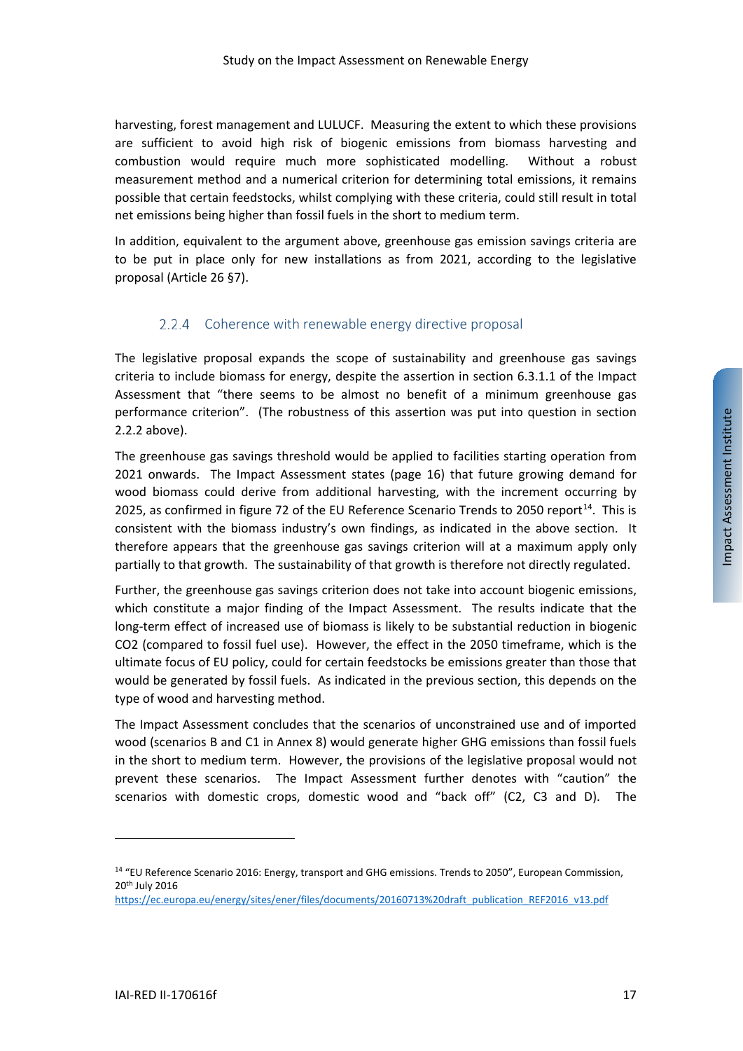harvesting, forest management and LULUCF. Measuring the extent to which these provisions are sufficient to avoid high risk of biogenic emissions from biomass harvesting and combustion would require much more sophisticated modelling. Without a robust measurement method and a numerical criterion for determining total emissions, it remains possible that certain feedstocks, whilst complying with these criteria, could still result in total net emissions being higher than fossil fuels in the short to medium term.

In addition, equivalent to the argument above, greenhouse gas emission savings criteria are to be put in place only for new installations as from 2021, according to the legislative proposal (Article 26 §7).

### 2.2.4 Coherence with renewable energy directive proposal

The legislative proposal expands the scope of sustainability and greenhouse gas savings criteria to include biomass for energy, despite the assertion in section 6.3.1.1 of the Impact Assessment that "there seems to be almost no benefit of a minimum greenhouse gas performance criterion". (The robustness of this assertion was put into question in section 2.2.2 above).

The greenhouse gas savings threshold would be applied to facilities starting operation from 2021 onwards. The Impact Assessment states (page 16) that future growing demand for wood biomass could derive from additional harvesting, with the increment occurring by 2025, as confirmed in figure 72 of the EU Reference Scenario Trends to 2050 report[14]. This is consistent with the biomass industry's own findings, as indicated in the above section. It therefore appears that the greenhouse gas savings criterion will at a maximum apply only partially to that growth. The sustainability of that growth is therefore not directly regulated.

Further, the greenhouse gas savings criterion does not take into account biogenic emissions, which constitute a major finding of the Impact Assessment. The results indicate that the long-term effect of increased use of biomass is likely to be substantial reduction in biogenic $CO_2$ (compared to fossil fuel use). However, the effect in the 2050 timeframe, which is the ultimate focus of EU policy, could for certain feedstocks be emissions greater than those that would be generated by fossil fuels. As indicated in the previous section, this depends on the type of wood and harvesting method.

The Impact Assessment concludes that the scenarios of unconstrained use and of imported wood (scenarios B and C1 in Annex 8) would generate higher GHG emissions than fossil fuels in the short to medium term. However, the provisions of the legislative proposal would not prevent these scenarios. The Impact Assessment further denotes with "caution" the scenarios with domestic crops, domestic wood and "back off" (C2, C3 and D). The

---

[14] "EU Reference Scenario 2016: Energy, transport and GHG emissions. Trends to 2050", European Commission, 20th July 2016 https://ec.europa.eu/energy/sites/ener/files/documents/20160713%20draft_publication_REF2016_v13.pdf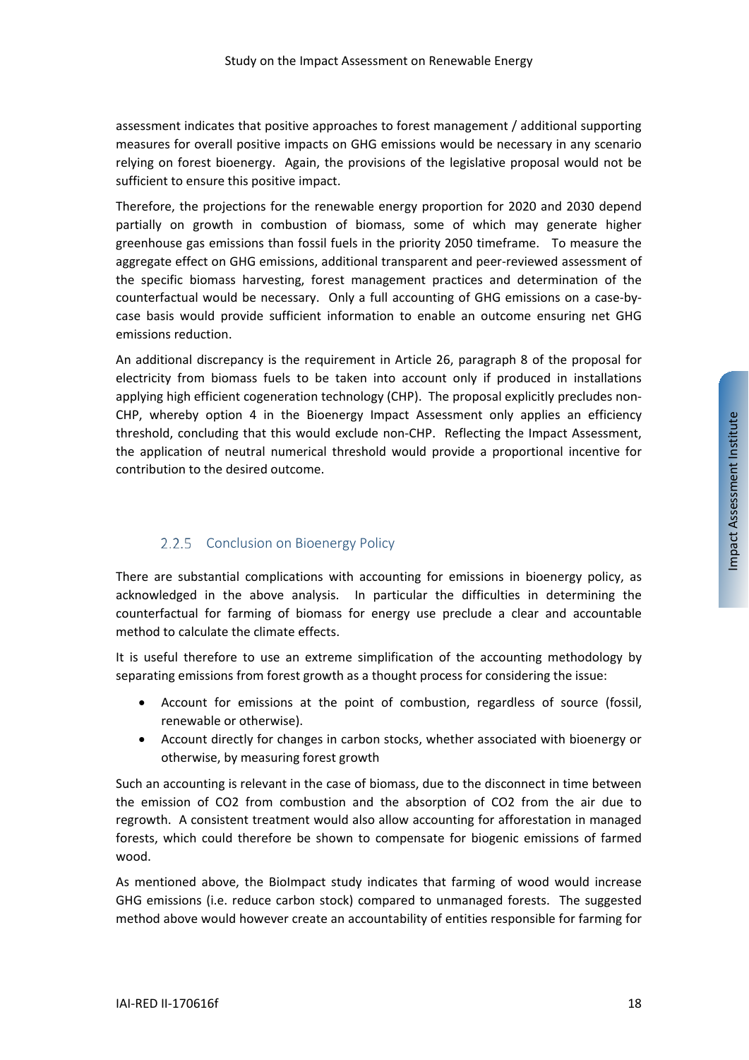assessment indicates that positive approaches to forest management / additional supporting measures for overall positive impacts on GHG emissions would be necessary in any scenario relying on forest bioenergy. Again, the provisions of the legislative proposal would not be sufficient to ensure this positive impact.

Therefore, the projections for the renewable energy proportion for 2020 and 2030 depend partially on growth in combustion of biomass, some of which may generate higher greenhouse gas emissions than fossil fuels in the priority 2050 timeframe. To measure the aggregate effect on GHG emissions, additional transparent and peer-reviewed assessment of the specific biomass harvesting, forest management practices and determination of the counterfactual would be necessary. Only a full accounting of GHG emissions on a case-by-case basis would provide sufficient information to enable an outcome ensuring net GHG emissions reduction.

An additional discrepancy is the requirement in Article 26, paragraph 8 of the proposal for electricity from biomass fuels to be taken into account only if produced in installations applying high efficient cogeneration technology (CHP). The proposal explicitly precludes non-CHP, whereby option 4 in the Bioenergy Impact Assessment only applies an efficiency threshold, concluding that this would exclude non-CHP. Reflecting the Impact Assessment, the application of neutral numerical threshold would provide a proportional incentive for contribution to the desired outcome.

### 2.2.5 Conclusion on Bioenergy Policy

There are substantial complications with accounting for emissions in bioenergy policy, as acknowledged in the above analysis. In particular the difficulties in determining the counterfactual for farming of biomass for energy use preclude a clear and accountable method to calculate the climate effects.

It is useful therefore to use an extreme simplification of the accounting methodology by separating emissions from forest growth as a thought process for considering the issue:

- Account for emissions at the point of combustion, regardless of source (fossil, renewable or otherwise).
- Account directly for changes in carbon stocks, whether associated with bioenergy or otherwise, by measuring forest growth

Such an accounting is relevant in the case of biomass, due to the disconnect in time between the emission of $CO_2$ from combustion and the absorption of $CO_2$ from the air due to regrowth. A consistent treatment would also allow accounting for afforestation in managed forests, which could therefore be shown to compensate for biogenic emissions of farmed wood.

As mentioned above, the BioImpact study indicates that farming of wood would increase GHG emissions (i.e. reduce carbon stock) compared to unmanaged forests. The suggested method above would however create an accountability of entities responsible for farming for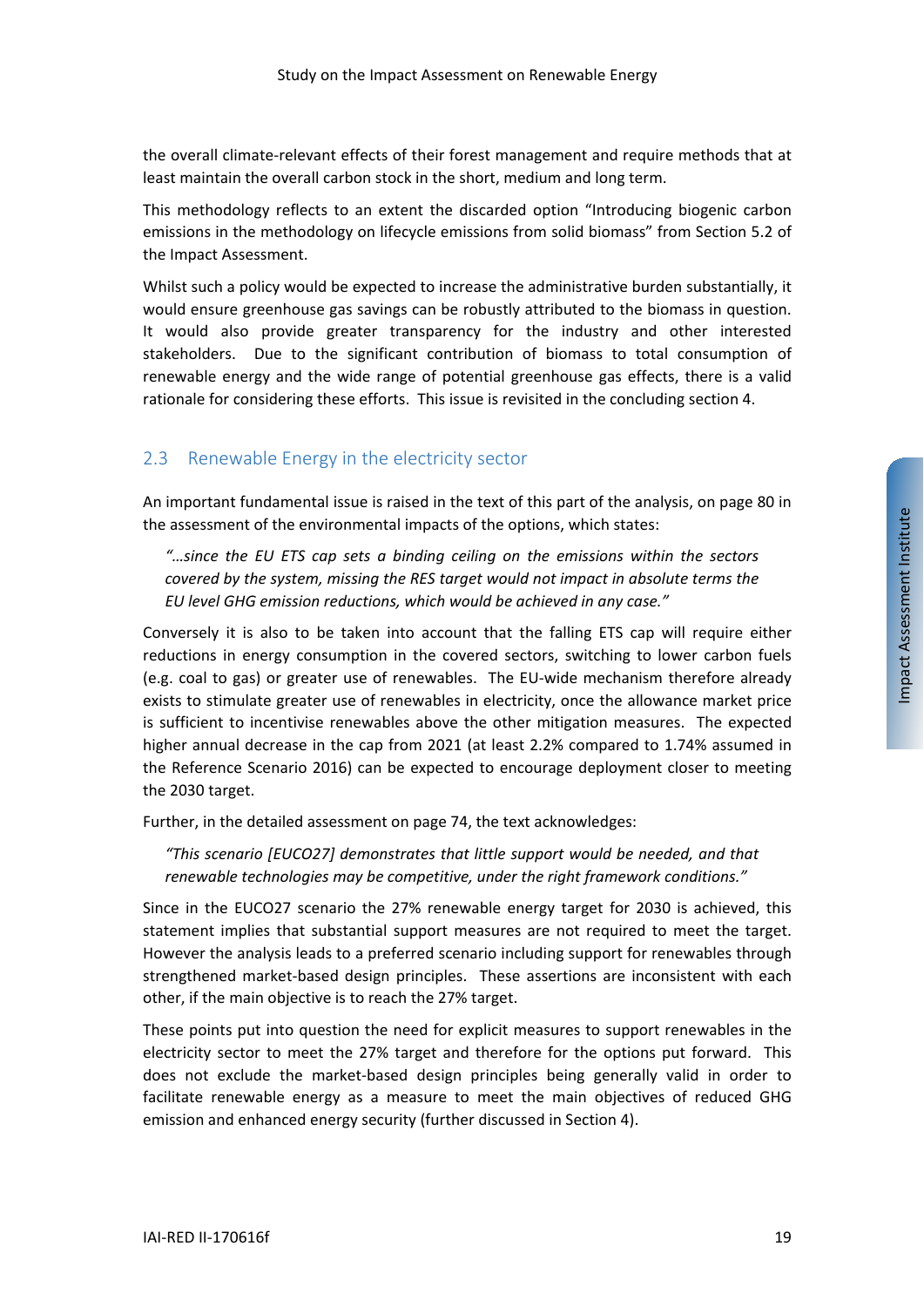the overall climate-relevant effects of their forest management and require methods that at least maintain the overall carbon stock in the short, medium and long term.

This methodology reflects to an extent the discarded option "Introducing biogenic carbon emissions in the methodology on lifecycle emissions from solid biomass" from Section 5.2 of the Impact Assessment.

Whilst such a policy would be expected to increase the administrative burden substantially, it would ensure greenhouse gas savings can be robustly attributed to the biomass in question. It would also provide greater transparency for the industry and other interested stakeholders. Due to the significant contribution of biomass to total consumption of renewable energy and the wide range of potential greenhouse gas effects, there is a valid rationale for considering these efforts. This issue is revisited in the concluding section 4.

## 2.3 Renewable Energy in the electricity sector

An important fundamental issue is raised in the text of this part of the analysis, on page 80 in the assessment of the environmental impacts of the options, which states:

> *"…since the EU ETS cap sets a binding ceiling on the emissions within the sectors covered by the system, missing the RES target would not impact in absolute terms the EU level GHG emission reductions, which would be achieved in any case."*

Conversely it is also to be taken into account that the falling ETS cap will require either reductions in energy consumption in the covered sectors, switching to lower carbon fuels (e.g. coal to gas) or greater use of renewables. The EU-wide mechanism therefore already exists to stimulate greater use of renewables in electricity, once the allowance market price is sufficient to incentivise renewables above the other mitigation measures. The expected higher annual decrease in the cap from 2021 (at least 2.2% compared to 1.74% assumed in the Reference Scenario 2016) can be expected to encourage deployment closer to meeting the 2030 target.

Further, in the detailed assessment on page 74, the text acknowledges:

> *"This scenario [EUCO27] demonstrates that little support would be needed, and that renewable technologies may be competitive, under the right framework conditions."*

Since in the EUCO27 scenario the 27% renewable energy target for 2030 is achieved, this statement implies that substantial support measures are not required to meet the target. However the analysis leads to a preferred scenario including support for renewables through strengthened market-based design principles. These assertions are inconsistent with each other, if the main objective is to reach the 27% target.

These points put into question the need for explicit measures to support renewables in the electricity sector to meet the 27% target and therefore for the options put forward. This does not exclude the market-based design principles being generally valid in order to facilitate renewable energy as a measure to meet the main objectives of reduced GHG emission and enhanced energy security (further discussed in Section 4).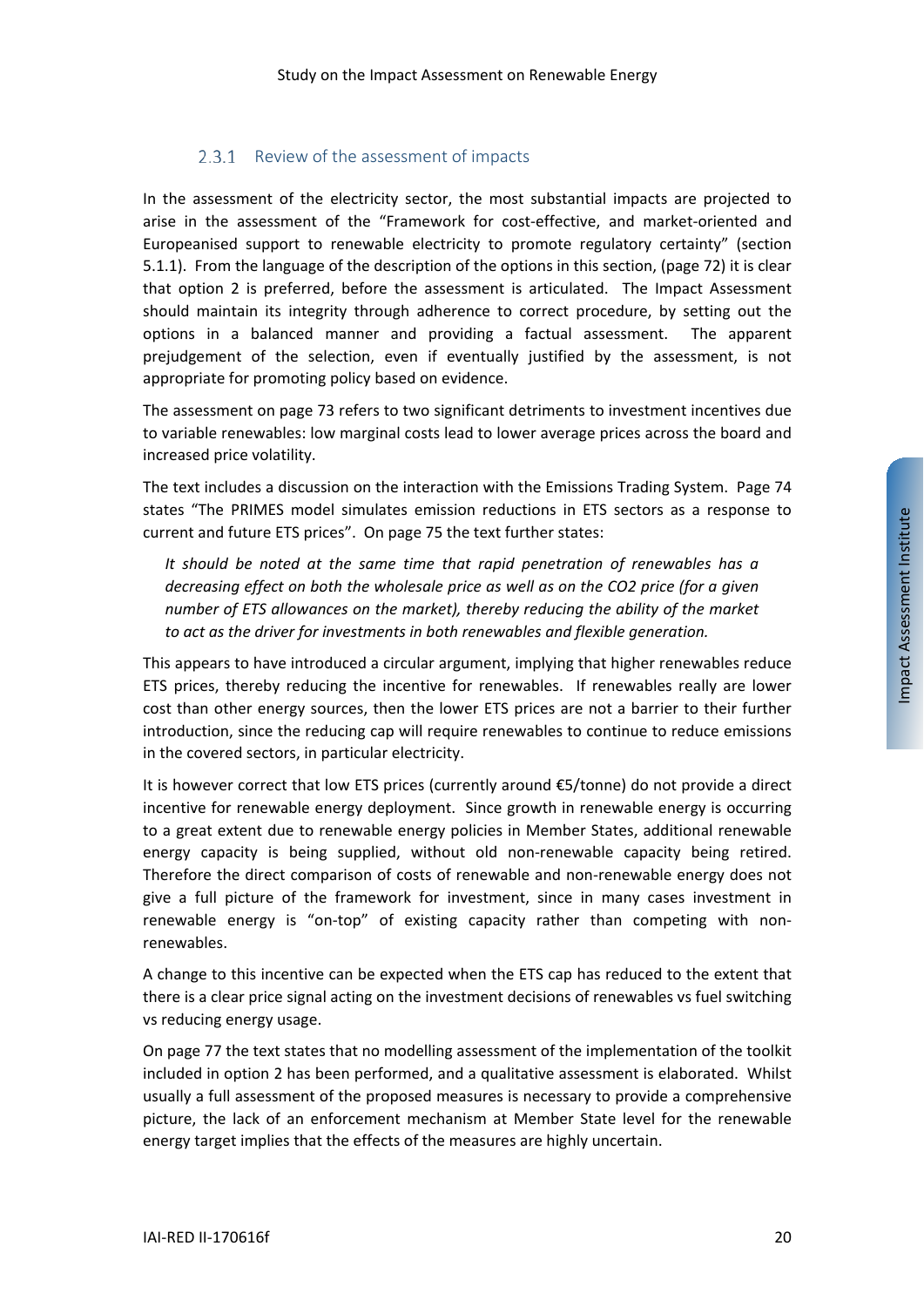### 2.3.1 Review of the assessment of impacts

In the assessment of the electricity sector, the most substantial impacts are projected to arise in the assessment of the "Framework for cost-effective, and market-oriented and Europeanised support to renewable electricity to promote regulatory certainty" (section 5.1.1). From the language of the description of the options in this section, (page 72) it is clear that option 2 is preferred, before the assessment is articulated. The Impact Assessment should maintain its integrity through adherence to correct procedure, by setting out the options in a balanced manner and providing a factual assessment. The apparent prejudgement of the selection, even if eventually justified by the assessment, is not appropriate for promoting policy based on evidence.

The assessment on page 73 refers to two significant detriments to investment incentives due to variable renewables: low marginal costs lead to lower average prices across the board and increased price volatility.

The text includes a discussion on the interaction with the Emissions Trading System. Page 74 states "The PRIMES model simulates emission reductions in ETS sectors as a response to current and future ETS prices". On page 75 the text further states:

> *It should be noted at the same time that rapid penetration of renewables has a decreasing effect on both the wholesale price as well as on the CO2 price (for a given number of ETS allowances on the market), thereby reducing the ability of the market to act as the driver for investments in both renewables and flexible generation.*

This appears to have introduced a circular argument, implying that higher renewables reduce ETS prices, thereby reducing the incentive for renewables. If renewables really are lower cost than other energy sources, then the lower ETS prices are not a barrier to their further introduction, since the reducing cap will require renewables to continue to reduce emissions in the covered sectors, in particular electricity.

It is however correct that low ETS prices (currently around €5/tonne) do not provide a direct incentive for renewable energy deployment. Since growth in renewable energy is occurring to a great extent due to renewable energy policies in Member States, additional renewable energy capacity is being supplied, without old non-renewable capacity being retired. Therefore the direct comparison of costs of renewable and non-renewable energy does not give a full picture of the framework for investment, since in many cases investment in renewable energy is "on-top" of existing capacity rather than competing with non-renewables.

A change to this incentive can be expected when the ETS cap has reduced to the extent that there is a clear price signal acting on the investment decisions of renewables vs fuel switching vs reducing energy usage.

On page 77 the text states that no modelling assessment of the implementation of the toolkit included in option 2 has been performed, and a qualitative assessment is elaborated. Whilst usually a full assessment of the proposed measures is necessary to provide a comprehensive picture, the lack of an enforcement mechanism at Member State level for the renewable energy target implies that the effects of the measures are highly uncertain.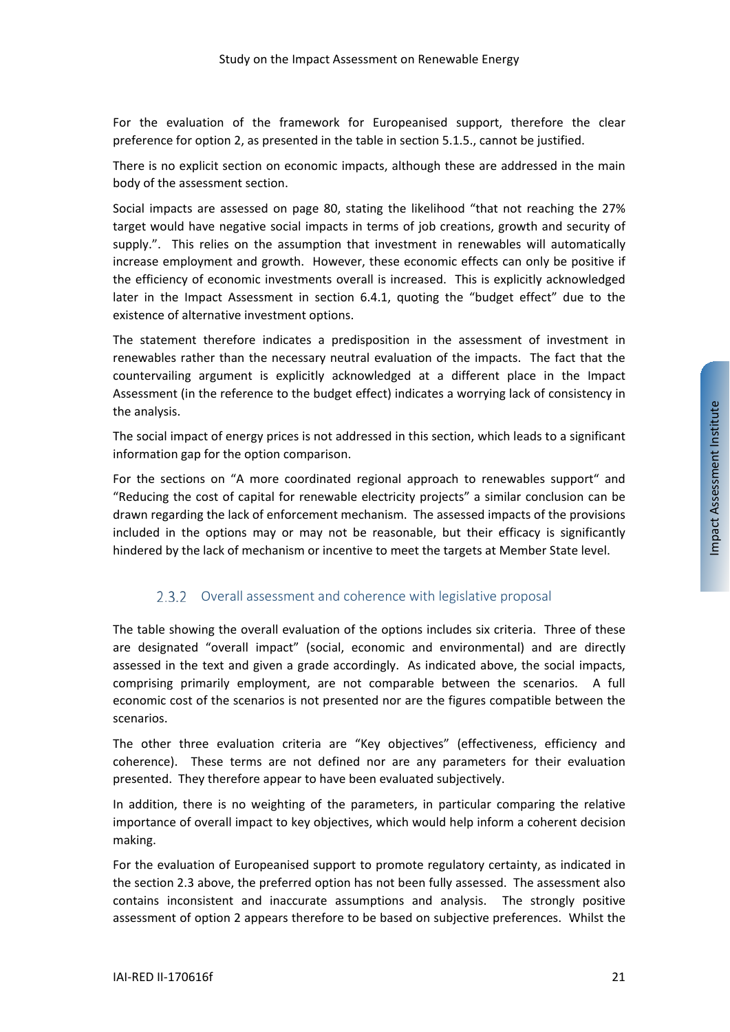For the evaluation of the framework for Europeanised support, therefore the clear preference for option 2, as presented in the table in section 5.1.5., cannot be justified.

There is no explicit section on economic impacts, although these are addressed in the main body of the assessment section.

Social impacts are assessed on page 80, stating the likelihood "that not reaching the 27% target would have negative social impacts in terms of job creations, growth and security of supply.". This relies on the assumption that investment in renewables will automatically increase employment and growth. However, these economic effects can only be positive if the efficiency of economic investments overall is increased. This is explicitly acknowledged later in the Impact Assessment in section 6.4.1, quoting the "budget effect" due to the existence of alternative investment options.

The statement therefore indicates a predisposition in the assessment of investment in renewables rather than the necessary neutral evaluation of the impacts. The fact that the countervailing argument is explicitly acknowledged at a different place in the Impact Assessment (in the reference to the budget effect) indicates a worrying lack of consistency in the analysis.

The social impact of energy prices is not addressed in this section, which leads to a significant information gap for the option comparison.

For the sections on "A more coordinated regional approach to renewables support" and "Reducing the cost of capital for renewable electricity projects" a similar conclusion can be drawn regarding the lack of enforcement mechanism. The assessed impacts of the provisions included in the options may or may not be reasonable, but their efficacy is significantly hindered by the lack of mechanism or incentive to meet the targets at Member State level.

### 2.3.2 Overall assessment and coherence with legislative proposal

The table showing the overall evaluation of the options includes six criteria. Three of these are designated "overall impact" (social, economic and environmental) and are directly assessed in the text and given a grade accordingly. As indicated above, the social impacts, comprising primarily employment, are not comparable between the scenarios. A full economic cost of the scenarios is not presented nor are the figures compatible between the scenarios.

The other three evaluation criteria are "Key objectives" (effectiveness, efficiency and coherence). These terms are not defined nor are any parameters for their evaluation presented. They therefore appear to have been evaluated subjectively.

In addition, there is no weighting of the parameters, in particular comparing the relative importance of overall impact to key objectives, which would help inform a coherent decision making.

For the evaluation of Europeanised support to promote regulatory certainty, as indicated in the section 2.3 above, the preferred option has not been fully assessed. The assessment also contains inconsistent and inaccurate assumptions and analysis. The strongly positive assessment of option 2 appears therefore to be based on subjective preferences. Whilst the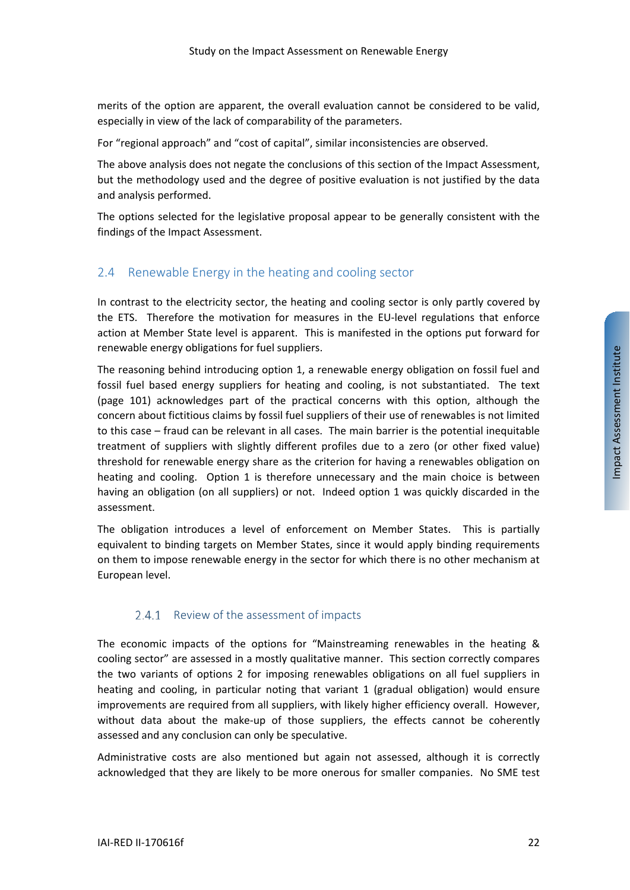merits of the option are apparent, the overall evaluation cannot be considered to be valid, especially in view of the lack of comparability of the parameters.

For "regional approach" and "cost of capital", similar inconsistencies are observed.

The above analysis does not negate the conclusions of this section of the Impact Assessment, but the methodology used and the degree of positive evaluation is not justified by the data and analysis performed.

The options selected for the legislative proposal appear to be generally consistent with the findings of the Impact Assessment.

## 2.4 Renewable Energy in the heating and cooling sector

In contrast to the electricity sector, the heating and cooling sector is only partly covered by the ETS. Therefore the motivation for measures in the EU-level regulations that enforce action at Member State level is apparent. This is manifested in the options put forward for renewable energy obligations for fuel suppliers.

The reasoning behind introducing option 1, a renewable energy obligation on fossil fuel and fossil fuel based energy suppliers for heating and cooling, is not substantiated. The text (page 101) acknowledges part of the practical concerns with this option, although the concern about fictitious claims by fossil fuel suppliers of their use of renewables is not limited to this case – fraud can be relevant in all cases. The main barrier is the potential inequitable treatment of suppliers with slightly different profiles due to a zero (or other fixed value) threshold for renewable energy share as the criterion for having a renewables obligation on heating and cooling. Option 1 is therefore unnecessary and the main choice is between having an obligation (on all suppliers) or not. Indeed option 1 was quickly discarded in the assessment.

The obligation introduces a level of enforcement on Member States. This is partially equivalent to binding targets on Member States, since it would apply binding requirements on them to impose renewable energy in the sector for which there is no other mechanism at European level.

### 2.4.1 Review of the assessment of impacts

The economic impacts of the options for "Mainstreaming renewables in the heating & cooling sector" are assessed in a mostly qualitative manner. This section correctly compares the two variants of options 2 for imposing renewables obligations on all fuel suppliers in heating and cooling, in particular noting that variant 1 (gradual obligation) would ensure improvements are required from all suppliers, with likely higher efficiency overall. However, without data about the make-up of those suppliers, the effects cannot be coherently assessed and any conclusion can only be speculative.

Administrative costs are also mentioned but again not assessed, although it is correctly acknowledged that they are likely to be more onerous for smaller companies. No SME test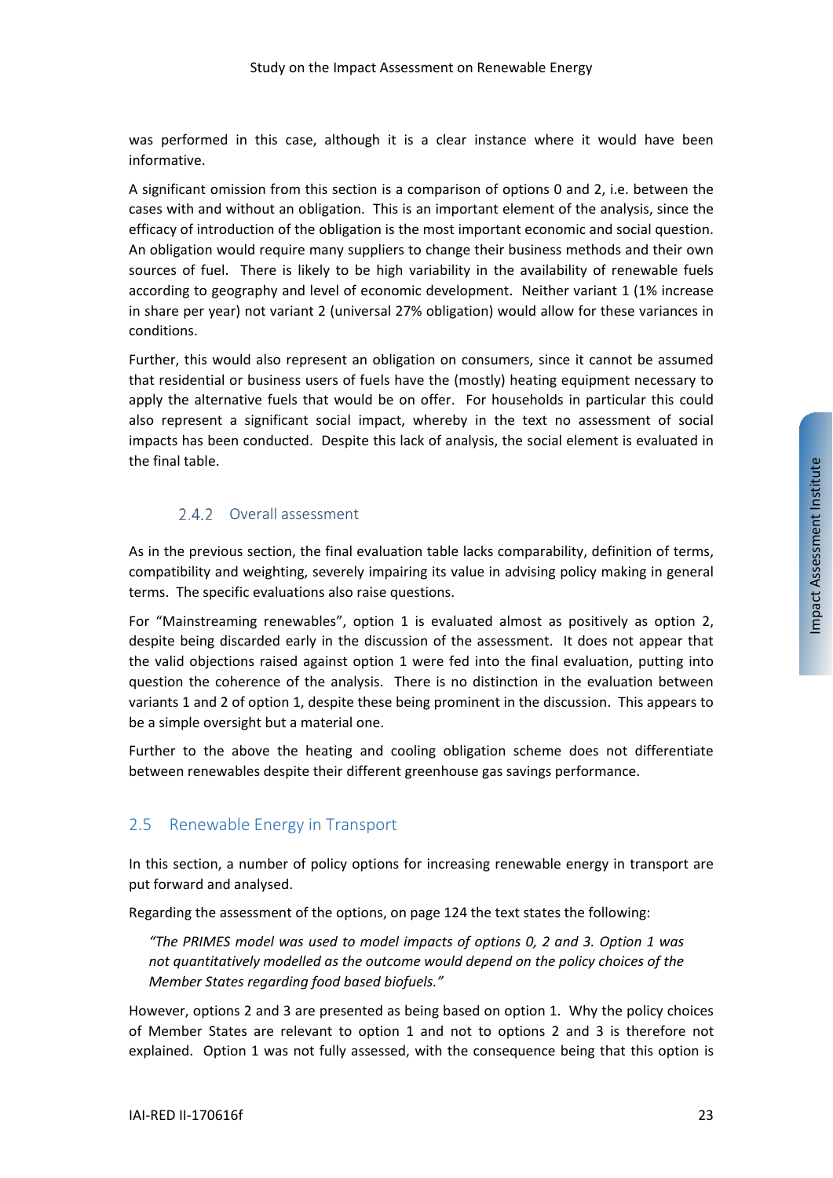was performed in this case, although it is a clear instance where it would have been informative.

A significant omission from this section is a comparison of options 0 and 2, i.e. between the cases with and without an obligation. This is an important element of the analysis, since the efficacy of introduction of the obligation is the most important economic and social question. An obligation would require many suppliers to change their business methods and their own sources of fuel. There is likely to be high variability in the availability of renewable fuels according to geography and level of economic development. Neither variant 1 (1% increase in share per year) not variant 2 (universal 27% obligation) would allow for these variances in conditions.

Further, this would also represent an obligation on consumers, since it cannot be assumed that residential or business users of fuels have the (mostly) heating equipment necessary to apply the alternative fuels that would be on offer. For households in particular this could also represent a significant social impact, whereby in the text no assessment of social impacts has been conducted. Despite this lack of analysis, the social element is evaluated in the final table.

### 2.4.2 Overall assessment

As in the previous section, the final evaluation table lacks comparability, definition of terms, compatibility and weighting, severely impairing its value in advising policy making in general terms. The specific evaluations also raise questions.

For "Mainstreaming renewables", option 1 is evaluated almost as positively as option 2, despite being discarded early in the discussion of the assessment. It does not appear that the valid objections raised against option 1 were fed into the final evaluation, putting into question the coherence of the analysis. There is no distinction in the evaluation between variants 1 and 2 of option 1, despite these being prominent in the discussion. This appears to be a simple oversight but a material one.

Further to the above the heating and cooling obligation scheme does not differentiate between renewables despite their different greenhouse gas savings performance.

## 2.5 Renewable Energy in Transport

In this section, a number of policy options for increasing renewable energy in transport are put forward and analysed.

Regarding the assessment of the options, on page 124 the text states the following:

> *"The PRIMES model was used to model impacts of options 0, 2 and 3. Option 1 was not quantitatively modelled as the outcome would depend on the policy choices of the Member States regarding food based biofuels."*

However, options 2 and 3 are presented as being based on option 1. Why the policy choices of Member States are relevant to option 1 and not to options 2 and 3 is therefore not explained. Option 1 was not fully assessed, with the consequence being that this option is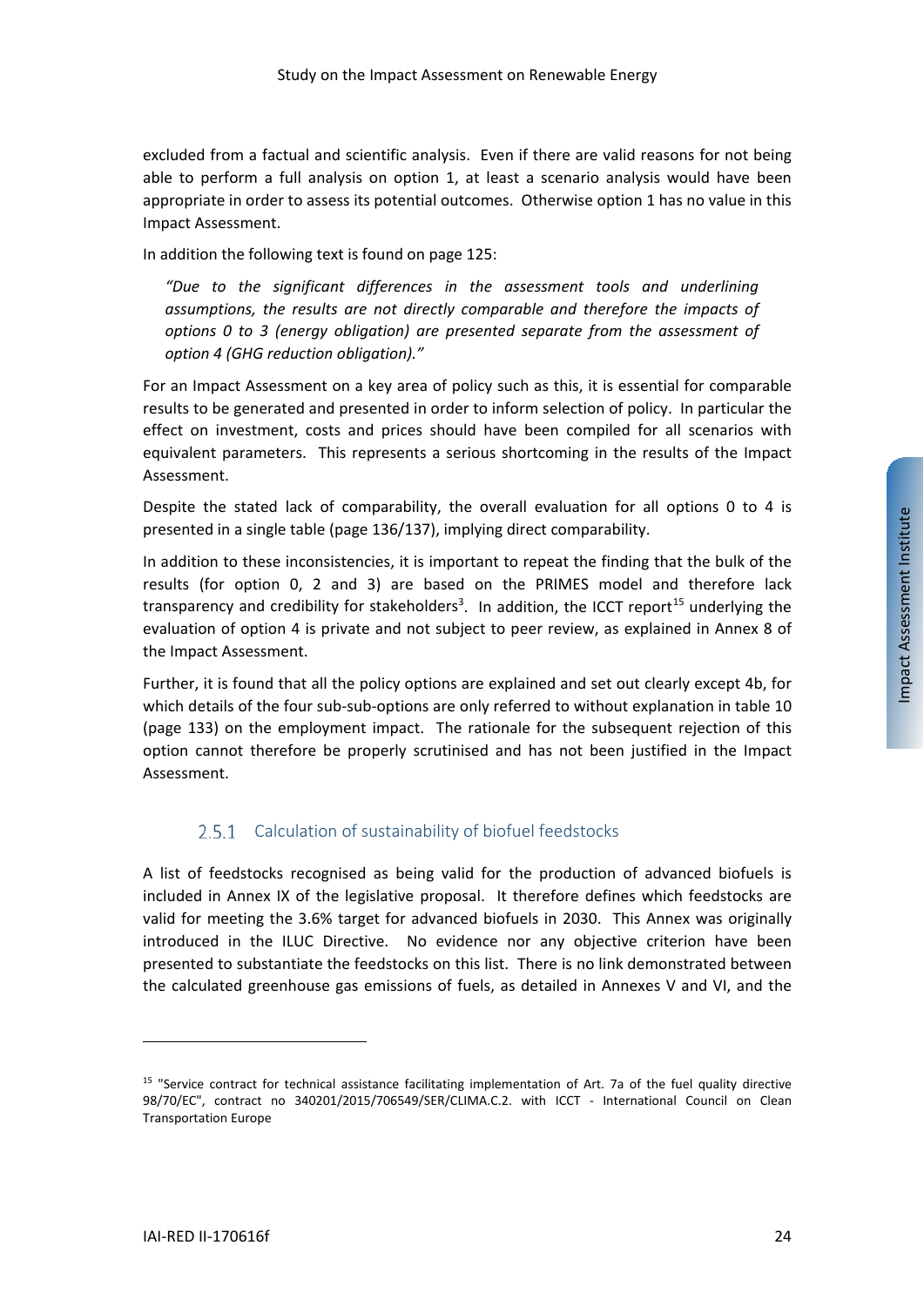excluded from a factual and scientific analysis. Even if there are valid reasons for not being able to perform a full analysis on option 1, at least a scenario analysis would have been appropriate in order to assess its potential outcomes. Otherwise option 1 has no value in this Impact Assessment.

In addition the following text is found on page 125:

> *"Due to the significant differences in the assessment tools and underlining assumptions, the results are not directly comparable and therefore the impacts of options 0 to 3 (energy obligation) are presented separate from the assessment of option 4 (GHG reduction obligation)."*

For an Impact Assessment on a key area of policy such as this, it is essential for comparable results to be generated and presented in order to inform selection of policy. In particular the effect on investment, costs and prices should have been compiled for all scenarios with equivalent parameters. This represents a serious shortcoming in the results of the Impact Assessment.

Despite the stated lack of comparability, the overall evaluation for all options 0 to 4 is presented in a single table (page 136/137), implying direct comparability.

In addition to these inconsistencies, it is important to repeat the finding that the bulk of the results (for option 0, 2 and 3) are based on the PRIMES model and therefore lack transparency and credibility for stakeholders[3]. In addition, the ICCT report[15] underlying the evaluation of option 4 is private and not subject to peer review, as explained in Annex 8 of the Impact Assessment.

Further, it is found that all the policy options are explained and set out clearly except 4b, for which details of the four sub-sub-options are only referred to without explanation in table 10 (page 133) on the employment impact. The rationale for the subsequent rejection of this option cannot therefore be properly scrutinised and has not been justified in the Impact Assessment.

### 2.5.1 Calculation of sustainability of biofuel feedstocks

A list of feedstocks recognised as being valid for the production of advanced biofuels is included in Annex IX of the legislative proposal. It therefore defines which feedstocks are valid for meeting the 3.6% target for advanced biofuels in 2030. This Annex was originally introduced in the ILUC Directive. No evidence nor any objective criterion have been presented to substantiate the feedstocks on this list. There is no link demonstrated between the calculated greenhouse gas emissions of fuels, as detailed in Annexes V and VI, and the

---

[15] "Service contract for technical assistance facilitating implementation of Art. 7a of the fuel quality directive 98/70/EC", contract no 340201/2015/706549/SER/CLIMA.C.2. with ICCT - International Council on Clean Transportation Europe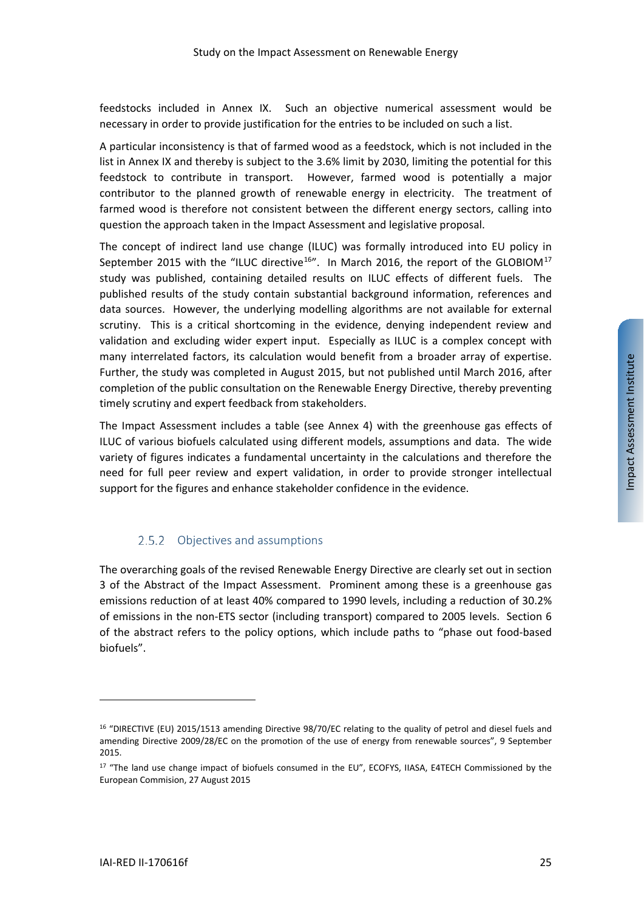feedstocks included in Annex IX. Such an objective numerical assessment would be necessary in order to provide justification for the entries to be included on such a list.

A particular inconsistency is that of farmed wood as a feedstock, which is not included in the list in Annex IX and thereby is subject to the 3.6% limit by 2030, limiting the potential for this feedstock to contribute in transport. However, farmed wood is potentially a major contributor to the planned growth of renewable energy in electricity. The treatment of farmed wood is therefore not consistent between the different energy sectors, calling into question the approach taken in the Impact Assessment and legislative proposal.

The concept of indirect land use change (ILUC) was formally introduced into EU policy in September 2015 with the "ILUC directive[16]". In March 2016, the report of the GLOBIOM[17] study was published, containing detailed results on ILUC effects of different fuels. The published results of the study contain substantial background information, references and data sources. However, the underlying modelling algorithms are not available for external scrutiny. This is a critical shortcoming in the evidence, denying independent review and validation and excluding wider expert input. Especially as ILUC is a complex concept with many interrelated factors, its calculation would benefit from a broader array of expertise. Further, the study was completed in August 2015, but not published until March 2016, after completion of the public consultation on the Renewable Energy Directive, thereby preventing timely scrutiny and expert feedback from stakeholders.

The Impact Assessment includes a table (see Annex 4) with the greenhouse gas effects of ILUC of various biofuels calculated using different models, assumptions and data. The wide variety of figures indicates a fundamental uncertainty in the calculations and therefore the need for full peer review and expert validation, in order to provide stronger intellectual support for the figures and enhance stakeholder confidence in the evidence.

### 2.5.2 Objectives and assumptions

The overarching goals of the revised Renewable Energy Directive are clearly set out in section 3 of the Abstract of the Impact Assessment. Prominent among these is a greenhouse gas emissions reduction of at least 40% compared to 1990 levels, including a reduction of 30.2% of emissions in the non-ETS sector (including transport) compared to 2005 levels. Section 6 of the abstract refers to the policy options, which include paths to "phase out food-based biofuels".

---

[16] "DIRECTIVE (EU) 2015/1513 amending Directive 98/70/EC relating to the quality of petrol and diesel fuels and amending Directive 2009/28/EC on the promotion of the use of energy from renewable sources", 9 September 2015.

[17] "The land use change impact of biofuels consumed in the EU", ECOFYS, IIASA, E4TECH Commissioned by the European Commision, 27 August 2015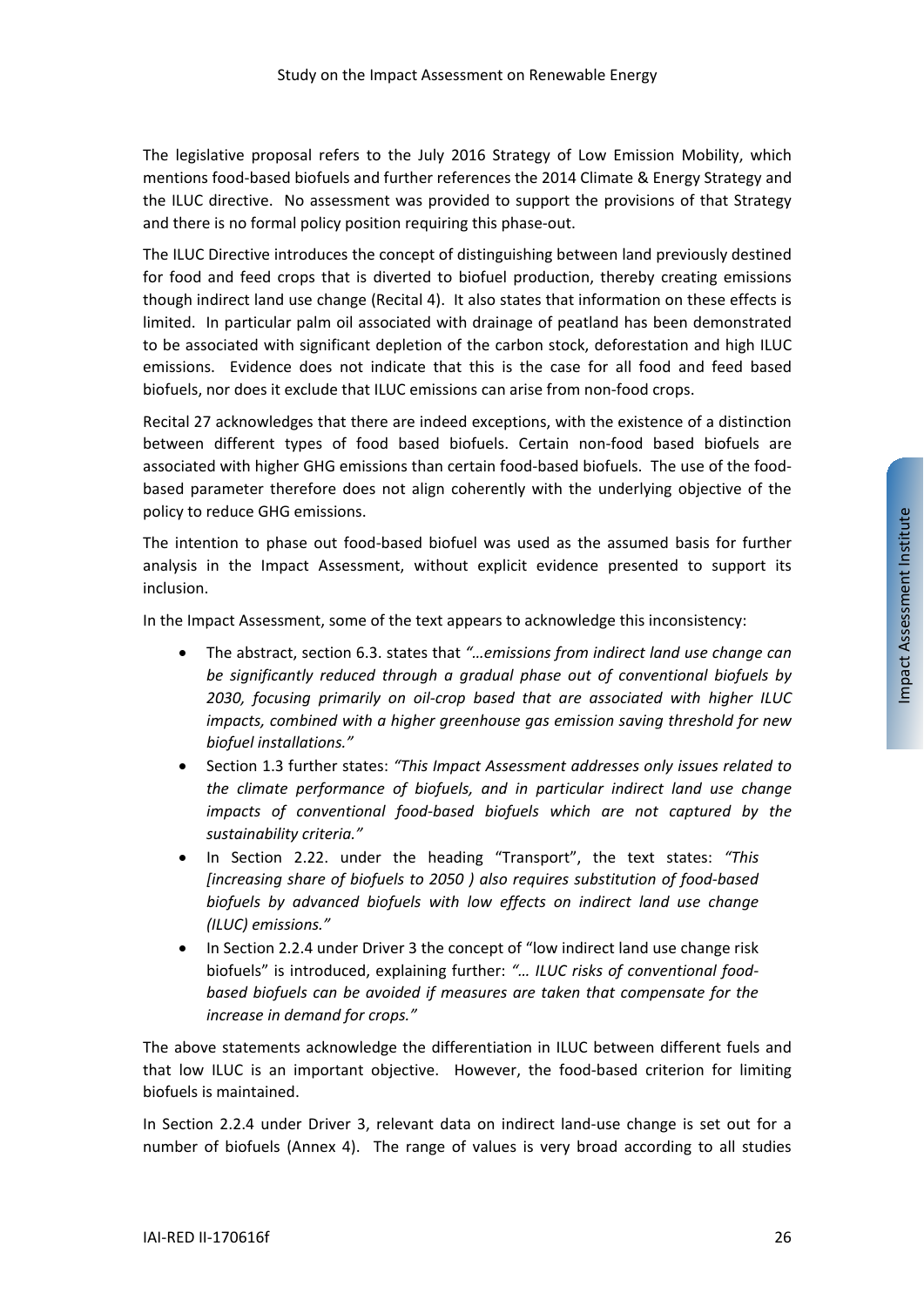The legislative proposal refers to the July 2016 Strategy of Low Emission Mobility, which mentions food-based biofuels and further references the 2014 Climate & Energy Strategy and the ILUC directive. No assessment was provided to support the provisions of that Strategy and there is no formal policy position requiring this phase-out.

The ILUC Directive introduces the concept of distinguishing between land previously destined for food and feed crops that is diverted to biofuel production, thereby creating emissions though indirect land use change (Recital 4). It also states that information on these effects is limited. In particular palm oil associated with drainage of peatland has been demonstrated to be associated with significant depletion of the carbon stock, deforestation and high ILUC emissions. Evidence does not indicate that this is the case for all food and feed based biofuels, nor does it exclude that ILUC emissions can arise from non-food crops.

Recital 27 acknowledges that there are indeed exceptions, with the existence of a distinction between different types of food based biofuels. Certain non-food based biofuels are associated with higher GHG emissions than certain food-based biofuels. The use of the food-based parameter therefore does not align coherently with the underlying objective of the policy to reduce GHG emissions.

The intention to phase out food-based biofuel was used as the assumed basis for further analysis in the Impact Assessment, without explicit evidence presented to support its inclusion.

In the Impact Assessment, some of the text appears to acknowledge this inconsistency:

- The abstract, section 6.3. states that *"…emissions from indirect land use change can be significantly reduced through a gradual phase out of conventional biofuels by 2030, focusing primarily on oil-crop based that are associated with higher ILUC impacts, combined with a higher greenhouse gas emission saving threshold for new biofuel installations."*
- Section 1.3 further states: *"This Impact Assessment addresses only issues related to the climate performance of biofuels, and in particular indirect land use change impacts of conventional food-based biofuels which are not captured by the sustainability criteria."*
- In Section 2.22. under the heading "Transport", the text states: *"This [increasing share of biofuels to 2050 ) also requires substitution of food-based biofuels by advanced biofuels with low effects on indirect land use change (ILUC) emissions."*
- In Section 2.2.4 under Driver 3 the concept of "low indirect land use change risk biofuels" is introduced, explaining further: *"… ILUC risks of conventional food-based biofuels can be avoided if measures are taken that compensate for the increase in demand for crops."*

The above statements acknowledge the differentiation in ILUC between different fuels and that low ILUC is an important objective. However, the food-based criterion for limiting biofuels is maintained.

In Section 2.2.4 under Driver 3, relevant data on indirect land-use change is set out for a number of biofuels (Annex 4). The range of values is very broad according to all studies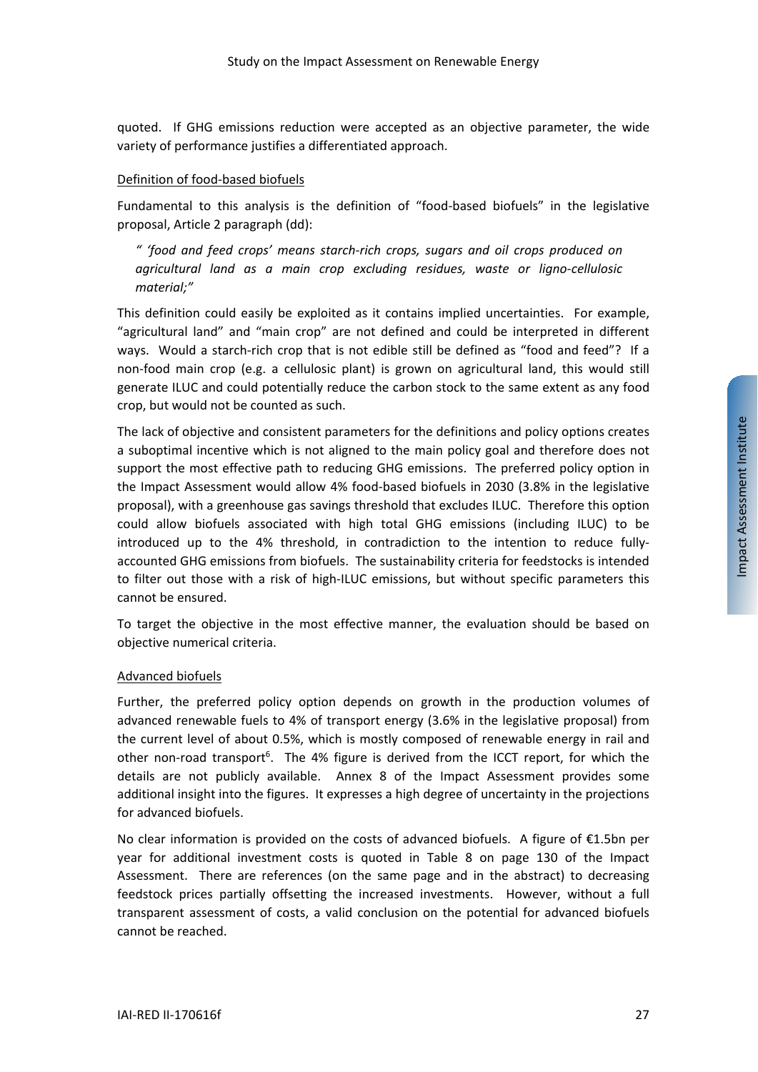quoted. If GHG emissions reduction were accepted as an objective parameter, the wide variety of performance justifies a differentiated approach.

Definition of food-based biofuels

Fundamental to this analysis is the definition of "food-based biofuels" in the legislative proposal, Article 2 paragraph (dd):

> *" 'food and feed crops' means starch-rich crops, sugars and oil crops produced on agricultural land as a main crop excluding residues, waste or ligno-cellulosic material;"*

This definition could easily be exploited as it contains implied uncertainties. For example, "agricultural land" and "main crop" are not defined and could be interpreted in different ways. Would a starch-rich crop that is not edible still be defined as "food and feed"? If a non-food main crop (e.g. a cellulosic plant) is grown on agricultural land, this would still generate ILUC and could potentially reduce the carbon stock to the same extent as any food crop, but would not be counted as such.

The lack of objective and consistent parameters for the definitions and policy options creates a suboptimal incentive which is not aligned to the main policy goal and therefore does not support the most effective path to reducing GHG emissions. The preferred policy option in the Impact Assessment would allow 4% food-based biofuels in 2030 (3.8% in the legislative proposal), with a greenhouse gas savings threshold that excludes ILUC. Therefore this option could allow biofuels associated with high total GHG emissions (including ILUC) to be introduced up to the 4% threshold, in contradiction to the intention to reduce fully-accounted GHG emissions from biofuels. The sustainability criteria for feedstocks is intended to filter out those with a risk of high-ILUC emissions, but without specific parameters this cannot be ensured.

To target the objective in the most effective manner, the evaluation should be based on objective numerical criteria.

Advanced biofuels

Further, the preferred policy option depends on growth in the production volumes of advanced renewable fuels to 4% of transport energy (3.6% in the legislative proposal) from the current level of about 0.5%, which is mostly composed of renewable energy in rail and other non-road transport[6]. The 4% figure is derived from the ICCT report, for which the details are not publicly available. Annex 8 of the Impact Assessment provides some additional insight into the figures. It expresses a high degree of uncertainty in the projections for advanced biofuels.

No clear information is provided on the costs of advanced biofuels. A figure of €1.5bn per year for additional investment costs is quoted in Table 8 on page 130 of the Impact Assessment. There are references (on the same page and in the abstract) to decreasing feedstock prices partially offsetting the increased investments. However, without a full transparent assessment of costs, a valid conclusion on the potential for advanced biofuels cannot be reached.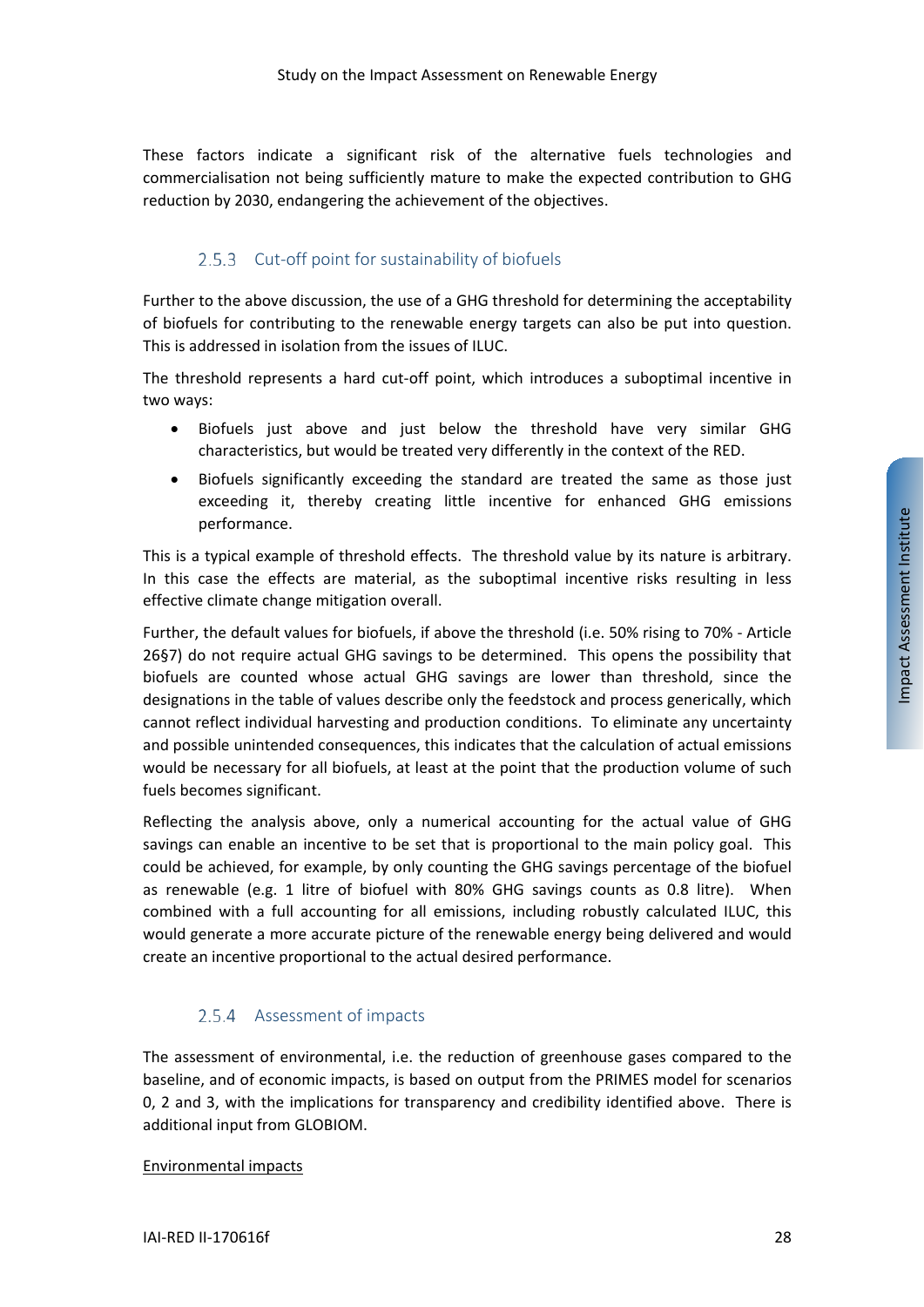These factors indicate a significant risk of the alternative fuels technologies and commercialisation not being sufficiently mature to make the expected contribution to GHG reduction by 2030, endangering the achievement of the objectives.

### 2.5.3 Cut-off point for sustainability of biofuels

Further to the above discussion, the use of a GHG threshold for determining the acceptability of biofuels for contributing to the renewable energy targets can also be put into question. This is addressed in isolation from the issues of ILUC.

The threshold represents a hard cut-off point, which introduces a suboptimal incentive in two ways:

- Biofuels just above and just below the threshold have very similar GHG characteristics, but would be treated very differently in the context of the RED.
- Biofuels significantly exceeding the standard are treated the same as those just exceeding it, thereby creating little incentive for enhanced GHG emissions performance.

This is a typical example of threshold effects. The threshold value by its nature is arbitrary. In this case the effects are material, as the suboptimal incentive risks resulting in less effective climate change mitigation overall.

Further, the default values for biofuels, if above the threshold (i.e. 50% rising to 70% - Article 26§7) do not require actual GHG savings to be determined. This opens the possibility that biofuels are counted whose actual GHG savings are lower than threshold, since the designations in the table of values describe only the feedstock and process generically, which cannot reflect individual harvesting and production conditions. To eliminate any uncertainty and possible unintended consequences, this indicates that the calculation of actual emissions would be necessary for all biofuels, at least at the point that the production volume of such fuels becomes significant.

Reflecting the analysis above, only a numerical accounting for the actual value of GHG savings can enable an incentive to be set that is proportional to the main policy goal. This could be achieved, for example, by only counting the GHG savings percentage of the biofuel as renewable (e.g. 1 litre of biofuel with 80% GHG savings counts as 0.8 litre). When combined with a full accounting for all emissions, including robustly calculated ILUC, this would generate a more accurate picture of the renewable energy being delivered and would create an incentive proportional to the actual desired performance.

### 2.5.4 Assessment of impacts

The assessment of environmental, i.e. the reduction of greenhouse gases compared to the baseline, and of economic impacts, is based on output from the PRIMES model for scenarios 0, 2 and 3, with the implications for transparency and credibility identified above. There is additional input from GLOBIOM.

<u>Environmental impacts</u>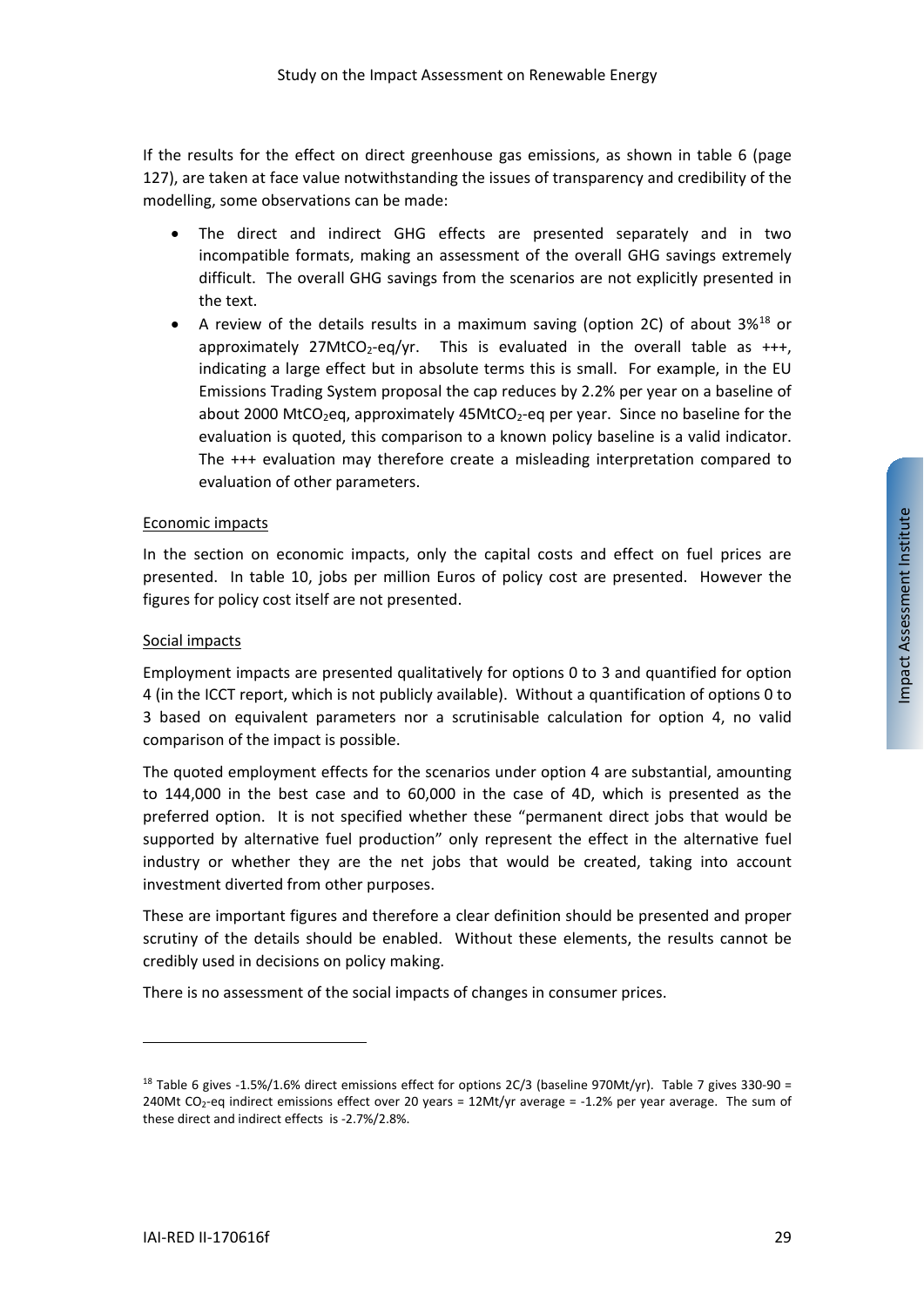If the results for the effect on direct greenhouse gas emissions, as shown in table 6 (page 127), are taken at face value notwithstanding the issues of transparency and credibility of the modelling, some observations can be made:

- The direct and indirect GHG effects are presented separately and in two incompatible formats, making an assessment of the overall GHG savings extremely difficult. The overall GHG savings from the scenarios are not explicitly presented in the text.
- A review of the details results in a maximum saving (option 2C) of about 3%[18] or approximately 27Mt$CO_2$-eq/yr. This is evaluated in the overall table as +++, indicating a large effect but in absolute terms this is small. For example, in the EU Emissions Trading System proposal the cap reduces by 2.2% per year on a baseline of about 2000 Mt$CO_2$eq, approximately 45Mt$CO_2$-eq per year. Since no baseline for the evaluation is quoted, this comparison to a known policy baseline is a valid indicator. The +++ evaluation may therefore create a misleading interpretation compared to evaluation of other parameters.

Economic impacts

In the section on economic impacts, only the capital costs and effect on fuel prices are presented. In table 10, jobs per million Euros of policy cost are presented. However the figures for policy cost itself are not presented.

Social impacts

Employment impacts are presented qualitatively for options 0 to 3 and quantified for option 4 (in the ICCT report, which is not publicly available). Without a quantification of options 0 to 3 based on equivalent parameters nor a scrutinisable calculation for option 4, no valid comparison of the impact is possible.

The quoted employment effects for the scenarios under option 4 are substantial, amounting to 144,000 in the best case and to 60,000 in the case of 4D, which is presented as the preferred option. It is not specified whether these "permanent direct jobs that would be supported by alternative fuel production" only represent the effect in the alternative fuel industry or whether they are the net jobs that would be created, taking into account investment diverted from other purposes.

These are important figures and therefore a clear definition should be presented and proper scrutiny of the details should be enabled. Without these elements, the results cannot be credibly used in decisions on policy making.

There is no assessment of the social impacts of changes in consumer prices.

---

[18] Table 6 gives -1.5%/1.6% direct emissions effect for options 2C/3 (baseline 970Mt/yr). Table 7 gives 330-90 = 240Mt $CO_2$-eq indirect emissions effect over 20 years = 12Mt/yr average = -1.2% per year average. The sum of these direct and indirect effects is -2.7%/2.8%.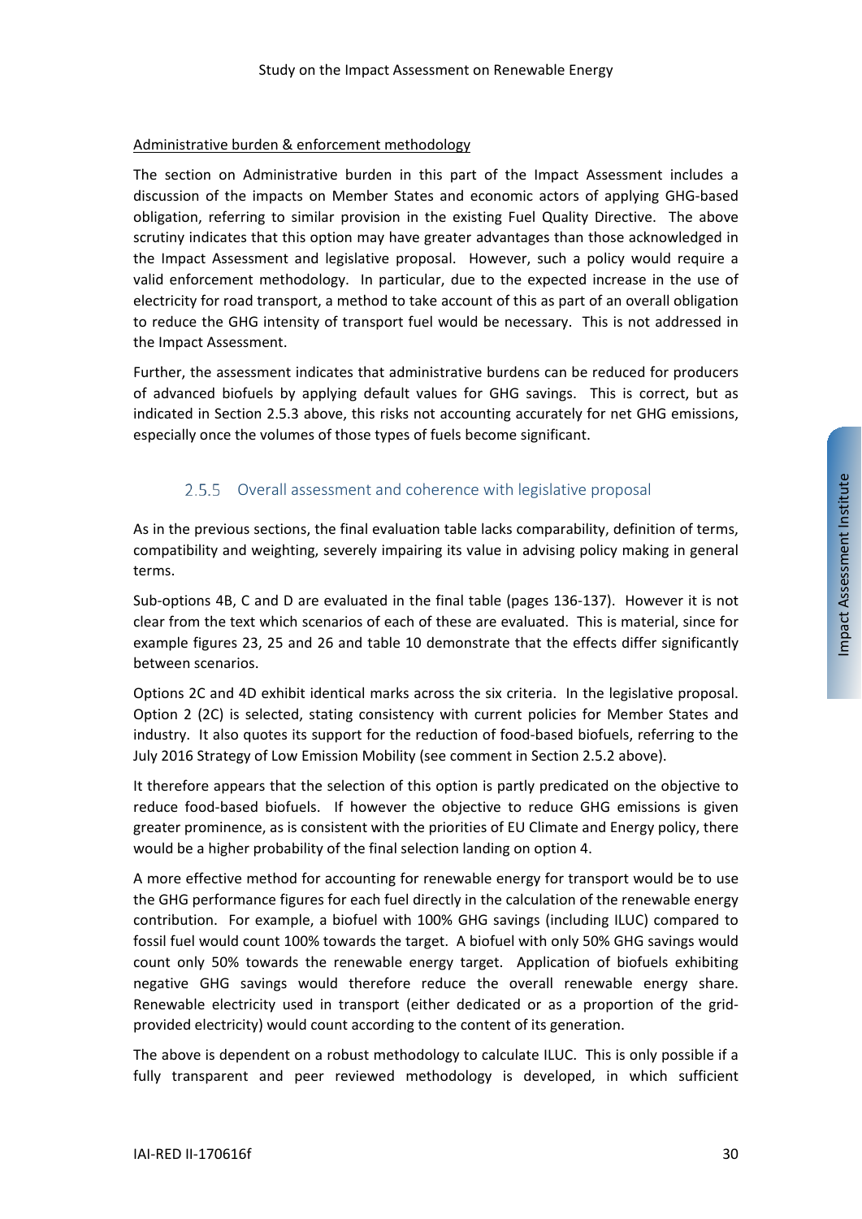Administrative burden & enforcement methodology

The section on Administrative burden in this part of the Impact Assessment includes a discussion of the impacts on Member States and economic actors of applying GHG-based obligation, referring to similar provision in the existing Fuel Quality Directive. The above scrutiny indicates that this option may have greater advantages than those acknowledged in the Impact Assessment and legislative proposal. However, such a policy would require a valid enforcement methodology. In particular, due to the expected increase in the use of electricity for road transport, a method to take account of this as part of an overall obligation to reduce the GHG intensity of transport fuel would be necessary. This is not addressed in the Impact Assessment.

Further, the assessment indicates that administrative burdens can be reduced for producers of advanced biofuels by applying default values for GHG savings. This is correct, but as indicated in Section 2.5.3 above, this risks not accounting accurately for net GHG emissions, especially once the volumes of those types of fuels become significant.

### 2.5.5 Overall assessment and coherence with legislative proposal

As in the previous sections, the final evaluation table lacks comparability, definition of terms, compatibility and weighting, severely impairing its value in advising policy making in general terms.

Sub-options 4B, C and D are evaluated in the final table (pages 136-137). However it is not clear from the text which scenarios of each of these are evaluated. This is material, since for example figures 23, 25 and 26 and table 10 demonstrate that the effects differ significantly between scenarios.

Options 2C and 4D exhibit identical marks across the six criteria. In the legislative proposal. Option 2 (2C) is selected, stating consistency with current policies for Member States and industry. It also quotes its support for the reduction of food-based biofuels, referring to the July 2016 Strategy of Low Emission Mobility (see comment in Section 2.5.2 above).

It therefore appears that the selection of this option is partly predicated on the objective to reduce food-based biofuels. If however the objective to reduce GHG emissions is given greater prominence, as is consistent with the priorities of EU Climate and Energy policy, there would be a higher probability of the final selection landing on option 4.

A more effective method for accounting for renewable energy for transport would be to use the GHG performance figures for each fuel directly in the calculation of the renewable energy contribution. For example, a biofuel with 100% GHG savings (including ILUC) compared to fossil fuel would count 100% towards the target. A biofuel with only 50% GHG savings would count only 50% towards the renewable energy target. Application of biofuels exhibiting negative GHG savings would therefore reduce the overall renewable energy share. Renewable electricity used in transport (either dedicated or as a proportion of the grid-provided electricity) would count according to the content of its generation.

The above is dependent on a robust methodology to calculate ILUC. This is only possible if a fully transparent and peer reviewed methodology is developed, in which sufficient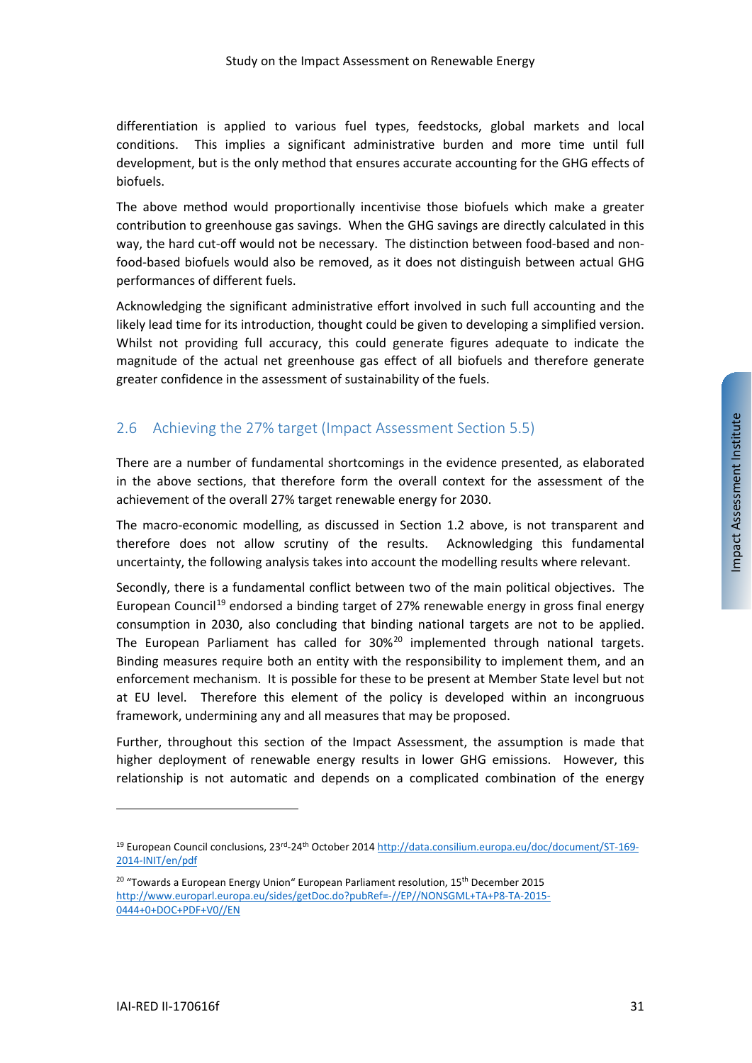differentiation is applied to various fuel types, feedstocks, global markets and local conditions. This implies a significant administrative burden and more time until full development, but is the only method that ensures accurate accounting for the GHG effects of biofuels.

The above method would proportionally incentivise those biofuels which make a greater contribution to greenhouse gas savings. When the GHG savings are directly calculated in this way, the hard cut-off would not be necessary. The distinction between food-based and non-food-based biofuels would also be removed, as it does not distinguish between actual GHG performances of different fuels.

Acknowledging the significant administrative effort involved in such full accounting and the likely lead time for its introduction, thought could be given to developing a simplified version. Whilst not providing full accuracy, this could generate figures adequate to indicate the magnitude of the actual net greenhouse gas effect of all biofuels and therefore generate greater confidence in the assessment of sustainability of the fuels.

## 2.6 Achieving the 27% target (Impact Assessment Section 5.5)

There are a number of fundamental shortcomings in the evidence presented, as elaborated in the above sections, that therefore form the overall context for the assessment of the achievement of the overall 27% target renewable energy for 2030.

The macro-economic modelling, as discussed in Section 1.2 above, is not transparent and therefore does not allow scrutiny of the results. Acknowledging this fundamental uncertainty, the following analysis takes into account the modelling results where relevant.

Secondly, there is a fundamental conflict between two of the main political objectives. The European Council[19] endorsed a binding target of 27% renewable energy in gross final energy consumption in 2030, also concluding that binding national targets are not to be applied. The European Parliament has called for 30%[20] implemented through national targets. Binding measures require both an entity with the responsibility to implement them, and an enforcement mechanism. It is possible for these to be present at Member State level but not at EU level. Therefore this element of the policy is developed within an incongruous framework, undermining any and all measures that may be proposed.

Further, throughout this section of the Impact Assessment, the assumption is made that higher deployment of renewable energy results in lower GHG emissions. However, this relationship is not automatic and depends on a complicated combination of the energy

---

[19] European Council conclusions, 23rd-24th October 2014 http://data.consilium.europa.eu/doc/document/ST-169-2014-INIT/en/pdf

[20] "Towards a European Energy Union" European Parliament resolution, 15th December 2015 http://www.europarl.europa.eu/sides/getDoc.do?pubRef=-//EP//NONSGML+TA+P8-TA-2015-0444+0+DOC+PDF+V0//EN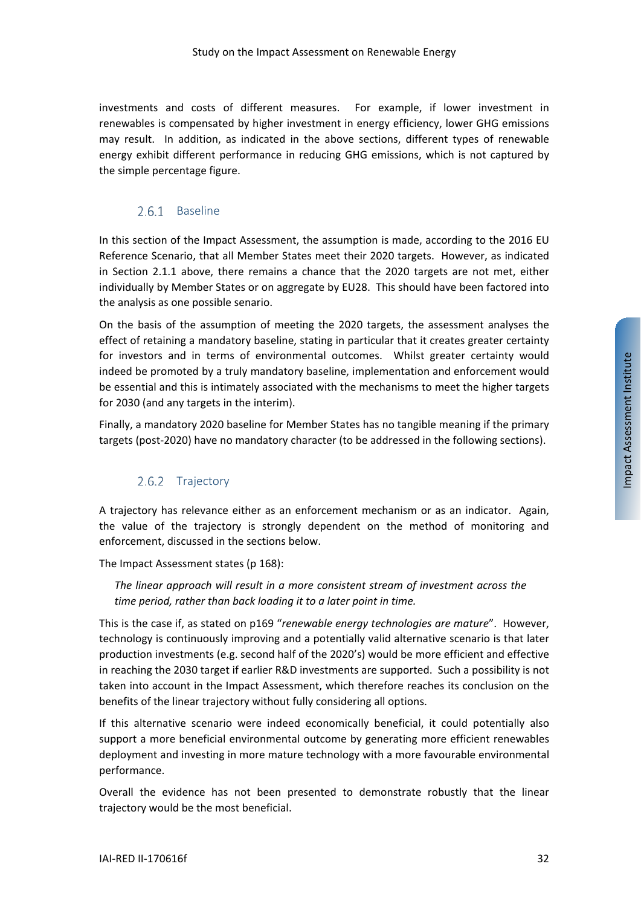investments and costs of different measures. For example, if lower investment in renewables is compensated by higher investment in energy efficiency, lower GHG emissions may result. In addition, as indicated in the above sections, different types of renewable energy exhibit different performance in reducing GHG emissions, which is not captured by the simple percentage figure.

### 2.6.1 Baseline

In this section of the Impact Assessment, the assumption is made, according to the 2016 EU Reference Scenario, that all Member States meet their 2020 targets. However, as indicated in Section 2.1.1 above, there remains a chance that the 2020 targets are not met, either individually by Member States or on aggregate by EU28. This should have been factored into the analysis as one possible senario.

On the basis of the assumption of meeting the 2020 targets, the assessment analyses the effect of retaining a mandatory baseline, stating in particular that it creates greater certainty for investors and in terms of environmental outcomes. Whilst greater certainty would indeed be promoted by a truly mandatory baseline, implementation and enforcement would be essential and this is intimately associated with the mechanisms to meet the higher targets for 2030 (and any targets in the interim).

Finally, a mandatory 2020 baseline for Member States has no tangible meaning if the primary targets (post-2020) have no mandatory character (to be addressed in the following sections).

### 2.6.2 Trajectory

A trajectory has relevance either as an enforcement mechanism or as an indicator. Again, the value of the trajectory is strongly dependent on the method of monitoring and enforcement, discussed in the sections below.

The Impact Assessment states (p 168):

> *The linear approach will result in a more consistent stream of investment across the time period, rather than back loading it to a later point in time.*

This is the case if, as stated on p169 "*renewable energy technologies are mature*". However, technology is continuously improving and a potentially valid alternative scenario is that later production investments (e.g. second half of the 2020's) would be more efficient and effective in reaching the 2030 target if earlier R&D investments are supported. Such a possibility is not taken into account in the Impact Assessment, which therefore reaches its conclusion on the benefits of the linear trajectory without fully considering all options.

If this alternative scenario were indeed economically beneficial, it could potentially also support a more beneficial environmental outcome by generating more efficient renewables deployment and investing in more mature technology with a more favourable environmental performance.

Overall the evidence has not been presented to demonstrate robustly that the linear trajectory would be the most beneficial.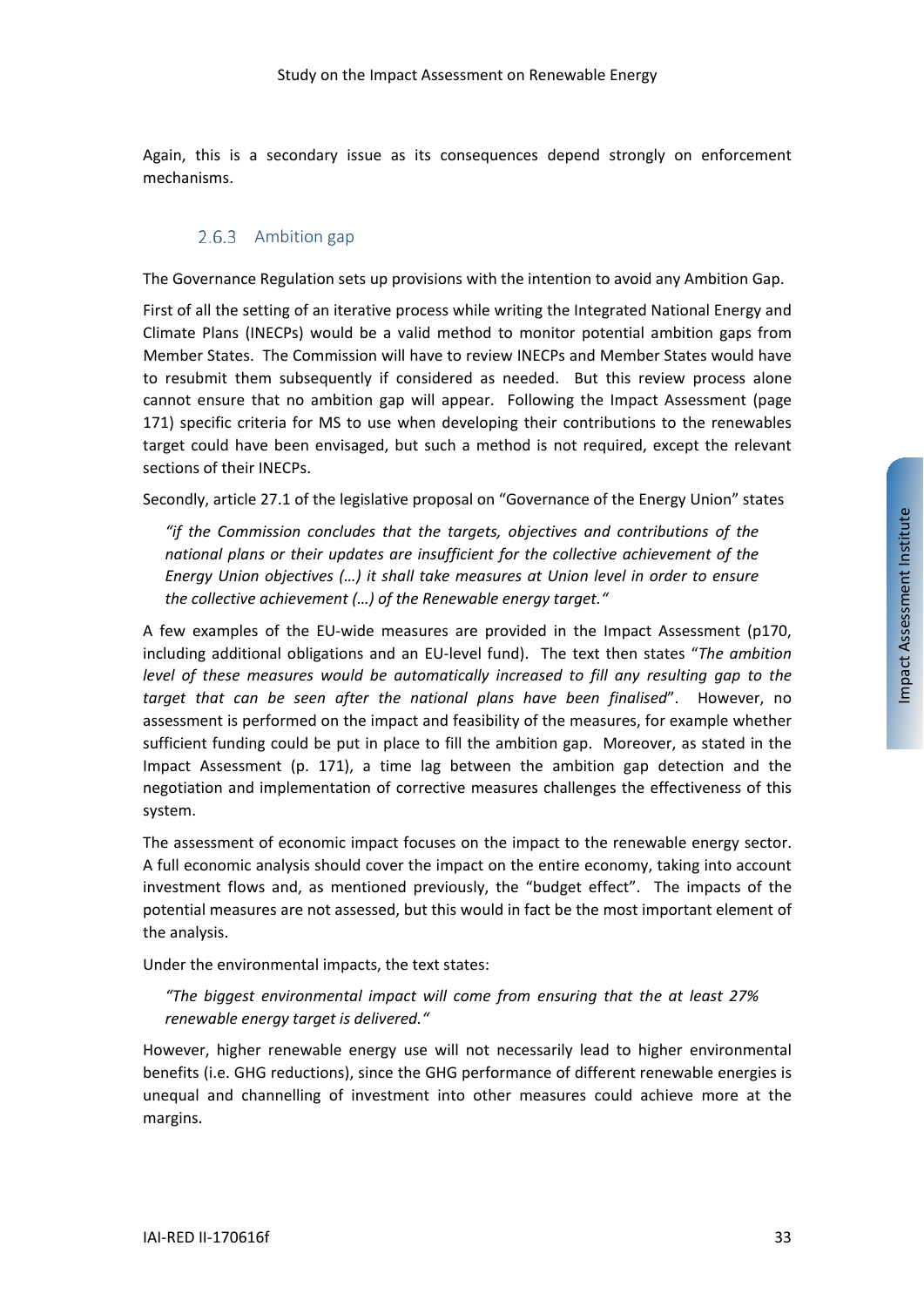Again, this is a secondary issue as its consequences depend strongly on enforcement mechanisms.

### 2.6.3 Ambition gap

The Governance Regulation sets up provisions with the intention to avoid any Ambition Gap.

First of all the setting of an iterative process while writing the Integrated National Energy and Climate Plans (INECPs) would be a valid method to monitor potential ambition gaps from Member States. The Commission will have to review INECPs and Member States would have to resubmit them subsequently if considered as needed. But this review process alone cannot ensure that no ambition gap will appear. Following the Impact Assessment (page 171) specific criteria for MS to use when developing their contributions to the renewables target could have been envisaged, but such a method is not required, except the relevant sections of their INECPs.

Secondly, article 27.1 of the legislative proposal on "Governance of the Energy Union" states

> *"if the Commission concludes that the targets, objectives and contributions of the national plans or their updates are insufficient for the collective achievement of the Energy Union objectives (…) it shall take measures at Union level in order to ensure the collective achievement (…) of the Renewable energy target."*

A few examples of the EU-wide measures are provided in the Impact Assessment (p170, including additional obligations and an EU-level fund). The text then states "*The ambition level of these measures would be automatically increased to fill any resulting gap to the target that can be seen after the national plans have been finalised*". However, no assessment is performed on the impact and feasibility of the measures, for example whether sufficient funding could be put in place to fill the ambition gap. Moreover, as stated in the Impact Assessment (p. 171), a time lag between the ambition gap detection and the negotiation and implementation of corrective measures challenges the effectiveness of this system.

The assessment of economic impact focuses on the impact to the renewable energy sector. A full economic analysis should cover the impact on the entire economy, taking into account investment flows and, as mentioned previously, the "budget effect". The impacts of the potential measures are not assessed, but this would in fact be the most important element of the analysis.

Under the environmental impacts, the text states:

> *"The biggest environmental impact will come from ensuring that the at least 27% renewable energy target is delivered."*

However, higher renewable energy use will not necessarily lead to higher environmental benefits (i.e. GHG reductions), since the GHG performance of different renewable energies is unequal and channelling of investment into other measures could achieve more at the margins.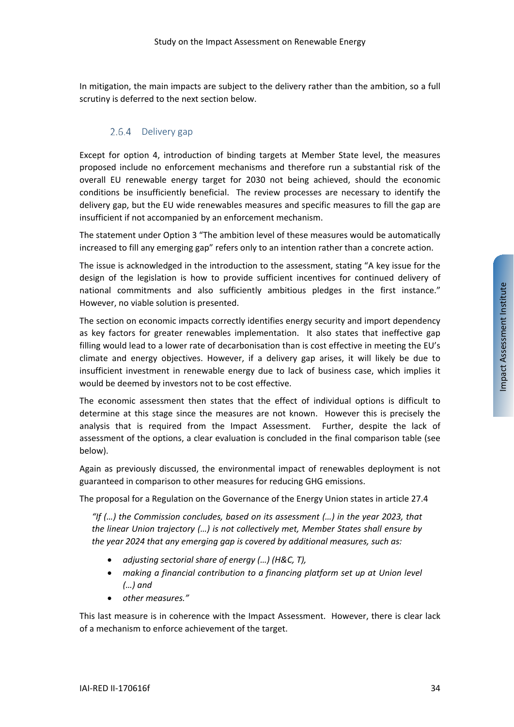In mitigation, the main impacts are subject to the delivery rather than the ambition, so a full scrutiny is deferred to the next section below.

### 2.6.4 Delivery gap

Except for option 4, introduction of binding targets at Member State level, the measures proposed include no enforcement mechanisms and therefore run a substantial risk of the overall EU renewable energy target for 2030 not being achieved, should the economic conditions be insufficiently beneficial. The review processes are necessary to identify the delivery gap, but the EU wide renewables measures and specific measures to fill the gap are insufficient if not accompanied by an enforcement mechanism.

The statement under Option 3 "The ambition level of these measures would be automatically increased to fill any emerging gap" refers only to an intention rather than a concrete action.

The issue is acknowledged in the introduction to the assessment, stating "A key issue for the design of the legislation is how to provide sufficient incentives for continued delivery of national commitments and also sufficiently ambitious pledges in the first instance." However, no viable solution is presented.

The section on economic impacts correctly identifies energy security and import dependency as key factors for greater renewables implementation. It also states that ineffective gap filling would lead to a lower rate of decarbonisation than is cost effective in meeting the EU's climate and energy objectives. However, if a delivery gap arises, it will likely be due to insufficient investment in renewable energy due to lack of business case, which implies it would be deemed by investors not to be cost effective.

The economic assessment then states that the effect of individual options is difficult to determine at this stage since the measures are not known. However this is precisely the analysis that is required from the Impact Assessment. Further, despite the lack of assessment of the options, a clear evaluation is concluded in the final comparison table (see below).

Again as previously discussed, the environmental impact of renewables deployment is not guaranteed in comparison to other measures for reducing GHG emissions.

The proposal for a Regulation on the Governance of the Energy Union states in article 27.4

> *"If (…) the Commission concludes, based on its assessment (…) in the year 2023, that the linear Union trajectory (…) is not collectively met, Member States shall ensure by the year 2024 that any emerging gap is covered by additional measures, such as:*
>
> - *adjusting sectorial share of energy (…) (H&C, T),*
> - *making a financial contribution to a financing platform set up at Union level (…) and*
> - *other measures."*

This last measure is in coherence with the Impact Assessment. However, there is clear lack of a mechanism to enforce achievement of the target.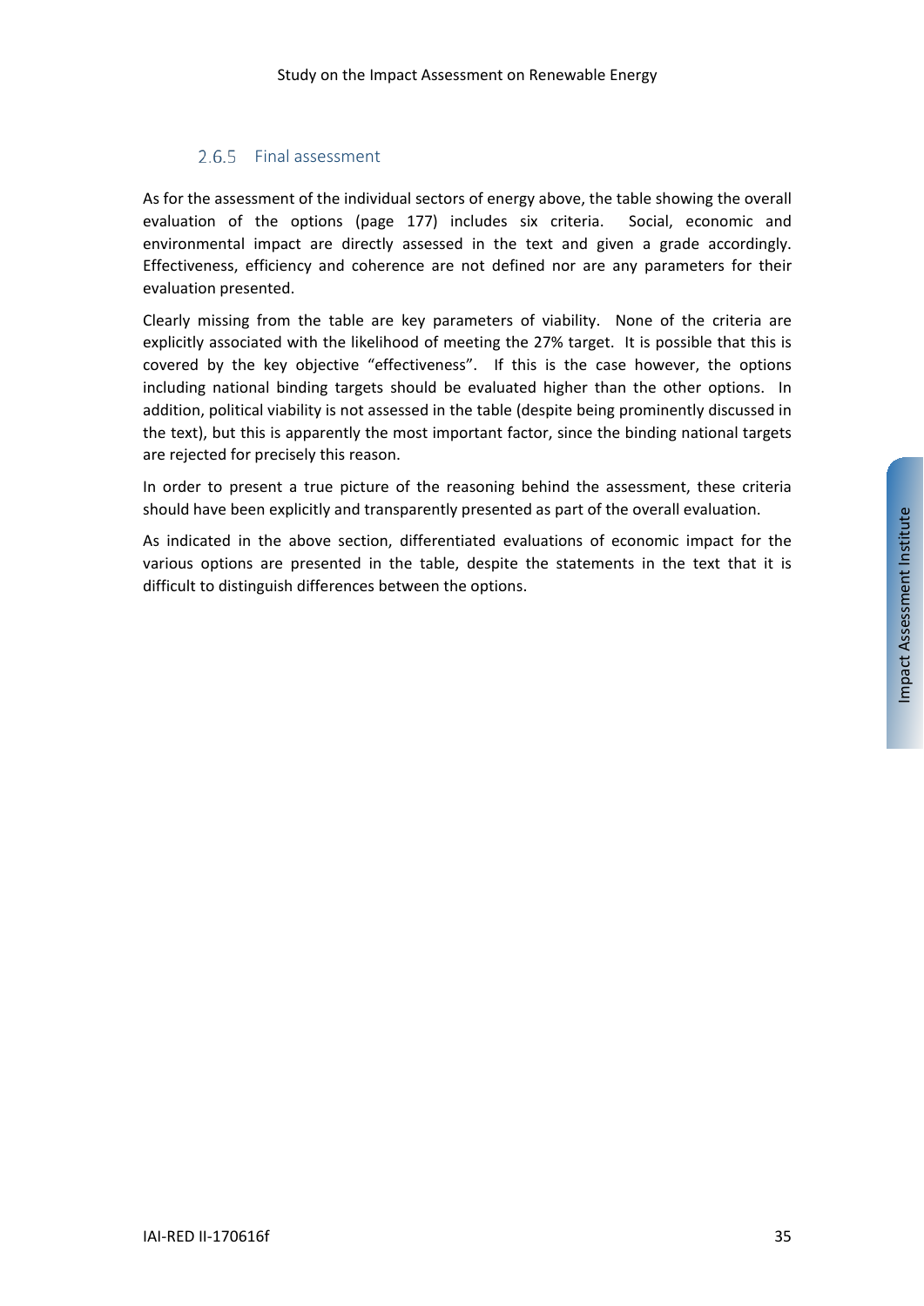### 2.6.5 Final assessment

As for the assessment of the individual sectors of energy above, the table showing the overall evaluation of the options (page 177) includes six criteria. Social, economic and environmental impact are directly assessed in the text and given a grade accordingly. Effectiveness, efficiency and coherence are not defined nor are any parameters for their evaluation presented.

Clearly missing from the table are key parameters of viability. None of the criteria are explicitly associated with the likelihood of meeting the 27% target. It is possible that this is covered by the key objective "effectiveness". If this is the case however, the options including national binding targets should be evaluated higher than the other options. In addition, political viability is not assessed in the table (despite being prominently discussed in the text), but this is apparently the most important factor, since the binding national targets are rejected for precisely this reason.

In order to present a true picture of the reasoning behind the assessment, these criteria should have been explicitly and transparently presented as part of the overall evaluation.

As indicated in the above section, differentiated evaluations of economic impact for the various options are presented in the table, despite the statements in the text that it is difficult to distinguish differences between the options.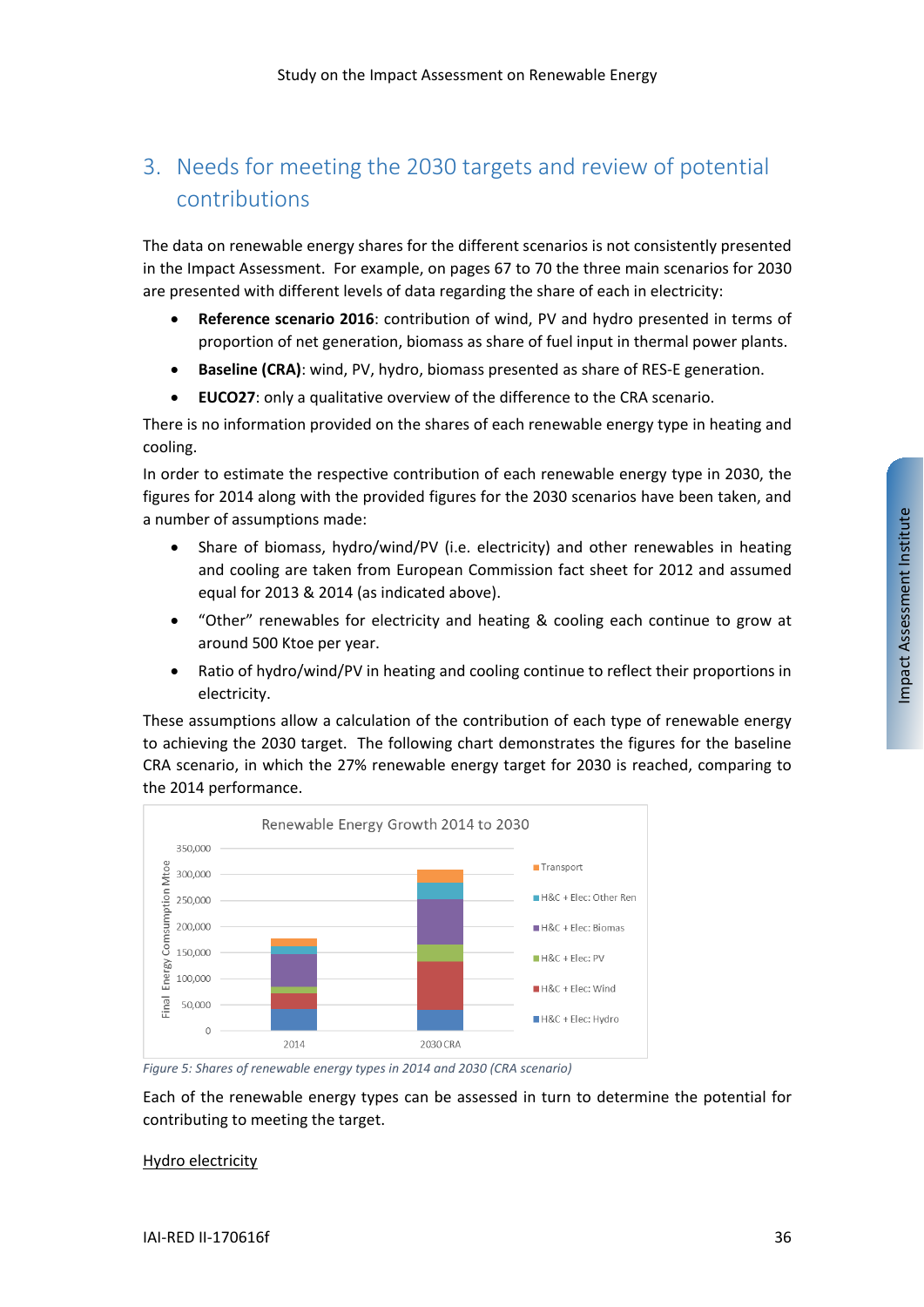## 3. Needs for meeting the 2030 targets and review of potential contributions

The data on renewable energy shares for the different scenarios is not consistently presented in the Impact Assessment. For example, on pages 67 to 70 the three main scenarios for 2030 are presented with different levels of data regarding the share of each in electricity:

- **Reference scenario 2016**: contribution of wind, PV and hydro presented in terms of proportion of net generation, biomass as share of fuel input in thermal power plants.
- **Baseline (CRA)**: wind, PV, hydro, biomass presented as share of RES-E generation.
- **EUCO27**: only a qualitative overview of the difference to the CRA scenario.

There is no information provided on the shares of each renewable energy type in heating and cooling.

In order to estimate the respective contribution of each renewable energy type in 2030, the figures for 2014 along with the provided figures for the 2030 scenarios have been taken, and a number of assumptions made:

- Share of biomass, hydro/wind/PV (i.e. electricity) and other renewables in heating and cooling are taken from European Commission fact sheet for 2012 and assumed equal for 2013 & 2014 (as indicated above).
- "Other" renewables for electricity and heating & cooling each continue to grow at around 500 Ktoe per year.
- Ratio of hydro/wind/PV in heating and cooling continue to reflect their proportions in electricity.

These assumptions allow a calculation of the contribution of each type of renewable energy to achieving the 2030 target. The following chart demonstrates the figures for the baseline CRA scenario, in which the 27% renewable energy target for 2030 is reached, comparing to the 2014 performance.

*Figure 5: Shares of renewable energy types in 2014 and 2030 (CRA scenario)*

Each of the renewable energy types can be assessed in turn to determine the potential for contributing to meeting the target.

<u>Hydro electricity</u>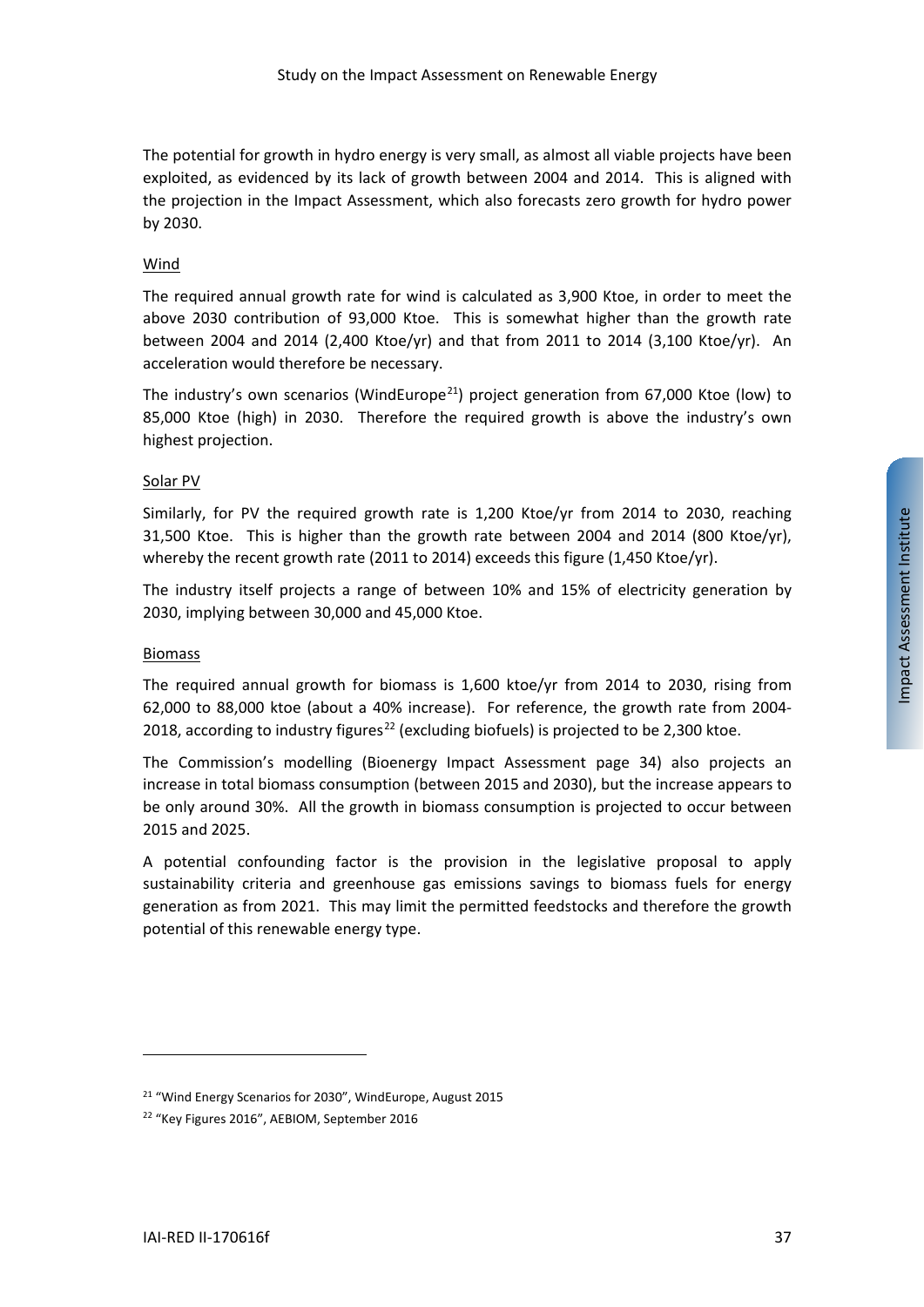The potential for growth in hydro energy is very small, as almost all viable projects have been exploited, as evidenced by its lack of growth between 2004 and 2014. This is aligned with the projection in the Impact Assessment, which also forecasts zero growth for hydro power by 2030.

Wind

The required annual growth rate for wind is calculated as 3,900 Ktoe, in order to meet the above 2030 contribution of 93,000 Ktoe. This is somewhat higher than the growth rate between 2004 and 2014 (2,400 Ktoe/yr) and that from 2011 to 2014 (3,100 Ktoe/yr). An acceleration would therefore be necessary.

The industry's own scenarios (WindEurope[21]) project generation from 67,000 Ktoe (low) to 85,000 Ktoe (high) in 2030. Therefore the required growth is above the industry's own highest projection.

Solar PV

Similarly, for PV the required growth rate is 1,200 Ktoe/yr from 2014 to 2030, reaching 31,500 Ktoe. This is higher than the growth rate between 2004 and 2014 (800 Ktoe/yr), whereby the recent growth rate (2011 to 2014) exceeds this figure (1,450 Ktoe/yr).

The industry itself projects a range of between 10% and 15% of electricity generation by 2030, implying between 30,000 and 45,000 Ktoe.

Biomass

The required annual growth for biomass is 1,600 ktoe/yr from 2014 to 2030, rising from 62,000 to 88,000 ktoe (about a 40% increase). For reference, the growth rate from 2004-2018, according to industry figures[22] (excluding biofuels) is projected to be 2,300 ktoe.

The Commission's modelling (Bioenergy Impact Assessment page 34) also projects an increase in total biomass consumption (between 2015 and 2030), but the increase appears to be only around 30%. All the growth in biomass consumption is projected to occur between 2015 and 2025.

A potential confounding factor is the provision in the legislative proposal to apply sustainability criteria and greenhouse gas emissions savings to biomass fuels for energy generation as from 2021. This may limit the permitted feedstocks and therefore the growth potential of this renewable energy type.

---

[21] "Wind Energy Scenarios for 2030", WindEurope, August 2015

[22] "Key Figures 2016", AEBIOM, September 2016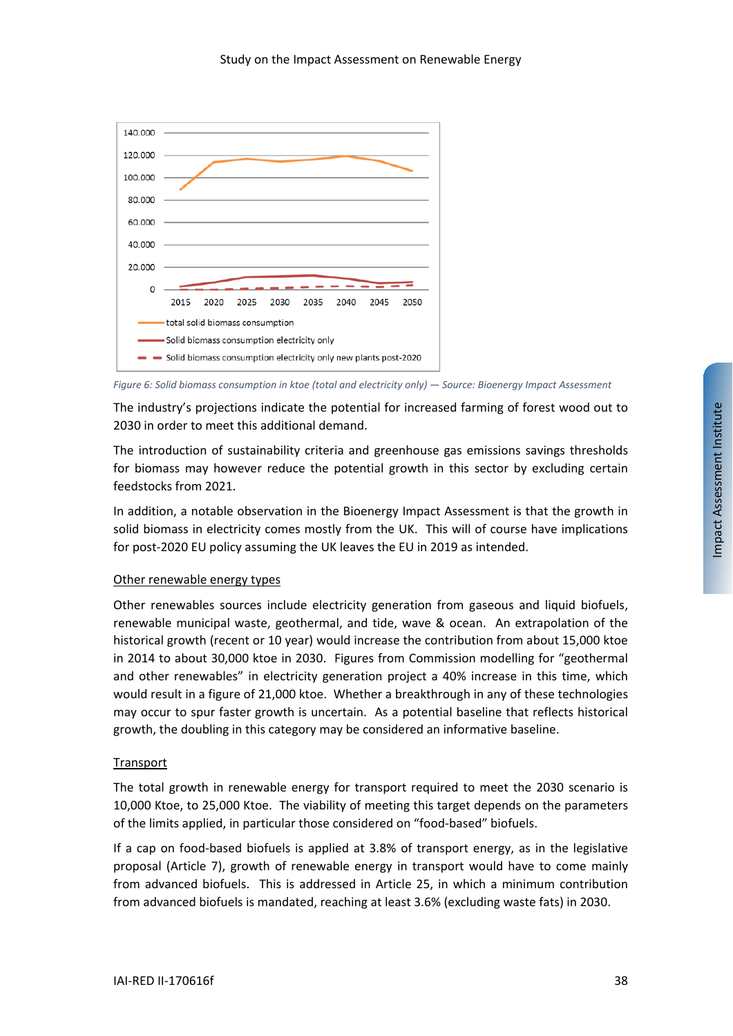*Figure 6: Solid biomass consumption in ktoe (total and electricity only) — Source: Bioenergy Impact Assessment*

The industry's projections indicate the potential for increased farming of forest wood out to 2030 in order to meet this additional demand.

The introduction of sustainability criteria and greenhouse gas emissions savings thresholds for biomass may however reduce the potential growth in this sector by excluding certain feedstocks from 2021.

In addition, a notable observation in the Bioenergy Impact Assessment is that the growth in solid biomass in electricity comes mostly from the UK. This will of course have implications for post-2020 EU policy assuming the UK leaves the EU in 2019 as intended.

<u>Other renewable energy types</u>

Other renewables sources include electricity generation from gaseous and liquid biofuels, renewable municipal waste, geothermal, and tide, wave & ocean. An extrapolation of the historical growth (recent or 10 year) would increase the contribution from about 15,000 ktoe in 2014 to about 30,000 ktoe in 2030. Figures from Commission modelling for "geothermal and other renewables" in electricity generation project a 40% increase in this time, which would result in a figure of 21,000 ktoe. Whether a breakthrough in any of these technologies may occur to spur faster growth is uncertain. As a potential baseline that reflects historical growth, the doubling in this category may be considered an informative baseline.

<u>Transport</u>

The total growth in renewable energy for transport required to meet the 2030 scenario is 10,000 Ktoe, to 25,000 Ktoe. The viability of meeting this target depends on the parameters of the limits applied, in particular those considered on "food-based" biofuels.

If a cap on food-based biofuels is applied at 3.8% of transport energy, as in the legislative proposal (Article 7), growth of renewable energy in transport would have to come mainly from advanced biofuels. This is addressed in Article 25, in which a minimum contribution from advanced biofuels is mandated, reaching at least 3.6% (excluding waste fats) in 2030.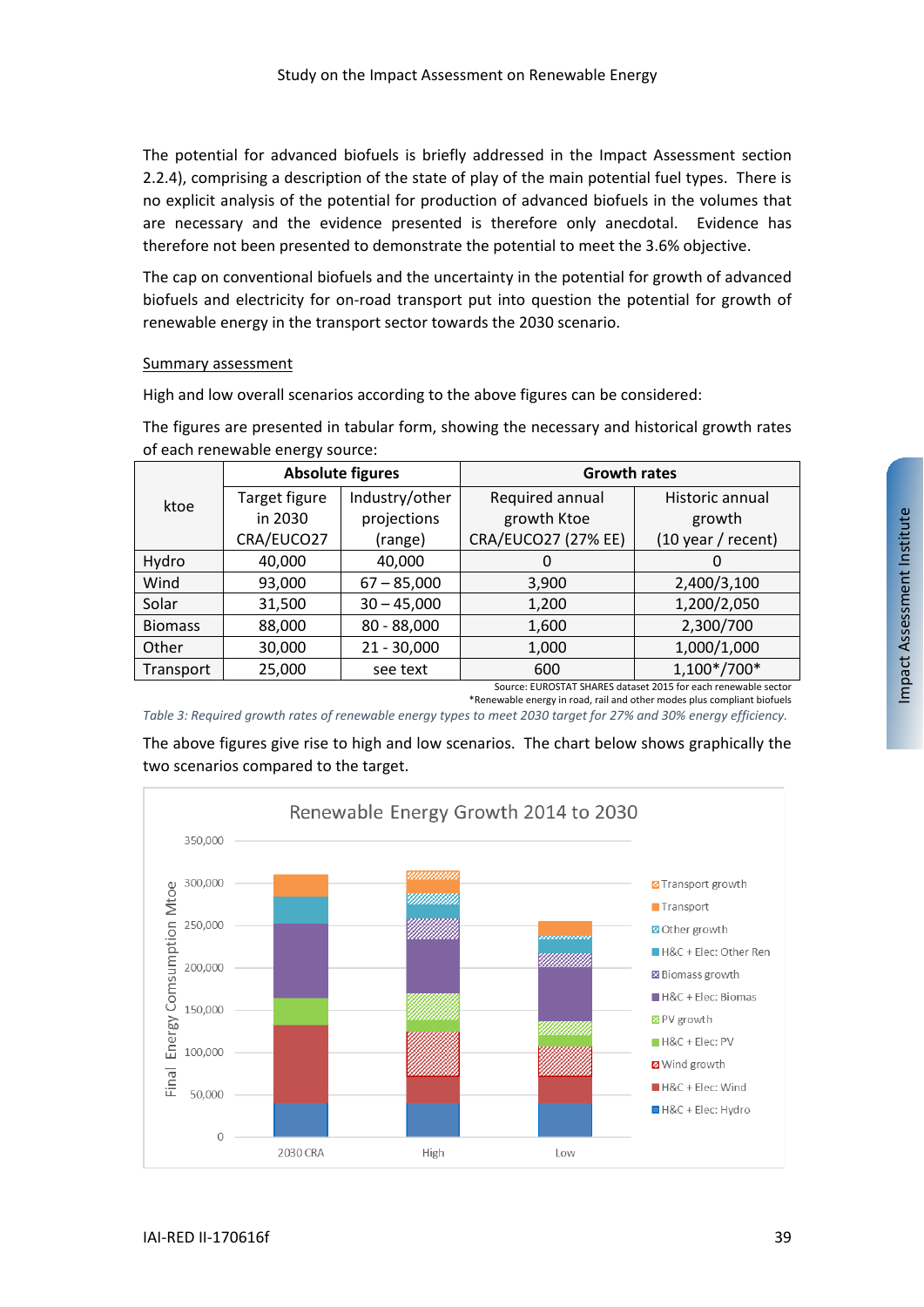The potential for advanced biofuels is briefly addressed in the Impact Assessment section 2.2.4), comprising a description of the state of play of the main potential fuel types. There is no explicit analysis of the potential for production of advanced biofuels in the volumes that are necessary and the evidence presented is therefore only anecdotal. Evidence has therefore not been presented to demonstrate the potential to meet the 3.6% objective.

The cap on conventional biofuels and the uncertainty in the potential for growth of advanced biofuels and electricity for on-road transport put into question the potential for growth of renewable energy in the transport sector towards the 2030 scenario.

Summary assessment

High and low overall scenarios according to the above figures can be considered:

The figures are presented in tabular form, showing the necessary and historical growth rates of each renewable energy source:

| ktoe | Absolute figures | | Growth rates | |
|---|---|---|---|---|
| | Target figure in 2030 CRA/EUCO27 | Industry/other projections (range) | Required annual growth Ktoe CRA/EUCO27 (27% EE) | Historic annual growth (10 year / recent) |
| Hydro | 40,000 | 40,000 | 0 | 0 |
| Wind | 93,000 | 67 – 85,000 | 3,900 | 2,400/3,100 |
| Solar | 31,500 | 30 – 45,000 | 1,200 | 1,200/2,050 |
| Biomass | 88,000 | 80 - 88,000 | 1,600 | 2,300/700 |
| Other | 30,000 | 21 - 30,000 | 1,000 | 1,000/1,000 |
| Transport | 25,000 | see text | 600 | 1,100*/700* |

Source: EUROSTAT SHARES dataset 2015 for each renewable sector

*Renewable energy in road, rail and other modes plus compliant biofuels

*Table 3: Required growth rates of renewable energy types to meet 2030 target for 27% and 30% energy efficiency.*

The above figures give rise to high and low scenarios. The chart below shows graphically the two scenarios compared to the target.

Renewable Energy Growth 2014 to 2030

| Final Energy Consumption Mtoe | 2030 CRA | High | Low |
|---|---|---|---|

Legend: Transport growth; Transport; Other growth; H&C + Elec: Other Ren; Biomass growth; H&C + Elec: Biomas; PV growth; H&C + Elec: PV; Wind growth; H&C + Elec: Wind; H&C + Elec: Hydro

Axis: 0; 50,000; 100,000; 150,000; 200,000; 250,000; 300,000; 350,000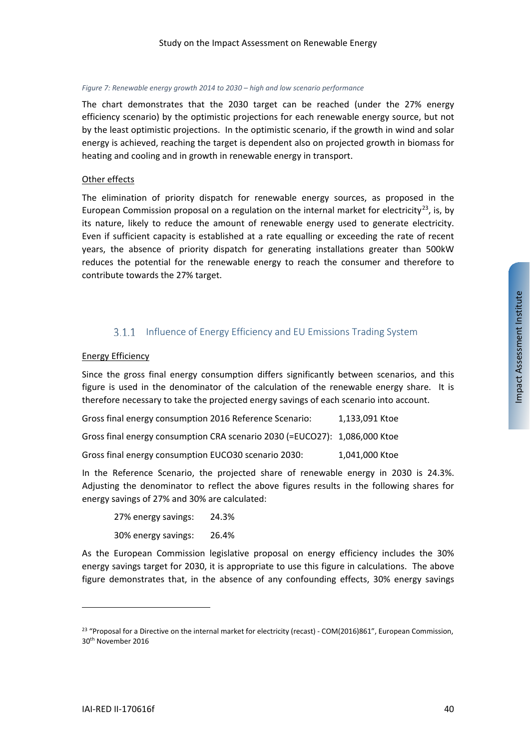*Figure 7: Renewable energy growth 2014 to 2030 – high and low scenario performance*

The chart demonstrates that the 2030 target can be reached (under the 27% energy efficiency scenario) by the optimistic projections for each renewable energy source, but not by the least optimistic projections. In the optimistic scenario, if the growth in wind and solar energy is achieved, reaching the target is dependent also on projected growth in biomass for heating and cooling and in growth in renewable energy in transport.

<u>Other effects</u>

The elimination of priority dispatch for renewable energy sources, as proposed in the European Commission proposal on a regulation on the internal market for electricity[23], is, by its nature, likely to reduce the amount of renewable energy used to generate electricity. Even if sufficient capacity is established at a rate equalling or exceeding the rate of recent years, the absence of priority dispatch for generating installations greater than 500kW reduces the potential for the renewable energy to reach the consumer and therefore to contribute towards the 27% target.

### 3.1.1 Influence of Energy Efficiency and EU Emissions Trading System

<u>Energy Efficiency</u>

Since the gross final energy consumption differs significantly between scenarios, and this figure is used in the denominator of the calculation of the renewable energy share. It is therefore necessary to take the projected energy savings of each scenario into account.

Gross final energy consumption 2016 Reference Scenario: 1,133,091 Ktoe

Gross final energy consumption CRA scenario 2030 (=EUCO27): 1,086,000 Ktoe

Gross final energy consumption EUCO30 scenario 2030: 1,041,000 Ktoe

In the Reference Scenario, the projected share of renewable energy in 2030 is 24.3%. Adjusting the denominator to reflect the above figures results in the following shares for energy savings of 27% and 30% are calculated:

27% energy savings: 24.3%

30% energy savings: 26.4%

As the European Commission legislative proposal on energy efficiency includes the 30% energy savings target for 2030, it is appropriate to use this figure in calculations. The above figure demonstrates that, in the absence of any confounding effects, 30% energy savings

[23] "Proposal for a Directive on the internal market for electricity (recast) - COM(2016)861", European Commission, 30th November 2016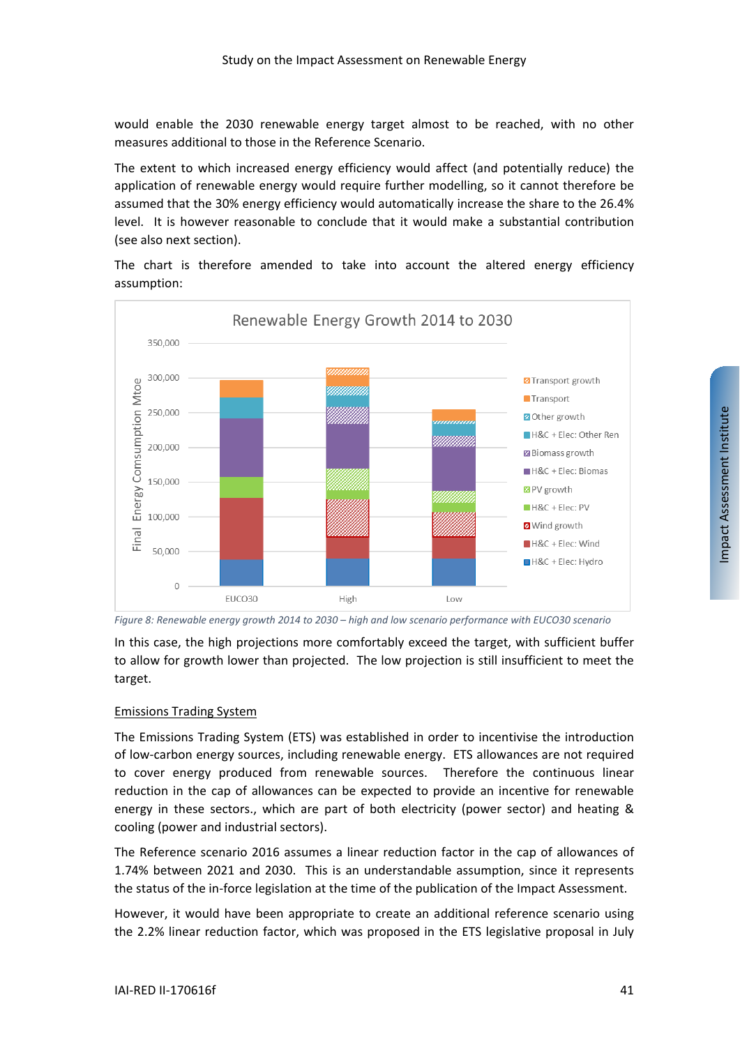would enable the 2030 renewable energy target almost to be reached, with no other measures additional to those in the Reference Scenario.

The extent to which increased energy efficiency would affect (and potentially reduce) the application of renewable energy would require further modelling, so it cannot therefore be assumed that the 30% energy efficiency would automatically increase the share to the 26.4% level. It is however reasonable to conclude that it would make a substantial contribution (see also next section).

The chart is therefore amended to take into account the altered energy efficiency assumption:

*Figure 8: Renewable energy growth 2014 to 2030 – high and low scenario performance with EUCO30 scenario*

In this case, the high projections more comfortably exceed the target, with sufficient buffer to allow for growth lower than projected. The low projection is still insufficient to meet the target.

<u>Emissions Trading System</u>

The Emissions Trading System (ETS) was established in order to incentivise the introduction of low-carbon energy sources, including renewable energy. ETS allowances are not required to cover energy produced from renewable sources. Therefore the continuous linear reduction in the cap of allowances can be expected to provide an incentive for renewable energy in these sectors., which are part of both electricity (power sector) and heating & cooling (power and industrial sectors).

The Reference scenario 2016 assumes a linear reduction factor in the cap of allowances of 1.74% between 2021 and 2030. This is an understandable assumption, since it represents the status of the in-force legislation at the time of the publication of the Impact Assessment.

However, it would have been appropriate to create an additional reference scenario using the 2.2% linear reduction factor, which was proposed in the ETS legislative proposal in July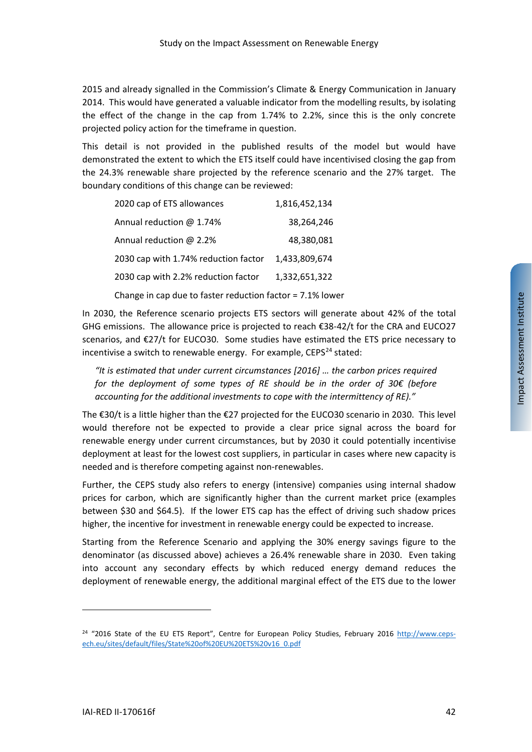2015 and already signalled in the Commission's Climate & Energy Communication in January 2014. This would have generated a valuable indicator from the modelling results, by isolating the effect of the change in the cap from 1.74% to 2.2%, since this is the only concrete projected policy action for the timeframe in question.

This detail is not provided in the published results of the model but would have demonstrated the extent to which the ETS itself could have incentivised closing the gap from the 24.3% renewable share projected by the reference scenario and the 27% target. The boundary conditions of this change can be reviewed:

| | |
|---|---|
| 2020 cap of ETS allowances | 1,816,452,134 |
| Annual reduction @ 1.74% | 38,264,246 |
| Annual reduction @ 2.2% | 48,380,081 |
| 2030 cap with 1.74% reduction factor | 1,433,809,674 |
| 2030 cap with 2.2% reduction factor | 1,332,651,322 |

Change in cap due to faster reduction factor = 7.1% lower

In 2030, the Reference scenario projects ETS sectors will generate about 42% of the total GHG emissions. The allowance price is projected to reach €38-42/t for the CRA and EUCO27 scenarios, and €27/t for EUCO30. Some studies have estimated the ETS price necessary to incentivise a switch to renewable energy. For example, CEPS[24] stated:

> *"It is estimated that under current circumstances [2016] … the carbon prices required for the deployment of some types of RE should be in the order of 30€ (before accounting for the additional investments to cope with the intermittency of RE)."*

The €30/t is a little higher than the €27 projected for the EUCO30 scenario in 2030. This level would therefore not be expected to provide a clear price signal across the board for renewable energy under current circumstances, but by 2030 it could potentially incentivise deployment at least for the lowest cost suppliers, in particular in cases where new capacity is needed and is therefore competing against non-renewables.

Further, the CEPS study also refers to energy (intensive) companies using internal shadow prices for carbon, which are significantly higher than the current market price (examples between \$30 and \$64.5). If the lower ETS cap has the effect of driving such shadow prices higher, the incentive for investment in renewable energy could be expected to increase.

Starting from the Reference Scenario and applying the 30% energy savings figure to the denominator (as discussed above) achieves a 26.4% renewable share in 2030. Even taking into account any secondary effects by which reduced energy demand reduces the deployment of renewable energy, the additional marginal effect of the ETS due to the lower

---

[24] "2016 State of the EU ETS Report", Centre for European Policy Studies, February 2016 http://www.ceps-ech.eu/sites/default/files/State%20of%20EU%20ETS%20v16_0.pdf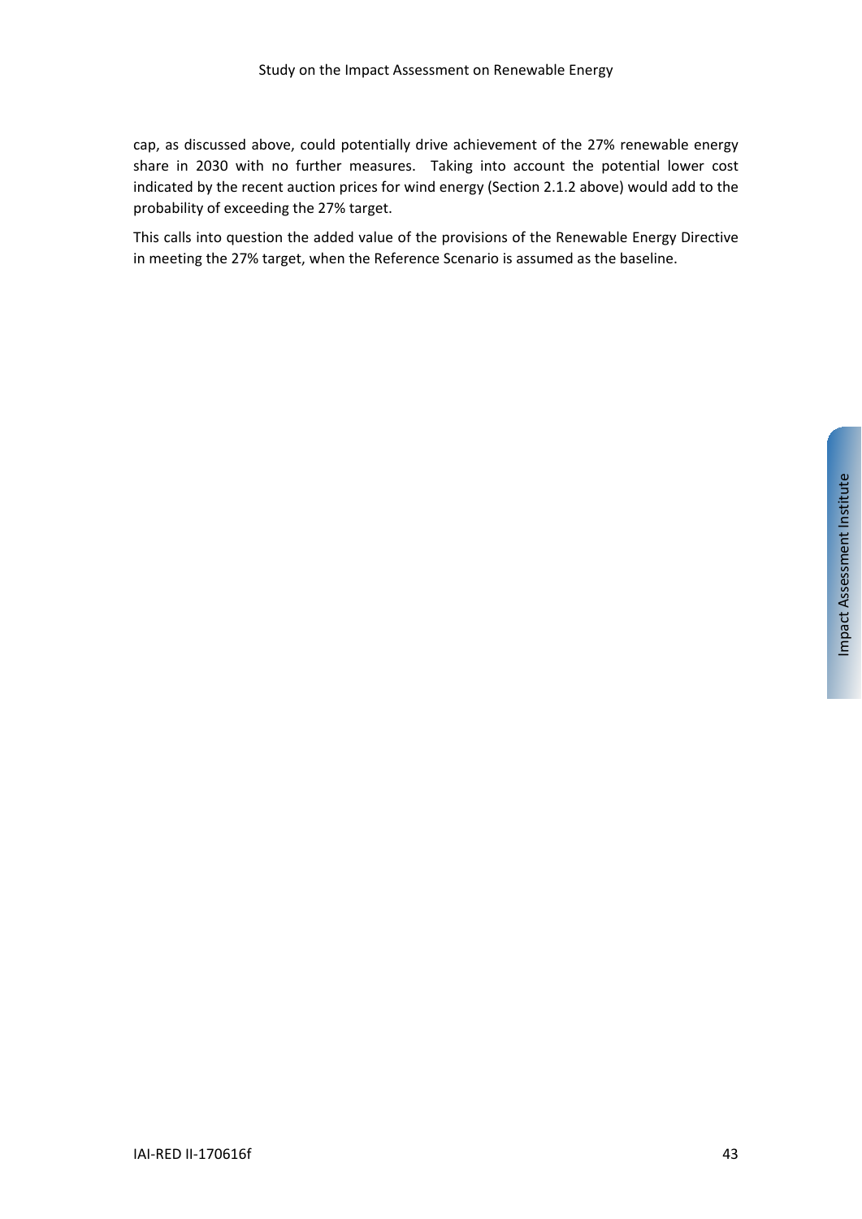cap, as discussed above, could potentially drive achievement of the 27% renewable energy share in 2030 with no further measures. Taking into account the potential lower cost indicated by the recent auction prices for wind energy (Section 2.1.2 above) would add to the probability of exceeding the 27% target.

This calls into question the added value of the provisions of the Renewable Energy Directive in meeting the 27% target, when the Reference Scenario is assumed as the baseline.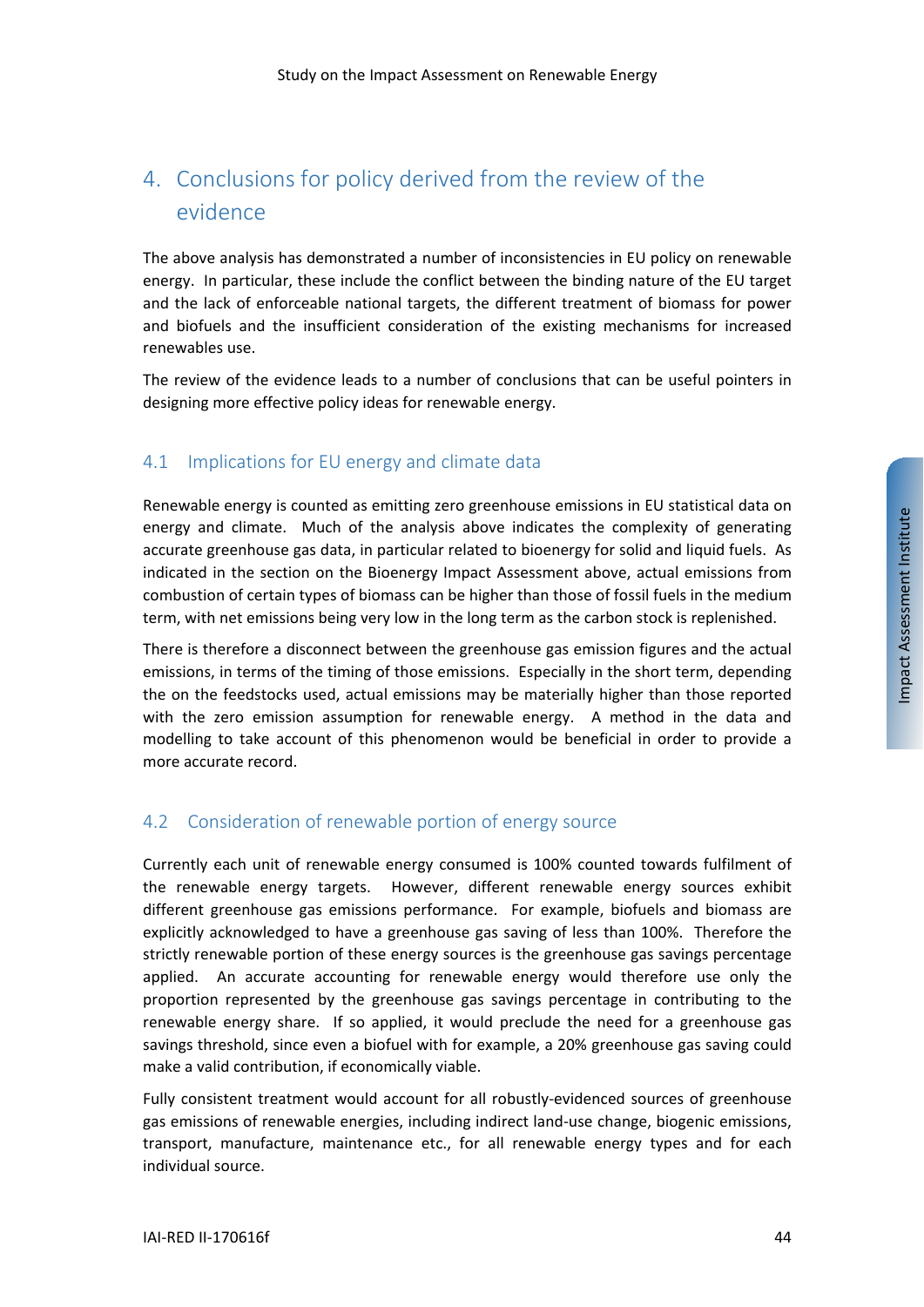# 4. Conclusions for policy derived from the review of the evidence

The above analysis has demonstrated a number of inconsistencies in EU policy on renewable energy. In particular, these include the conflict between the binding nature of the EU target and the lack of enforceable national targets, the different treatment of biomass for power and biofuels and the insufficient consideration of the existing mechanisms for increased renewables use.

The review of the evidence leads to a number of conclusions that can be useful pointers in designing more effective policy ideas for renewable energy.

## 4.1 Implications for EU energy and climate data

Renewable energy is counted as emitting zero greenhouse emissions in EU statistical data on energy and climate. Much of the analysis above indicates the complexity of generating accurate greenhouse gas data, in particular related to bioenergy for solid and liquid fuels. As indicated in the section on the Bioenergy Impact Assessment above, actual emissions from combustion of certain types of biomass can be higher than those of fossil fuels in the medium term, with net emissions being very low in the long term as the carbon stock is replenished.

There is therefore a disconnect between the greenhouse gas emission figures and the actual emissions, in terms of the timing of those emissions. Especially in the short term, depending the on the feedstocks used, actual emissions may be materially higher than those reported with the zero emission assumption for renewable energy. A method in the data and modelling to take account of this phenomenon would be beneficial in order to provide a more accurate record.

## 4.2 Consideration of renewable portion of energy source

Currently each unit of renewable energy consumed is 100% counted towards fulfilment of the renewable energy targets. However, different renewable energy sources exhibit different greenhouse gas emissions performance. For example, biofuels and biomass are explicitly acknowledged to have a greenhouse gas saving of less than 100%. Therefore the strictly renewable portion of these energy sources is the greenhouse gas savings percentage applied. An accurate accounting for renewable energy would therefore use only the proportion represented by the greenhouse gas savings percentage in contributing to the renewable energy share. If so applied, it would preclude the need for a greenhouse gas savings threshold, since even a biofuel with for example, a 20% greenhouse gas saving could make a valid contribution, if economically viable.

Fully consistent treatment would account for all robustly-evidenced sources of greenhouse gas emissions of renewable energies, including indirect land-use change, biogenic emissions, transport, manufacture, maintenance etc., for all renewable energy types and for each individual source.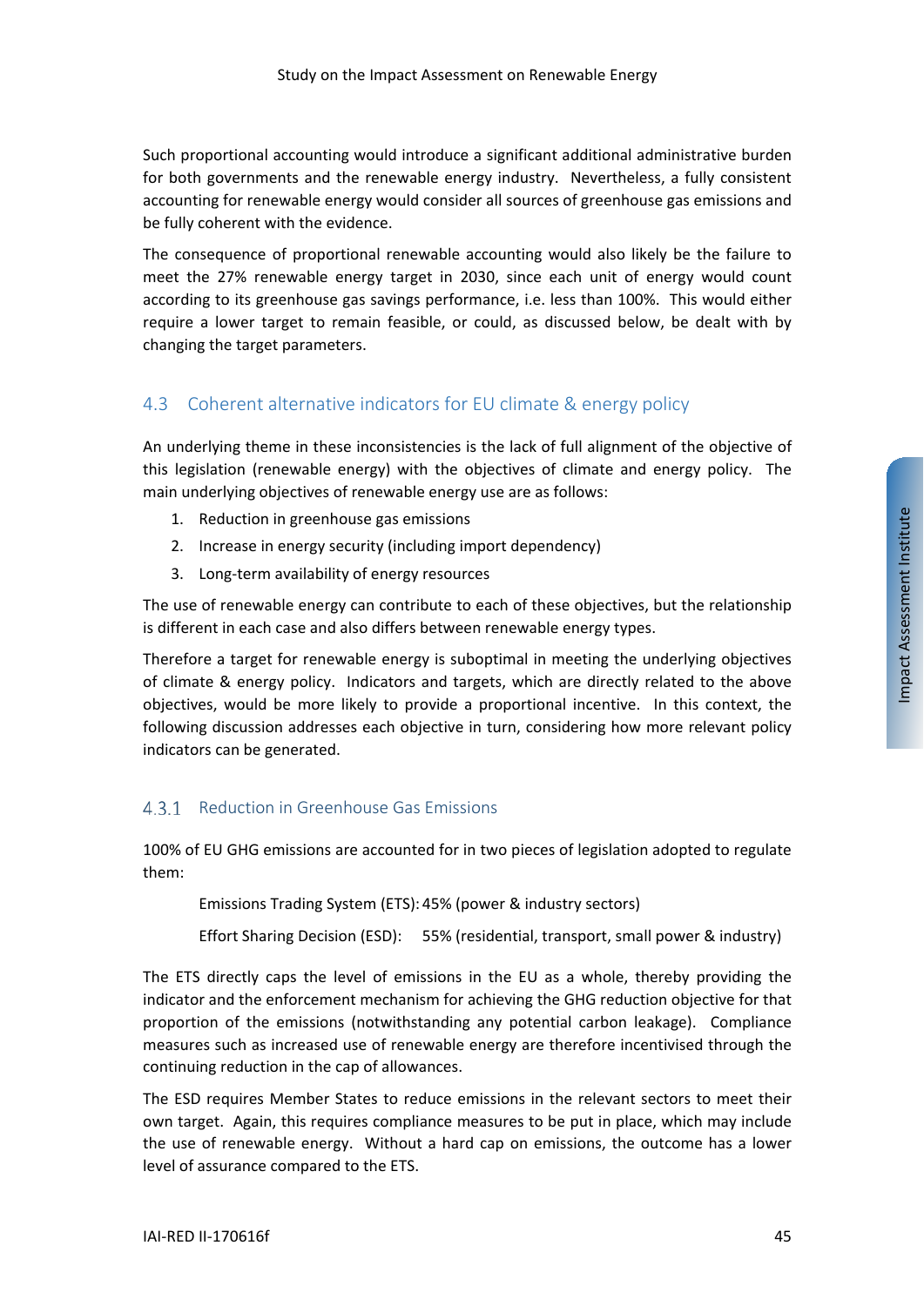Such proportional accounting would introduce a significant additional administrative burden for both governments and the renewable energy industry. Nevertheless, a fully consistent accounting for renewable energy would consider all sources of greenhouse gas emissions and be fully coherent with the evidence.

The consequence of proportional renewable accounting would also likely be the failure to meet the 27% renewable energy target in 2030, since each unit of energy would count according to its greenhouse gas savings performance, i.e. less than 100%. This would either require a lower target to remain feasible, or could, as discussed below, be dealt with by changing the target parameters.

## 4.3 Coherent alternative indicators for EU climate & energy policy

An underlying theme in these inconsistencies is the lack of full alignment of the objective of this legislation (renewable energy) with the objectives of climate and energy policy. The main underlying objectives of renewable energy use are as follows:

1. Reduction in greenhouse gas emissions
2. Increase in energy security (including import dependency)
3. Long-term availability of energy resources

The use of renewable energy can contribute to each of these objectives, but the relationship is different in each case and also differs between renewable energy types.

Therefore a target for renewable energy is suboptimal in meeting the underlying objectives of climate & energy policy. Indicators and targets, which are directly related to the above objectives, would be more likely to provide a proportional incentive. In this context, the following discussion addresses each objective in turn, considering how more relevant policy indicators can be generated.

### 4.3.1 Reduction in Greenhouse Gas Emissions

100% of EU GHG emissions are accounted for in two pieces of legislation adopted to regulate them:

Emissions Trading System (ETS): 45% (power & industry sectors)

Effort Sharing Decision (ESD): 55% (residential, transport, small power & industry)

The ETS directly caps the level of emissions in the EU as a whole, thereby providing the indicator and the enforcement mechanism for achieving the GHG reduction objective for that proportion of the emissions (notwithstanding any potential carbon leakage). Compliance measures such as increased use of renewable energy are therefore incentivised through the continuing reduction in the cap of allowances.

The ESD requires Member States to reduce emissions in the relevant sectors to meet their own target. Again, this requires compliance measures to be put in place, which may include the use of renewable energy. Without a hard cap on emissions, the outcome has a lower level of assurance compared to the ETS.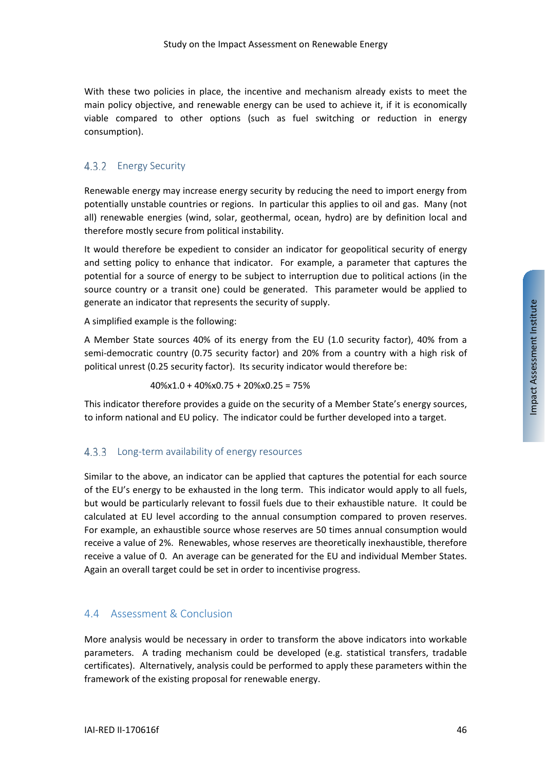With these two policies in place, the incentive and mechanism already exists to meet the main policy objective, and renewable energy can be used to achieve it, if it is economically viable compared to other options (such as fuel switching or reduction in energy consumption).

### 4.3.2 Energy Security

Renewable energy may increase energy security by reducing the need to import energy from potentially unstable countries or regions. In particular this applies to oil and gas. Many (not all) renewable energies (wind, solar, geothermal, ocean, hydro) are by definition local and therefore mostly secure from political instability.

It would therefore be expedient to consider an indicator for geopolitical security of energy and setting policy to enhance that indicator. For example, a parameter that captures the potential for a source of energy to be subject to interruption due to political actions (in the source country or a transit one) could be generated. This parameter would be applied to generate an indicator that represents the security of supply.

A simplified example is the following:

A Member State sources 40% of its energy from the EU (1.0 security factor), 40% from a semi-democratic country (0.75 security factor) and 20% from a country with a high risk of political unrest (0.25 security factor). Its security indicator would therefore be:

$$40\%\times1.0 + 40\%\times0.75 + 20\%\times0.25 = 75\%$$

This indicator therefore provides a guide on the security of a Member State's energy sources, to inform national and EU policy. The indicator could be further developed into a target.

### 4.3.3 Long-term availability of energy resources

Similar to the above, an indicator can be applied that captures the potential for each source of the EU's energy to be exhausted in the long term. This indicator would apply to all fuels, but would be particularly relevant to fossil fuels due to their exhaustible nature. It could be calculated at EU level according to the annual consumption compared to proven reserves. For example, an exhaustible source whose reserves are 50 times annual consumption would receive a value of 2%. Renewables, whose reserves are theoretically inexhaustible, therefore receive a value of 0. An average can be generated for the EU and individual Member States. Again an overall target could be set in order to incentivise progress.

## 4.4 Assessment & Conclusion

More analysis would be necessary in order to transform the above indicators into workable parameters. A trading mechanism could be developed (e.g. statistical transfers, tradable certificates). Alternatively, analysis could be performed to apply these parameters within the framework of the existing proposal for renewable energy.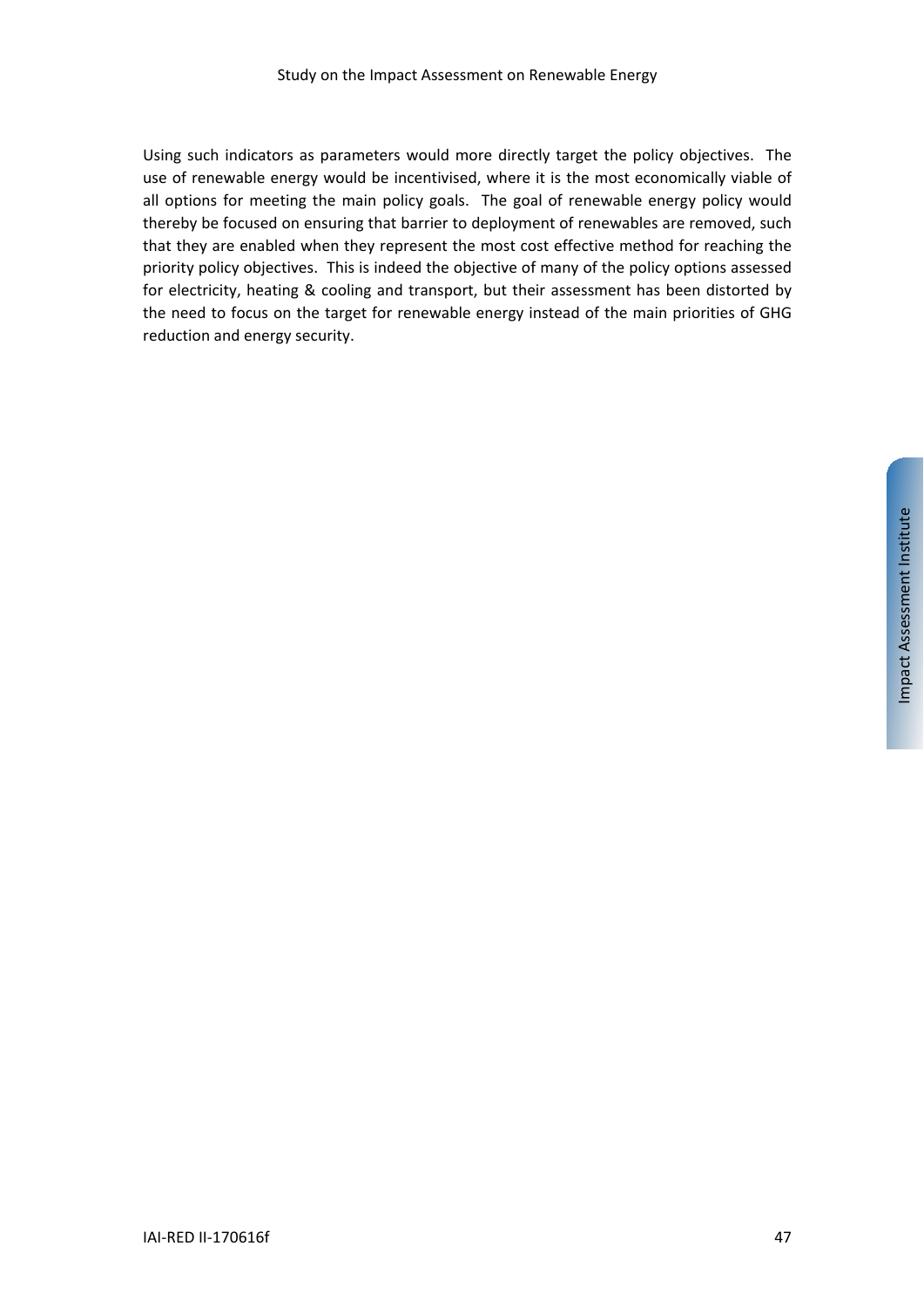Using such indicators as parameters would more directly target the policy objectives. The use of renewable energy would be incentivised, where it is the most economically viable of all options for meeting the main policy goals. The goal of renewable energy policy would thereby be focused on ensuring that barrier to deployment of renewables are removed, such that they are enabled when they represent the most cost effective method for reaching the priority policy objectives. This is indeed the objective of many of the policy options assessed for electricity, heating & cooling and transport, but their assessment has been distorted by the need to focus on the target for renewable energy instead of the main priorities of GHG reduction and energy security.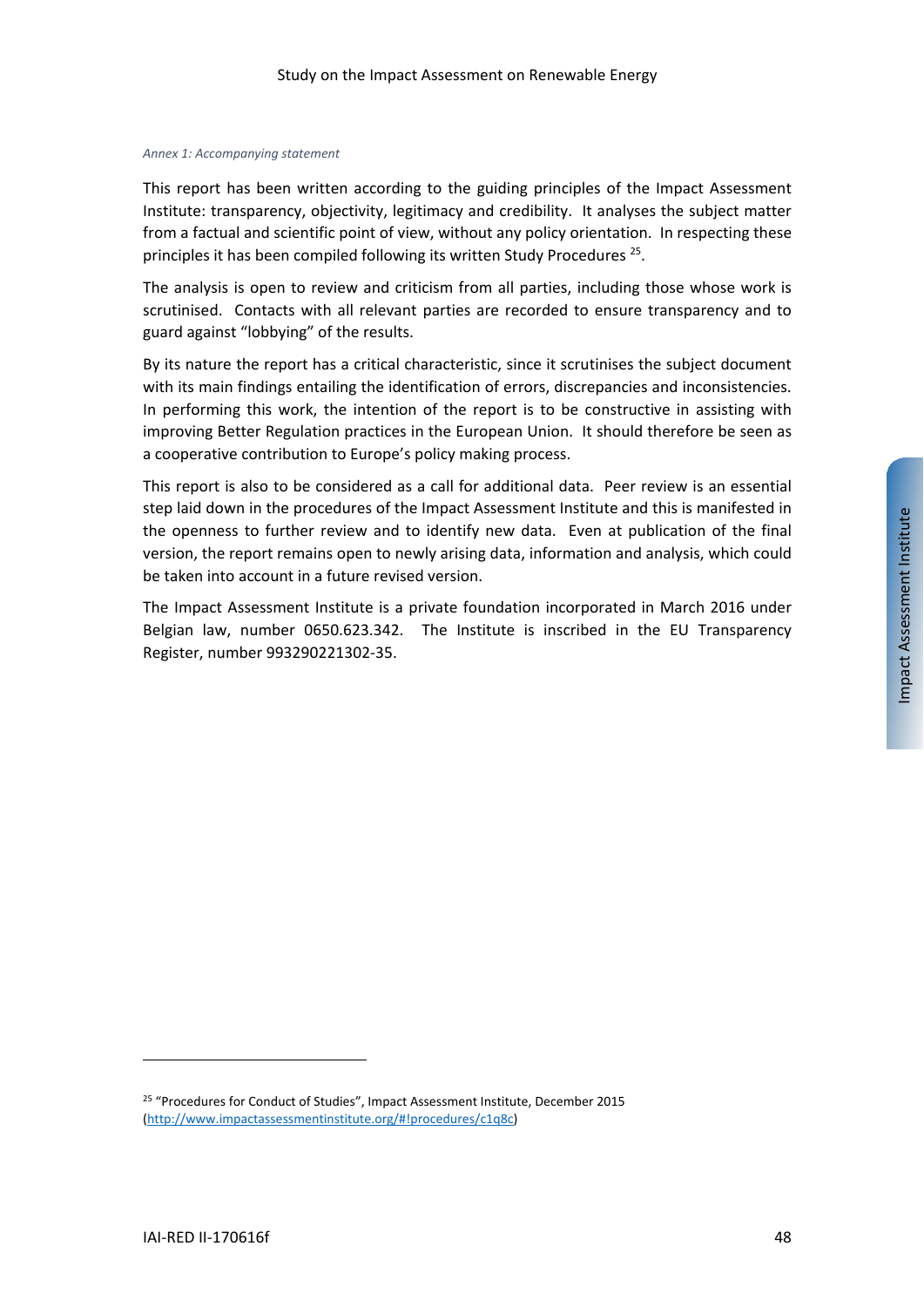*Annex 1: Accompanying statement*

This report has been written according to the guiding principles of the Impact Assessment Institute: transparency, objectivity, legitimacy and credibility. It analyses the subject matter from a factual and scientific point of view, without any policy orientation. In respecting these principles it has been compiled following its written Study Procedures [25].

The analysis is open to review and criticism from all parties, including those whose work is scrutinised. Contacts with all relevant parties are recorded to ensure transparency and to guard against "lobbying" of the results.

By its nature the report has a critical characteristic, since it scrutinises the subject document with its main findings entailing the identification of errors, discrepancies and inconsistencies. In performing this work, the intention of the report is to be constructive in assisting with improving Better Regulation practices in the European Union. It should therefore be seen as a cooperative contribution to Europe's policy making process.

This report is also to be considered as a call for additional data. Peer review is an essential step laid down in the procedures of the Impact Assessment Institute and this is manifested in the openness to further review and to identify new data. Even at publication of the final version, the report remains open to newly arising data, information and analysis, which could be taken into account in a future revised version.

The Impact Assessment Institute is a private foundation incorporated in March 2016 under Belgian law, number 0650.623.342. The Institute is inscribed in the EU Transparency Register, number 993290221302-35.

---

[25] "Procedures for Conduct of Studies", Impact Assessment Institute, December 2015 (http://www.impactassessmentinstitute.org/#!procedures/c1q8c)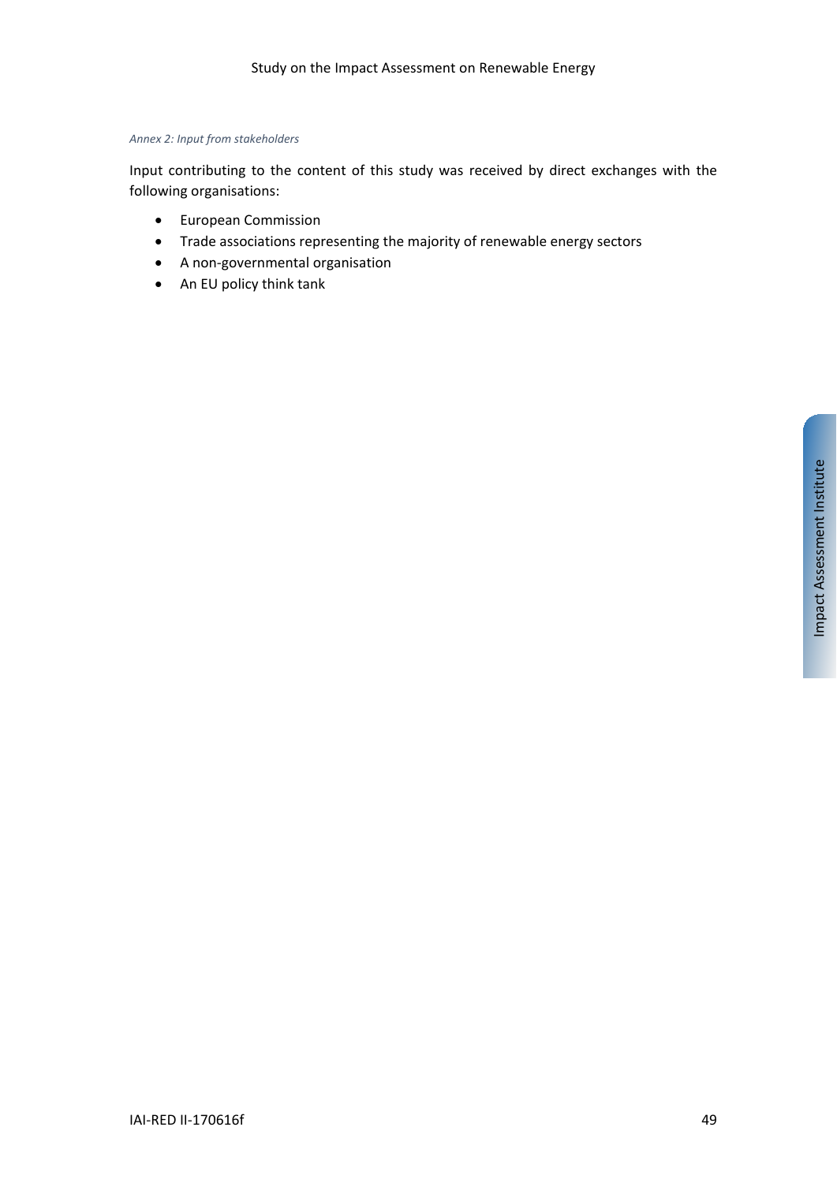*Annex 2: Input from stakeholders*

Input contributing to the content of this study was received by direct exchanges with the following organisations:

- European Commission
- Trade associations representing the majority of renewable energy sectors
- A non-governmental organisation
- An EU policy think tank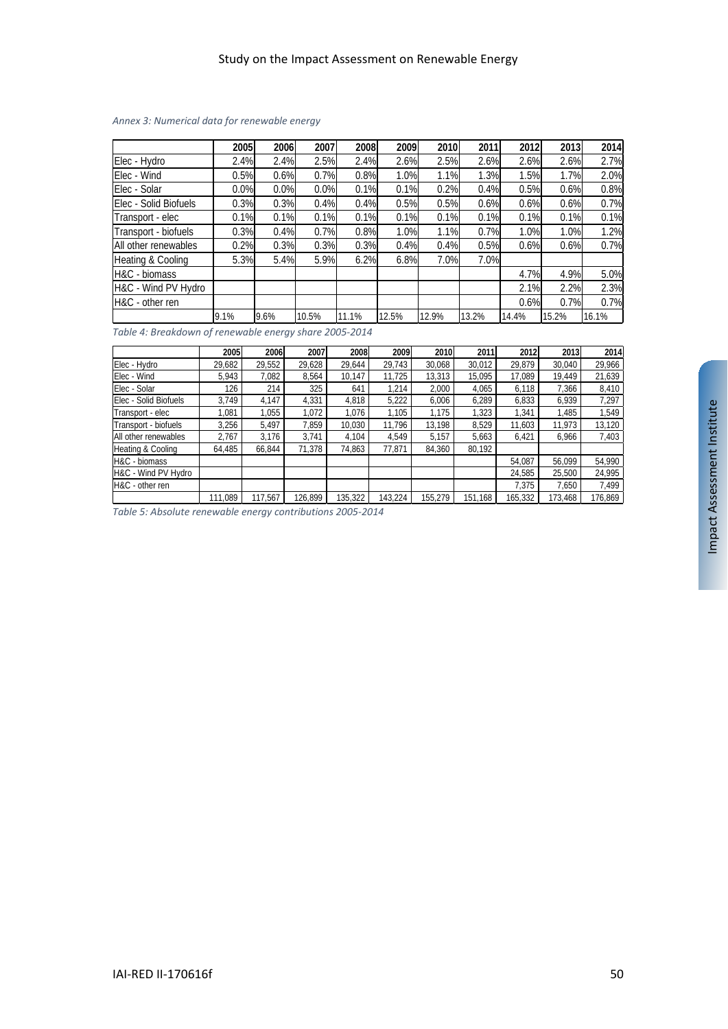*Annex 3: Numerical data for renewable energy*

| | 2005 | 2006 | 2007 | 2008 | 2009 | 2010 | 2011 | 2012 | 2013 | 2014 |
|---|---|---|---|---|---|---|---|---|---|---|
| Elec - Hydro | 2.4% | 2.4% | 2.5% | 2.4% | 2.6% | 2.5% | 2.6% | 2.6% | 2.6% | 2.7% |
| Elec - Wind | 0.5% | 0.6% | 0.7% | 0.8% | 1.0% | 1.1% | 1.3% | 1.5% | 1.7% | 2.0% |
| Elec - Solar | 0.0% | 0.0% | 0.0% | 0.1% | 0.1% | 0.2% | 0.4% | 0.5% | 0.6% | 0.8% |
| Elec - Solid Biofuels | 0.3% | 0.3% | 0.4% | 0.4% | 0.5% | 0.5% | 0.6% | 0.6% | 0.6% | 0.7% |
| Transport - elec | 0.1% | 0.1% | 0.1% | 0.1% | 0.1% | 0.1% | 0.1% | 0.1% | 0.1% | 0.1% |
| Transport - biofuels | 0.3% | 0.4% | 0.7% | 0.8% | 1.0% | 1.1% | 0.7% | 1.0% | 1.0% | 1.2% |
| All other renewables | 0.2% | 0.3% | 0.3% | 0.3% | 0.4% | 0.4% | 0.5% | 0.6% | 0.6% | 0.7% |
| Heating & Cooling | 5.3% | 5.4% | 5.9% | 6.2% | 6.8% | 7.0% | 7.0% | | | |
| H&C - biomass | | | | | | | | 4.7% | 4.9% | 5.0% |
| H&C - Wind PV Hydro | | | | | | | | 2.1% | 2.2% | 2.3% |
| H&C - other ren | | | | | | | | 0.6% | 0.7% | 0.7% |
| | 9.1% | 9.6% | 10.5% | 11.1% | 12.5% | 12.9% | 13.2% | 14.4% | 15.2% | 16.1% |

*Table 4: Breakdown of renewable energy share 2005-2014*

| | 2005 | 2006 | 2007 | 2008 | 2009 | 2010 | 2011 | 2012 | 2013 | 2014 |
|---|---|---|---|---|---|---|---|---|---|---|
| Elec - Hydro | 29,682 | 29,552 | 29,628 | 29,644 | 29,743 | 30,068 | 30,012 | 29,879 | 30,040 | 29,966 |
| Elec - Wind | 5,943 | 7,082 | 8,564 | 10,147 | 11,725 | 13,313 | 15,095 | 17,089 | 19,449 | 21,639 |
| Elec - Solar | 126 | 214 | 325 | 641 | 1,214 | 2,000 | 4,065 | 6,118 | 7,366 | 8,410 |
| Elec - Solid Biofuels | 3,749 | 4,147 | 4,331 | 4,818 | 5,222 | 6,006 | 6,289 | 6,833 | 6,939 | 7,297 |
| Transport - elec | 1,081 | 1,055 | 1,072 | 1,076 | 1,105 | 1,175 | 1,323 | 1,341 | 1,485 | 1,549 |
| Transport - biofuels | 3,256 | 5,497 | 7,859 | 10,030 | 11,796 | 13,198 | 8,529 | 11,603 | 11,973 | 13,120 |
| All other renewables | 2,767 | 3,176 | 3,741 | 4,104 | 4,549 | 5,157 | 5,663 | 6,421 | 6,966 | 7,403 |
| Heating & Cooling | 64,485 | 66,844 | 71,378 | 74,863 | 77,871 | 84,360 | 80,192 | | | |
| H&C - biomass | | | | | | | | 54,087 | 56,099 | 54,990 |
| H&C - Wind PV Hydro | | | | | | | | 24,585 | 25,500 | 24,995 |
| H&C - other ren | | | | | | | | 7,375 | 7,650 | 7,499 |
| | 111,089 | 117,567 | 126,899 | 135,322 | 143,224 | 155,279 | 151,168 | 165,332 | 173,468 | 176,869 |

*Table 5: Absolute renewable energy contributions 2005-2014*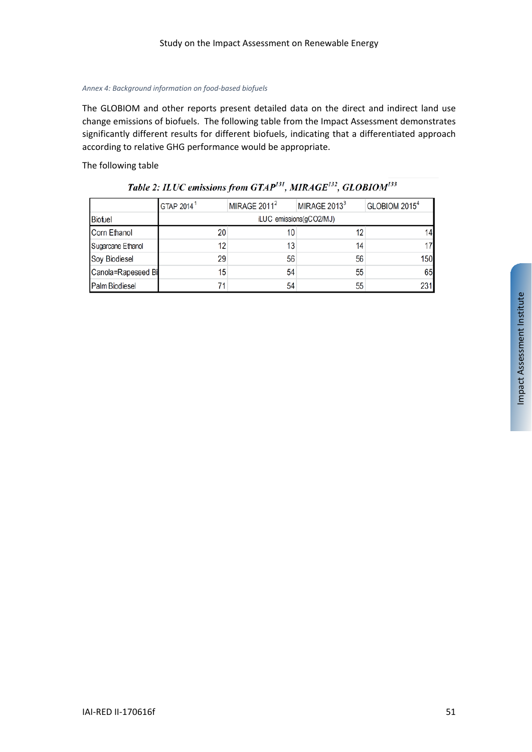*Annex 4: Background information on food-based biofuels*

The GLOBIOM and other reports present detailed data on the direct and indirect land use change emissions of biofuels. The following table from the Impact Assessment demonstrates significantly different results for different biofuels, indicating that a differentiated approach according to relative GHG performance would be appropriate.

The following table

**Table 2: ILUC emissions from GTAP[131], MIRAGE[132], GLOBIOM[133]**

| | GTAP 2014[1] | MIRAGE 2011[2] | MIRAGE 2013[3] | GLOBIOM 2015[4] |
|---|---|---|---|---|
| Biofuel | iLUC emissions(gCO2/MJ) | | | |
| Corn Ethanol | 20 | 10 | 12 | 14 |
| Sugarcane Ethanol | 12 | 13 | 14 | 17 |
| Soy Biodiesel | 29 | 56 | 56 | 150 |
| Canola=Rapeseed Bi | 15 | 54 | 55 | 65 |
| Palm Biodiesel | 71 | 54 | 55 | 231 |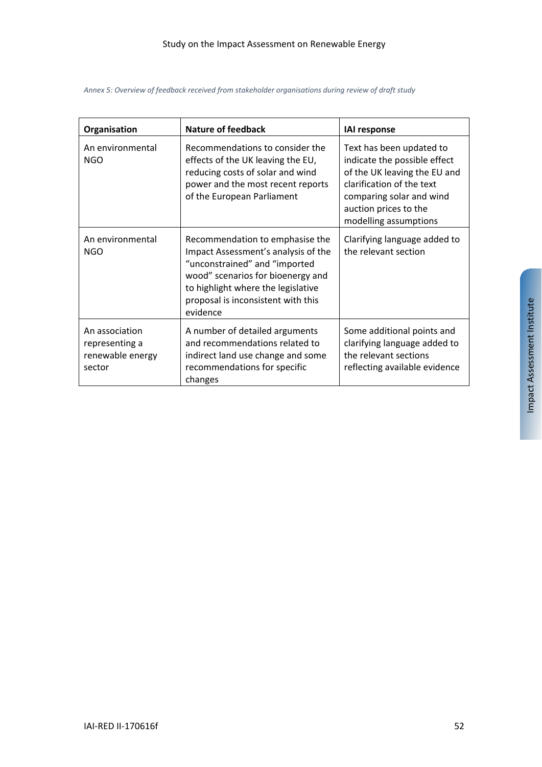*Annex 5: Overview of feedback received from stakeholder organisations during review of draft study*

| Organisation | Nature of feedback | IAI response |
|---|---|---|
| An environmental NGO | Recommendations to consider the effects of the UK leaving the EU, reducing costs of solar and wind power and the most recent reports of the European Parliament | Text has been updated to indicate the possible effect of the UK leaving the EU and clarification of the text comparing solar and wind auction prices to the modelling assumptions |
| An environmental NGO | Recommendation to emphasise the Impact Assessment's analysis of the "unconstrained" and "imported wood" scenarios for bioenergy and to highlight where the legislative proposal is inconsistent with this evidence | Clarifying language added to the relevant section |
| An association representing a renewable energy sector | A number of detailed arguments and recommendations related to indirect land use change and some recommendations for specific changes | Some additional points and clarifying language added to the relevant sections reflecting available evidence |